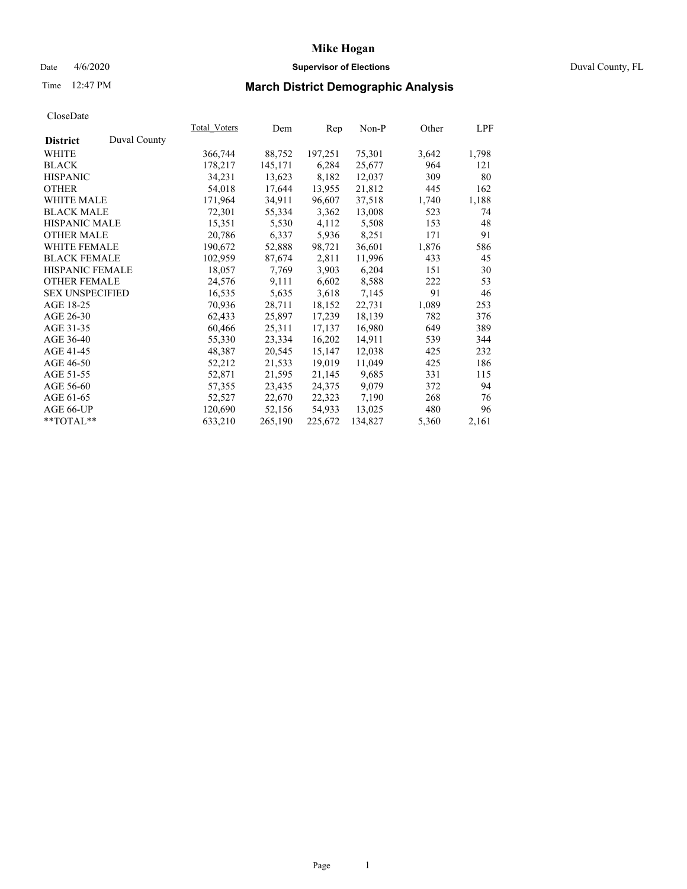# Mike Hogan

Date 4/6/2020 **Supervisor of Elections** Duval County, FL

Time 12:47 PM

## March District Demographic Analysis

CloseDate

| **District** Duval County | Total_Voters | Dem | Rep | Non-P | Other | LPF |
|---|---|---|---|---|---|---|
| WHITE | 366,744 | 88,752 | 197,251 | 75,301 | 3,642 | 1,798 |
| BLACK | 178,217 | 145,171 | 6,284 | 25,677 | 964 | 121 |
| HISPANIC | 34,231 | 13,623 | 8,182 | 12,037 | 309 | 80 |
| OTHER | 54,018 | 17,644 | 13,955 | 21,812 | 445 | 162 |
| WHITE MALE | 171,964 | 34,911 | 96,607 | 37,518 | 1,740 | 1,188 |
| BLACK MALE | 72,301 | 55,334 | 3,362 | 13,008 | 523 | 74 |
| HISPANIC MALE | 15,351 | 5,530 | 4,112 | 5,508 | 153 | 48 |
| OTHER MALE | 20,786 | 6,337 | 5,936 | 8,251 | 171 | 91 |
| WHITE FEMALE | 190,672 | 52,888 | 98,721 | 36,601 | 1,876 | 586 |
| BLACK FEMALE | 102,959 | 87,674 | 2,811 | 11,996 | 433 | 45 |
| HISPANIC FEMALE | 18,057 | 7,769 | 3,903 | 6,204 | 151 | 30 |
| OTHER FEMALE | 24,576 | 9,111 | 6,602 | 8,588 | 222 | 53 |
| SEX UNSPECIFIED | 16,535 | 5,635 | 3,618 | 7,145 | 91 | 46 |
| AGE 18-25 | 70,936 | 28,711 | 18,152 | 22,731 | 1,089 | 253 |
| AGE 26-30 | 62,433 | 25,897 | 17,239 | 18,139 | 782 | 376 |
| AGE 31-35 | 60,466 | 25,311 | 17,137 | 16,980 | 649 | 389 |
| AGE 36-40 | 55,330 | 23,334 | 16,202 | 14,911 | 539 | 344 |
| AGE 41-45 | 48,387 | 20,545 | 15,147 | 12,038 | 425 | 232 |
| AGE 46-50 | 52,212 | 21,533 | 19,019 | 11,049 | 425 | 186 |
| AGE 51-55 | 52,871 | 21,595 | 21,145 | 9,685 | 331 | 115 |
| AGE 56-60 | 57,355 | 23,435 | 24,375 | 9,079 | 372 | 94 |
| AGE 61-65 | 52,527 | 22,670 | 22,323 | 7,190 | 268 | 76 |
| AGE 66-UP | 120,690 | 52,156 | 54,933 | 13,025 | 480 | 96 |
| **TOTAL** | 633,210 | 265,190 | 225,672 | 134,827 | 5,360 | 2,161 |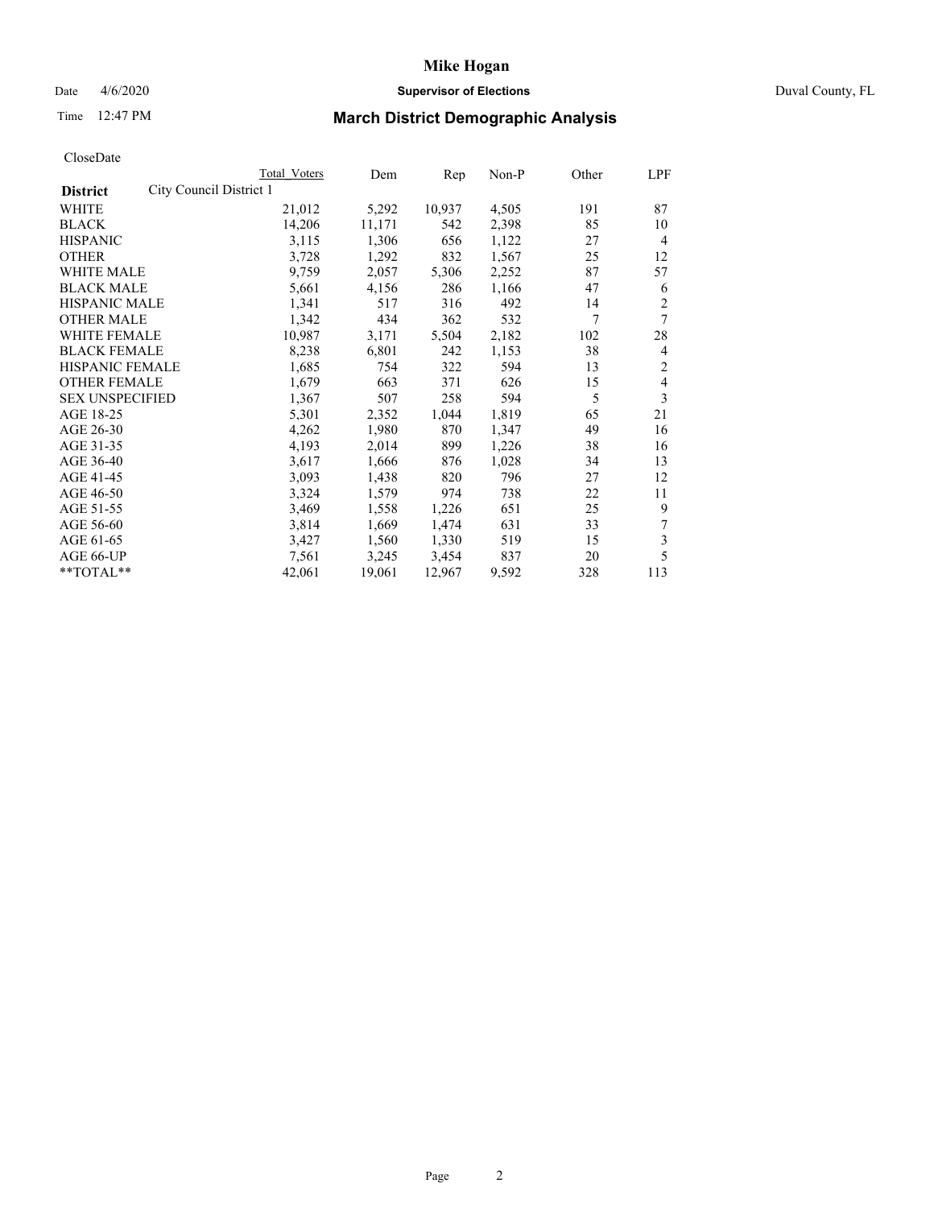# Mike Hogan

Date 4/6/2020 **Supervisor of Elections** Duval County, FL

Time 12:47 PM

## March District Demographic Analysis

CloseDate

| | Total Voters | Dem | Rep | Non-P | Other | LPF |
|---|---|---|---|---|---|---|
| **District** City Council District 1 | | | | | | |
| WHITE | 21,012 | 5,292 | 10,937 | 4,505 | 191 | 87 |
| BLACK | 14,206 | 11,171 | 542 | 2,398 | 85 | 10 |
| HISPANIC | 3,115 | 1,306 | 656 | 1,122 | 27 | 4 |
| OTHER | 3,728 | 1,292 | 832 | 1,567 | 25 | 12 |
| WHITE MALE | 9,759 | 2,057 | 5,306 | 2,252 | 87 | 57 |
| BLACK MALE | 5,661 | 4,156 | 286 | 1,166 | 47 | 6 |
| HISPANIC MALE | 1,341 | 517 | 316 | 492 | 14 | 2 |
| OTHER MALE | 1,342 | 434 | 362 | 532 | 7 | 7 |
| WHITE FEMALE | 10,987 | 3,171 | 5,504 | 2,182 | 102 | 28 |
| BLACK FEMALE | 8,238 | 6,801 | 242 | 1,153 | 38 | 4 |
| HISPANIC FEMALE | 1,685 | 754 | 322 | 594 | 13 | 2 |
| OTHER FEMALE | 1,679 | 663 | 371 | 626 | 15 | 4 |
| SEX UNSPECIFIED | 1,367 | 507 | 258 | 594 | 5 | 3 |
| AGE 18-25 | 5,301 | 2,352 | 1,044 | 1,819 | 65 | 21 |
| AGE 26-30 | 4,262 | 1,980 | 870 | 1,347 | 49 | 16 |
| AGE 31-35 | 4,193 | 2,014 | 899 | 1,226 | 38 | 16 |
| AGE 36-40 | 3,617 | 1,666 | 876 | 1,028 | 34 | 13 |
| AGE 41-45 | 3,093 | 1,438 | 820 | 796 | 27 | 12 |
| AGE 46-50 | 3,324 | 1,579 | 974 | 738 | 22 | 11 |
| AGE 51-55 | 3,469 | 1,558 | 1,226 | 651 | 25 | 9 |
| AGE 56-60 | 3,814 | 1,669 | 1,474 | 631 | 33 | 7 |
| AGE 61-65 | 3,427 | 1,560 | 1,330 | 519 | 15 | 3 |
| AGE 66-UP | 7,561 | 3,245 | 3,454 | 837 | 20 | 5 |
| **TOTAL** | 42,061 | 19,061 | 12,967 | 9,592 | 328 | 113 |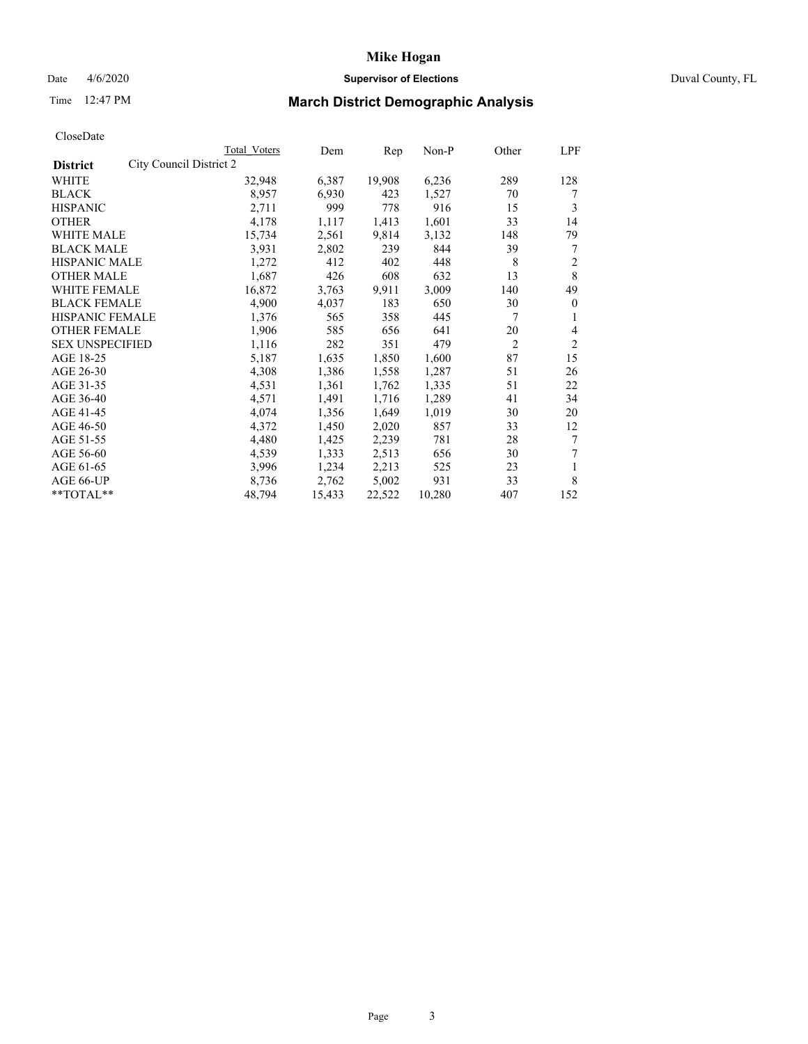# Mike Hogan

Date 4/6/2020 **Supervisor of Elections** Duval County, FL

Time 12:47 PM

## March District Demographic Analysis

CloseDate

| **District** City Council District 2 | Total Voters | Dem | Rep | Non-P | Other | LPF |
|---|---|---|---|---|---|---|
| WHITE | 32,948 | 6,387 | 19,908 | 6,236 | 289 | 128 |
| BLACK | 8,957 | 6,930 | 423 | 1,527 | 70 | 7 |
| HISPANIC | 2,711 | 999 | 778 | 916 | 15 | 3 |
| OTHER | 4,178 | 1,117 | 1,413 | 1,601 | 33 | 14 |
| WHITE MALE | 15,734 | 2,561 | 9,814 | 3,132 | 148 | 79 |
| BLACK MALE | 3,931 | 2,802 | 239 | 844 | 39 | 7 |
| HISPANIC MALE | 1,272 | 412 | 402 | 448 | 8 | 2 |
| OTHER MALE | 1,687 | 426 | 608 | 632 | 13 | 8 |
| WHITE FEMALE | 16,872 | 3,763 | 9,911 | 3,009 | 140 | 49 |
| BLACK FEMALE | 4,900 | 4,037 | 183 | 650 | 30 | 0 |
| HISPANIC FEMALE | 1,376 | 565 | 358 | 445 | 7 | 1 |
| OTHER FEMALE | 1,906 | 585 | 656 | 641 | 20 | 4 |
| SEX UNSPECIFIED | 1,116 | 282 | 351 | 479 | 2 | 2 |
| AGE 18-25 | 5,187 | 1,635 | 1,850 | 1,600 | 87 | 15 |
| AGE 26-30 | 4,308 | 1,386 | 1,558 | 1,287 | 51 | 26 |
| AGE 31-35 | 4,531 | 1,361 | 1,762 | 1,335 | 51 | 22 |
| AGE 36-40 | 4,571 | 1,491 | 1,716 | 1,289 | 41 | 34 |
| AGE 41-45 | 4,074 | 1,356 | 1,649 | 1,019 | 30 | 20 |
| AGE 46-50 | 4,372 | 1,450 | 2,020 | 857 | 33 | 12 |
| AGE 51-55 | 4,480 | 1,425 | 2,239 | 781 | 28 | 7 |
| AGE 56-60 | 4,539 | 1,333 | 2,513 | 656 | 30 | 7 |
| AGE 61-65 | 3,996 | 1,234 | 2,213 | 525 | 23 | 1 |
| AGE 66-UP | 8,736 | 2,762 | 5,002 | 931 | 33 | 8 |
| **TOTAL** | 48,794 | 15,433 | 22,522 | 10,280 | 407 | 152 |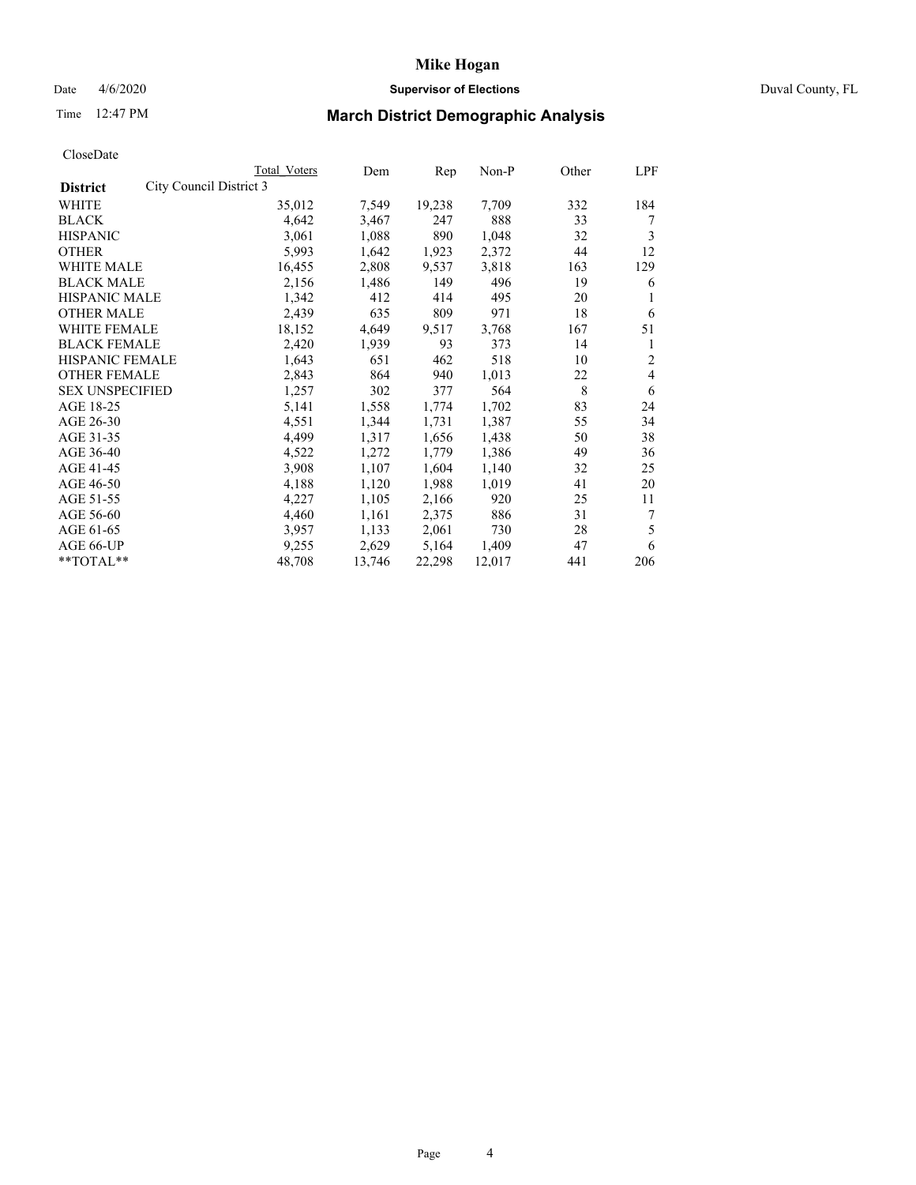# Mike Hogan

Date 4/6/2020 **Supervisor of Elections** Duval County, FL

Time 12:47 PM **March District Demographic Analysis**

CloseDate

| **District** | City Council District 3 | Total Voters | Dem | Rep | Non-P | Other | LPF |
|---|---|---|---|---|---|---|---|
| WHITE | | 35,012 | 7,549 | 19,238 | 7,709 | 332 | 184 |
| BLACK | | 4,642 | 3,467 | 247 | 888 | 33 | 7 |
| HISPANIC | | 3,061 | 1,088 | 890 | 1,048 | 32 | 3 |
| OTHER | | 5,993 | 1,642 | 1,923 | 2,372 | 44 | 12 |
| WHITE MALE | | 16,455 | 2,808 | 9,537 | 3,818 | 163 | 129 |
| BLACK MALE | | 2,156 | 1,486 | 149 | 496 | 19 | 6 |
| HISPANIC MALE | | 1,342 | 412 | 414 | 495 | 20 | 1 |
| OTHER MALE | | 2,439 | 635 | 809 | 971 | 18 | 6 |
| WHITE FEMALE | | 18,152 | 4,649 | 9,517 | 3,768 | 167 | 51 |
| BLACK FEMALE | | 2,420 | 1,939 | 93 | 373 | 14 | 1 |
| HISPANIC FEMALE | | 1,643 | 651 | 462 | 518 | 10 | 2 |
| OTHER FEMALE | | 2,843 | 864 | 940 | 1,013 | 22 | 4 |
| SEX UNSPECIFIED | | 1,257 | 302 | 377 | 564 | 8 | 6 |
| AGE 18-25 | | 5,141 | 1,558 | 1,774 | 1,702 | 83 | 24 |
| AGE 26-30 | | 4,551 | 1,344 | 1,731 | 1,387 | 55 | 34 |
| AGE 31-35 | | 4,499 | 1,317 | 1,656 | 1,438 | 50 | 38 |
| AGE 36-40 | | 4,522 | 1,272 | 1,779 | 1,386 | 49 | 36 |
| AGE 41-45 | | 3,908 | 1,107 | 1,604 | 1,140 | 32 | 25 |
| AGE 46-50 | | 4,188 | 1,120 | 1,988 | 1,019 | 41 | 20 |
| AGE 51-55 | | 4,227 | 1,105 | 2,166 | 920 | 25 | 11 |
| AGE 56-60 | | 4,460 | 1,161 | 2,375 | 886 | 31 | 7 |
| AGE 61-65 | | 3,957 | 1,133 | 2,061 | 730 | 28 | 5 |
| AGE 66-UP | | 9,255 | 2,629 | 5,164 | 1,409 | 47 | 6 |
| **TOTAL** | | 48,708 | 13,746 | 22,298 | 12,017 | 441 | 206 |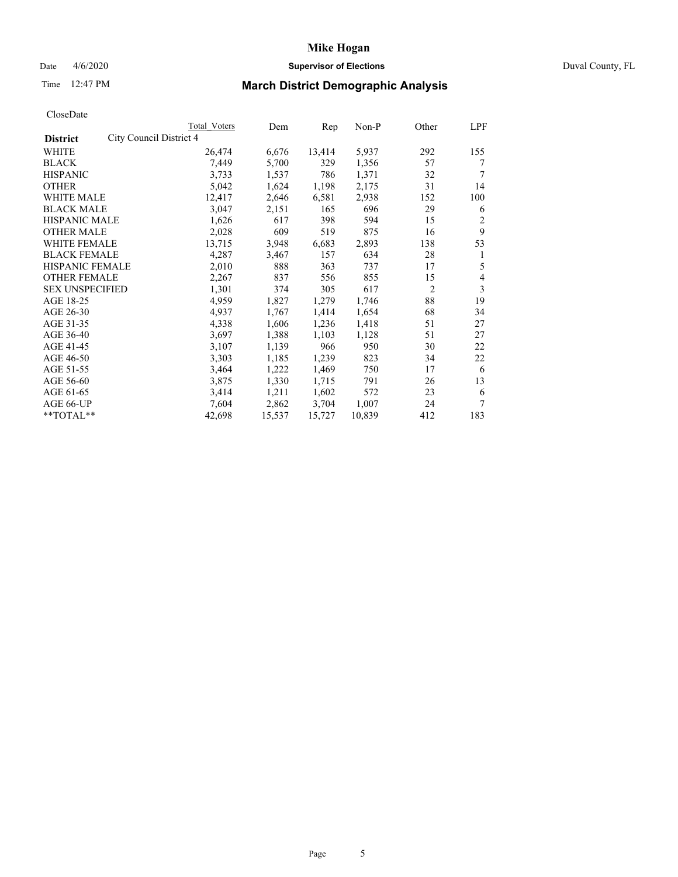# Mike Hogan

Date 4/6/2020 **Supervisor of Elections** Duval County, FL

Time 12:47 PM

## March District Demographic Analysis

CloseDate

| | Total Voters | Dem | Rep | Non-P | Other | LPF |
|---|---|---|---|---|---|---|
| **District** City Council District 4 | | | | | | |
| WHITE | 26,474 | 6,676 | 13,414 | 5,937 | 292 | 155 |
| BLACK | 7,449 | 5,700 | 329 | 1,356 | 57 | 7 |
| HISPANIC | 3,733 | 1,537 | 786 | 1,371 | 32 | 7 |
| OTHER | 5,042 | 1,624 | 1,198 | 2,175 | 31 | 14 |
| WHITE MALE | 12,417 | 2,646 | 6,581 | 2,938 | 152 | 100 |
| BLACK MALE | 3,047 | 2,151 | 165 | 696 | 29 | 6 |
| HISPANIC MALE | 1,626 | 617 | 398 | 594 | 15 | 2 |
| OTHER MALE | 2,028 | 609 | 519 | 875 | 16 | 9 |
| WHITE FEMALE | 13,715 | 3,948 | 6,683 | 2,893 | 138 | 53 |
| BLACK FEMALE | 4,287 | 3,467 | 157 | 634 | 28 | 1 |
| HISPANIC FEMALE | 2,010 | 888 | 363 | 737 | 17 | 5 |
| OTHER FEMALE | 2,267 | 837 | 556 | 855 | 15 | 4 |
| SEX UNSPECIFIED | 1,301 | 374 | 305 | 617 | 2 | 3 |
| AGE 18-25 | 4,959 | 1,827 | 1,279 | 1,746 | 88 | 19 |
| AGE 26-30 | 4,937 | 1,767 | 1,414 | 1,654 | 68 | 34 |
| AGE 31-35 | 4,338 | 1,606 | 1,236 | 1,418 | 51 | 27 |
| AGE 36-40 | 3,697 | 1,388 | 1,103 | 1,128 | 51 | 27 |
| AGE 41-45 | 3,107 | 1,139 | 966 | 950 | 30 | 22 |
| AGE 46-50 | 3,303 | 1,185 | 1,239 | 823 | 34 | 22 |
| AGE 51-55 | 3,464 | 1,222 | 1,469 | 750 | 17 | 6 |
| AGE 56-60 | 3,875 | 1,330 | 1,715 | 791 | 26 | 13 |
| AGE 61-65 | 3,414 | 1,211 | 1,602 | 572 | 23 | 6 |
| AGE 66-UP | 7,604 | 2,862 | 3,704 | 1,007 | 24 | 7 |
| **TOTAL** | 42,698 | 15,537 | 15,727 | 10,839 | 412 | 183 |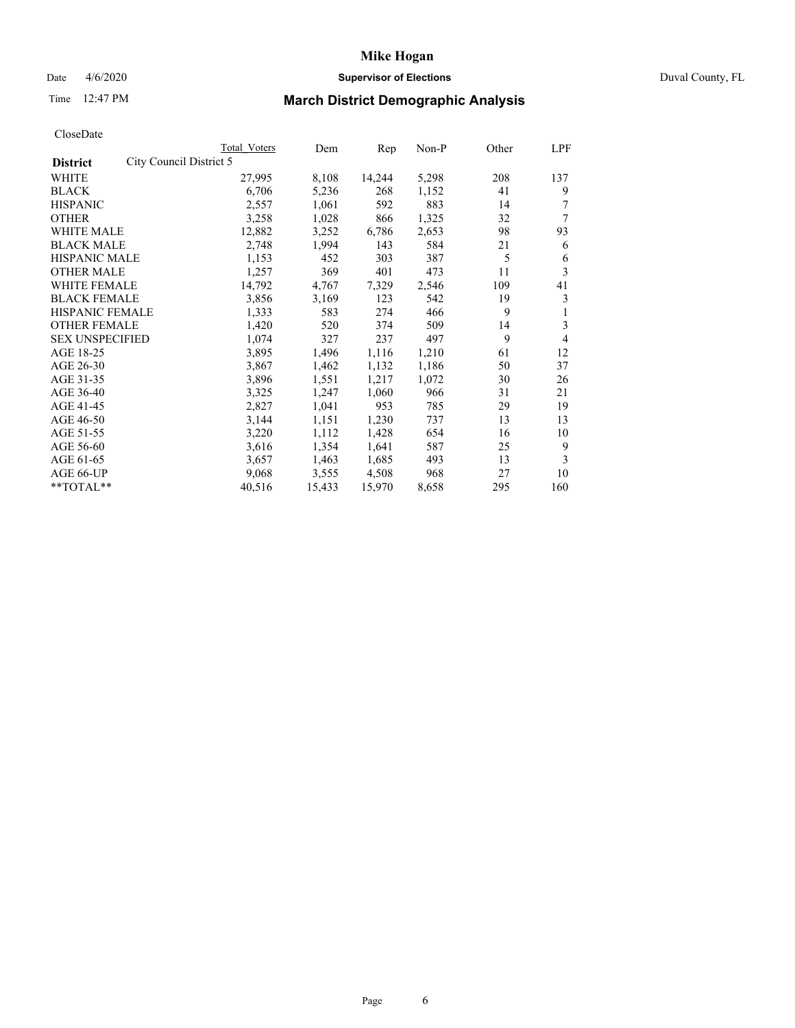# Mike Hogan

Date 4/6/2020 **Supervisor of Elections** Duval County, FL

Time 12:47 PM

## March District Demographic Analysis

CloseDate

| **District** | City Council District 5 | Total Voters | Dem | Rep | Non-P | Other | LPF |
|---|---|---|---|---|---|---|---|
| WHITE | | 27,995 | 8,108 | 14,244 | 5,298 | 208 | 137 |
| BLACK | | 6,706 | 5,236 | 268 | 1,152 | 41 | 9 |
| HISPANIC | | 2,557 | 1,061 | 592 | 883 | 14 | 7 |
| OTHER | | 3,258 | 1,028 | 866 | 1,325 | 32 | 7 |
| WHITE MALE | | 12,882 | 3,252 | 6,786 | 2,653 | 98 | 93 |
| BLACK MALE | | 2,748 | 1,994 | 143 | 584 | 21 | 6 |
| HISPANIC MALE | | 1,153 | 452 | 303 | 387 | 5 | 6 |
| OTHER MALE | | 1,257 | 369 | 401 | 473 | 11 | 3 |
| WHITE FEMALE | | 14,792 | 4,767 | 7,329 | 2,546 | 109 | 41 |
| BLACK FEMALE | | 3,856 | 3,169 | 123 | 542 | 19 | 3 |
| HISPANIC FEMALE | | 1,333 | 583 | 274 | 466 | 9 | 1 |
| OTHER FEMALE | | 1,420 | 520 | 374 | 509 | 14 | 3 |
| SEX UNSPECIFIED | | 1,074 | 327 | 237 | 497 | 9 | 4 |
| AGE 18-25 | | 3,895 | 1,496 | 1,116 | 1,210 | 61 | 12 |
| AGE 26-30 | | 3,867 | 1,462 | 1,132 | 1,186 | 50 | 37 |
| AGE 31-35 | | 3,896 | 1,551 | 1,217 | 1,072 | 30 | 26 |
| AGE 36-40 | | 3,325 | 1,247 | 1,060 | 966 | 31 | 21 |
| AGE 41-45 | | 2,827 | 1,041 | 953 | 785 | 29 | 19 |
| AGE 46-50 | | 3,144 | 1,151 | 1,230 | 737 | 13 | 13 |
| AGE 51-55 | | 3,220 | 1,112 | 1,428 | 654 | 16 | 10 |
| AGE 56-60 | | 3,616 | 1,354 | 1,641 | 587 | 25 | 9 |
| AGE 61-65 | | 3,657 | 1,463 | 1,685 | 493 | 13 | 3 |
| AGE 66-UP | | 9,068 | 3,555 | 4,508 | 968 | 27 | 10 |
| **TOTAL** | | 40,516 | 15,433 | 15,970 | 8,658 | 295 | 160 |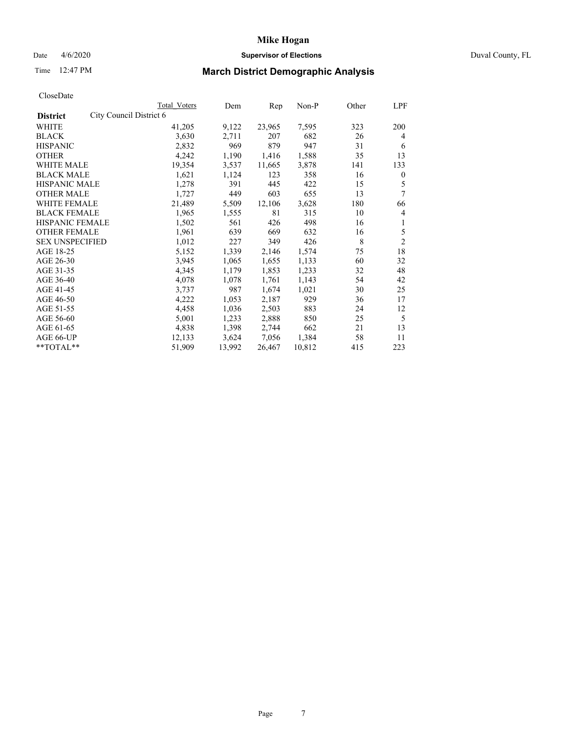# Mike Hogan

Date 4/6/2020 **Supervisor of Elections** Duval County, FL

Time 12:47 PM

## March District Demographic Analysis

CloseDate

| District | Total Voters | Dem | Rep | Non-P | Other | LPF |
|---|---|---|---|---|---|---|
| City Council District 6 | | | | | | |
| WHITE | 41,205 | 9,122 | 23,965 | 7,595 | 323 | 200 |
| BLACK | 3,630 | 2,711 | 207 | 682 | 26 | 4 |
| HISPANIC | 2,832 | 969 | 879 | 947 | 31 | 6 |
| OTHER | 4,242 | 1,190 | 1,416 | 1,588 | 35 | 13 |
| WHITE MALE | 19,354 | 3,537 | 11,665 | 3,878 | 141 | 133 |
| BLACK MALE | 1,621 | 1,124 | 123 | 358 | 16 | 0 |
| HISPANIC MALE | 1,278 | 391 | 445 | 422 | 15 | 5 |
| OTHER MALE | 1,727 | 449 | 603 | 655 | 13 | 7 |
| WHITE FEMALE | 21,489 | 5,509 | 12,106 | 3,628 | 180 | 66 |
| BLACK FEMALE | 1,965 | 1,555 | 81 | 315 | 10 | 4 |
| HISPANIC FEMALE | 1,502 | 561 | 426 | 498 | 16 | 1 |
| OTHER FEMALE | 1,961 | 639 | 669 | 632 | 16 | 5 |
| SEX UNSPECIFIED | 1,012 | 227 | 349 | 426 | 8 | 2 |
| AGE 18-25 | 5,152 | 1,339 | 2,146 | 1,574 | 75 | 18 |
| AGE 26-30 | 3,945 | 1,065 | 1,655 | 1,133 | 60 | 32 |
| AGE 31-35 | 4,345 | 1,179 | 1,853 | 1,233 | 32 | 48 |
| AGE 36-40 | 4,078 | 1,078 | 1,761 | 1,143 | 54 | 42 |
| AGE 41-45 | 3,737 | 987 | 1,674 | 1,021 | 30 | 25 |
| AGE 46-50 | 4,222 | 1,053 | 2,187 | 929 | 36 | 17 |
| AGE 51-55 | 4,458 | 1,036 | 2,503 | 883 | 24 | 12 |
| AGE 56-60 | 5,001 | 1,233 | 2,888 | 850 | 25 | 5 |
| AGE 61-65 | 4,838 | 1,398 | 2,744 | 662 | 21 | 13 |
| AGE 66-UP | 12,133 | 3,624 | 7,056 | 1,384 | 58 | 11 |
| **TOTAL** | 51,909 | 13,992 | 26,467 | 10,812 | 415 | 223 |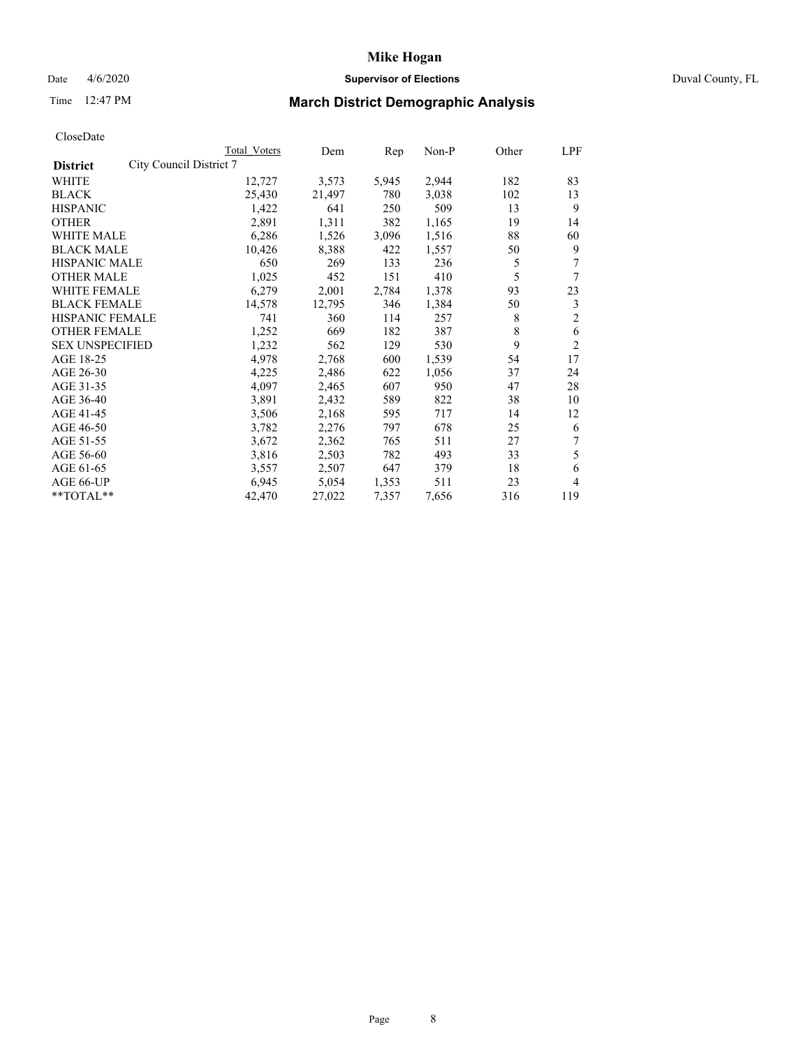# Mike Hogan

Date 4/6/2020 **Supervisor of Elections** Duval County, FL

Time 12:47 PM **March District Demographic Analysis**

CloseDate

| **District** City Council District 7 | Total Voters | Dem | Rep | Non-P | Other | LPF |
|---|---|---|---|---|---|---|
| WHITE | 12,727 | 3,573 | 5,945 | 2,944 | 182 | 83 |
| BLACK | 25,430 | 21,497 | 780 | 3,038 | 102 | 13 |
| HISPANIC | 1,422 | 641 | 250 | 509 | 13 | 9 |
| OTHER | 2,891 | 1,311 | 382 | 1,165 | 19 | 14 |
| WHITE MALE | 6,286 | 1,526 | 3,096 | 1,516 | 88 | 60 |
| BLACK MALE | 10,426 | 8,388 | 422 | 1,557 | 50 | 9 |
| HISPANIC MALE | 650 | 269 | 133 | 236 | 5 | 7 |
| OTHER MALE | 1,025 | 452 | 151 | 410 | 5 | 7 |
| WHITE FEMALE | 6,279 | 2,001 | 2,784 | 1,378 | 93 | 23 |
| BLACK FEMALE | 14,578 | 12,795 | 346 | 1,384 | 50 | 3 |
| HISPANIC FEMALE | 741 | 360 | 114 | 257 | 8 | 2 |
| OTHER FEMALE | 1,252 | 669 | 182 | 387 | 8 | 6 |
| SEX UNSPECIFIED | 1,232 | 562 | 129 | 530 | 9 | 2 |
| AGE 18-25 | 4,978 | 2,768 | 600 | 1,539 | 54 | 17 |
| AGE 26-30 | 4,225 | 2,486 | 622 | 1,056 | 37 | 24 |
| AGE 31-35 | 4,097 | 2,465 | 607 | 950 | 47 | 28 |
| AGE 36-40 | 3,891 | 2,432 | 589 | 822 | 38 | 10 |
| AGE 41-45 | 3,506 | 2,168 | 595 | 717 | 14 | 12 |
| AGE 46-50 | 3,782 | 2,276 | 797 | 678 | 25 | 6 |
| AGE 51-55 | 3,672 | 2,362 | 765 | 511 | 27 | 7 |
| AGE 56-60 | 3,816 | 2,503 | 782 | 493 | 33 | 5 |
| AGE 61-65 | 3,557 | 2,507 | 647 | 379 | 18 | 6 |
| AGE 66-UP | 6,945 | 5,054 | 1,353 | 511 | 23 | 4 |
| **TOTAL** | 42,470 | 27,022 | 7,357 | 7,656 | 316 | 119 |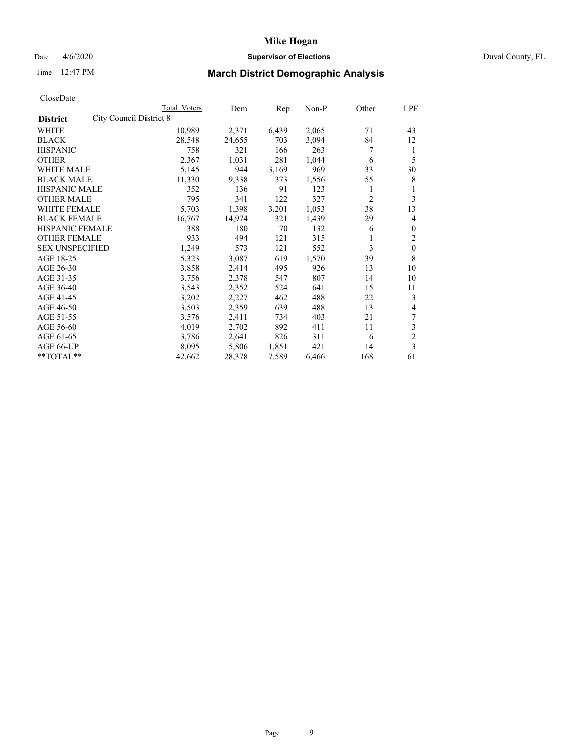**Mike Hogan**

Date 4/6/2020 **Supervisor of Elections** Duval County, FL

Time 12:47 PM

## March District Demographic Analysis

CloseDate

| District | Total Voters | Dem | Rep | Non-P | Other | LPF |
|---|---|---|---|---|---|---|
| City Council District 8 | | | | | | |
| WHITE | 10,989 | 2,371 | 6,439 | 2,065 | 71 | 43 |
| BLACK | 28,548 | 24,655 | 703 | 3,094 | 84 | 12 |
| HISPANIC | 758 | 321 | 166 | 263 | 7 | 1 |
| OTHER | 2,367 | 1,031 | 281 | 1,044 | 6 | 5 |
| WHITE MALE | 5,145 | 944 | 3,169 | 969 | 33 | 30 |
| BLACK MALE | 11,330 | 9,338 | 373 | 1,556 | 55 | 8 |
| HISPANIC MALE | 352 | 136 | 91 | 123 | 1 | 1 |
| OTHER MALE | 795 | 341 | 122 | 327 | 2 | 3 |
| WHITE FEMALE | 5,703 | 1,398 | 3,201 | 1,053 | 38 | 13 |
| BLACK FEMALE | 16,767 | 14,974 | 321 | 1,439 | 29 | 4 |
| HISPANIC FEMALE | 388 | 180 | 70 | 132 | 6 | 0 |
| OTHER FEMALE | 933 | 494 | 121 | 315 | 1 | 2 |
| SEX UNSPECIFIED | 1,249 | 573 | 121 | 552 | 3 | 0 |
| AGE 18-25 | 5,323 | 3,087 | 619 | 1,570 | 39 | 8 |
| AGE 26-30 | 3,858 | 2,414 | 495 | 926 | 13 | 10 |
| AGE 31-35 | 3,756 | 2,378 | 547 | 807 | 14 | 10 |
| AGE 36-40 | 3,543 | 2,352 | 524 | 641 | 15 | 11 |
| AGE 41-45 | 3,202 | 2,227 | 462 | 488 | 22 | 3 |
| AGE 46-50 | 3,503 | 2,359 | 639 | 488 | 13 | 4 |
| AGE 51-55 | 3,576 | 2,411 | 734 | 403 | 21 | 7 |
| AGE 56-60 | 4,019 | 2,702 | 892 | 411 | 11 | 3 |
| AGE 61-65 | 3,786 | 2,641 | 826 | 311 | 6 | 2 |
| AGE 66-UP | 8,095 | 5,806 | 1,851 | 421 | 14 | 3 |
| **TOTAL** | 42,662 | 28,378 | 7,589 | 6,466 | 168 | 61 |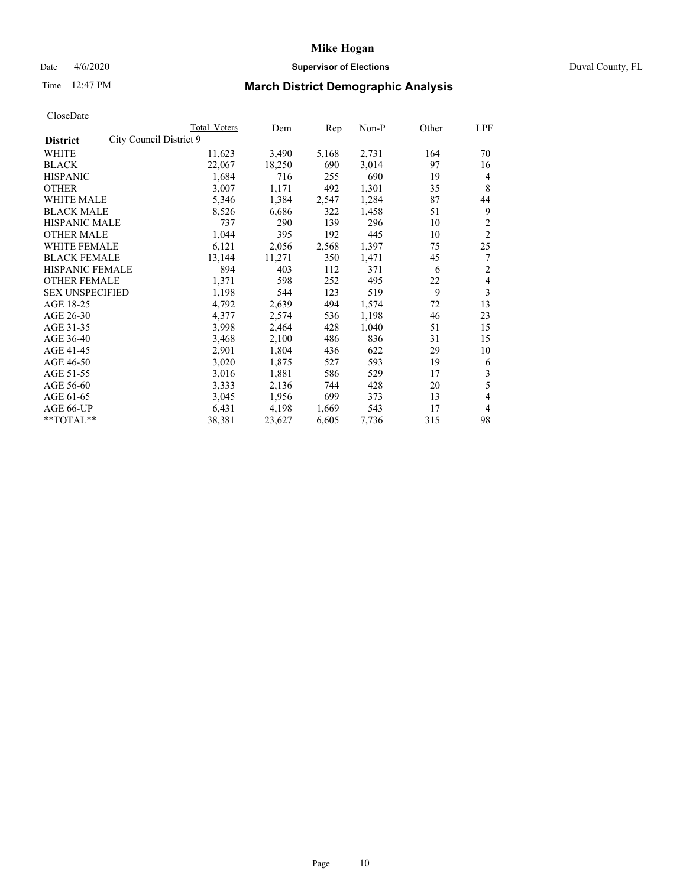# Mike Hogan

Date 4/6/2020 **Supervisor of Elections** Duval County, FL

Time 12:47 PM **March District Demographic Analysis**

CloseDate

| **District** | City Council District 9 | Total Voters | Dem | Rep | Non-P | Other | LPF |
|---|---|---|---|---|---|---|---|
| WHITE | | 11,623 | 3,490 | 5,168 | 2,731 | 164 | 70 |
| BLACK | | 22,067 | 18,250 | 690 | 3,014 | 97 | 16 |
| HISPANIC | | 1,684 | 716 | 255 | 690 | 19 | 4 |
| OTHER | | 3,007 | 1,171 | 492 | 1,301 | 35 | 8 |
| WHITE MALE | | 5,346 | 1,384 | 2,547 | 1,284 | 87 | 44 |
| BLACK MALE | | 8,526 | 6,686 | 322 | 1,458 | 51 | 9 |
| HISPANIC MALE | | 737 | 290 | 139 | 296 | 10 | 2 |
| OTHER MALE | | 1,044 | 395 | 192 | 445 | 10 | 2 |
| WHITE FEMALE | | 6,121 | 2,056 | 2,568 | 1,397 | 75 | 25 |
| BLACK FEMALE | | 13,144 | 11,271 | 350 | 1,471 | 45 | 7 |
| HISPANIC FEMALE | | 894 | 403 | 112 | 371 | 6 | 2 |
| OTHER FEMALE | | 1,371 | 598 | 252 | 495 | 22 | 4 |
| SEX UNSPECIFIED | | 1,198 | 544 | 123 | 519 | 9 | 3 |
| AGE 18-25 | | 4,792 | 2,639 | 494 | 1,574 | 72 | 13 |
| AGE 26-30 | | 4,377 | 2,574 | 536 | 1,198 | 46 | 23 |
| AGE 31-35 | | 3,998 | 2,464 | 428 | 1,040 | 51 | 15 |
| AGE 36-40 | | 3,468 | 2,100 | 486 | 836 | 31 | 15 |
| AGE 41-45 | | 2,901 | 1,804 | 436 | 622 | 29 | 10 |
| AGE 46-50 | | 3,020 | 1,875 | 527 | 593 | 19 | 6 |
| AGE 51-55 | | 3,016 | 1,881 | 586 | 529 | 17 | 3 |
| AGE 56-60 | | 3,333 | 2,136 | 744 | 428 | 20 | 5 |
| AGE 61-65 | | 3,045 | 1,956 | 699 | 373 | 13 | 4 |
| AGE 66-UP | | 6,431 | 4,198 | 1,669 | 543 | 17 | 4 |
| **TOTAL** | | 38,381 | 23,627 | 6,605 | 7,736 | 315 | 98 |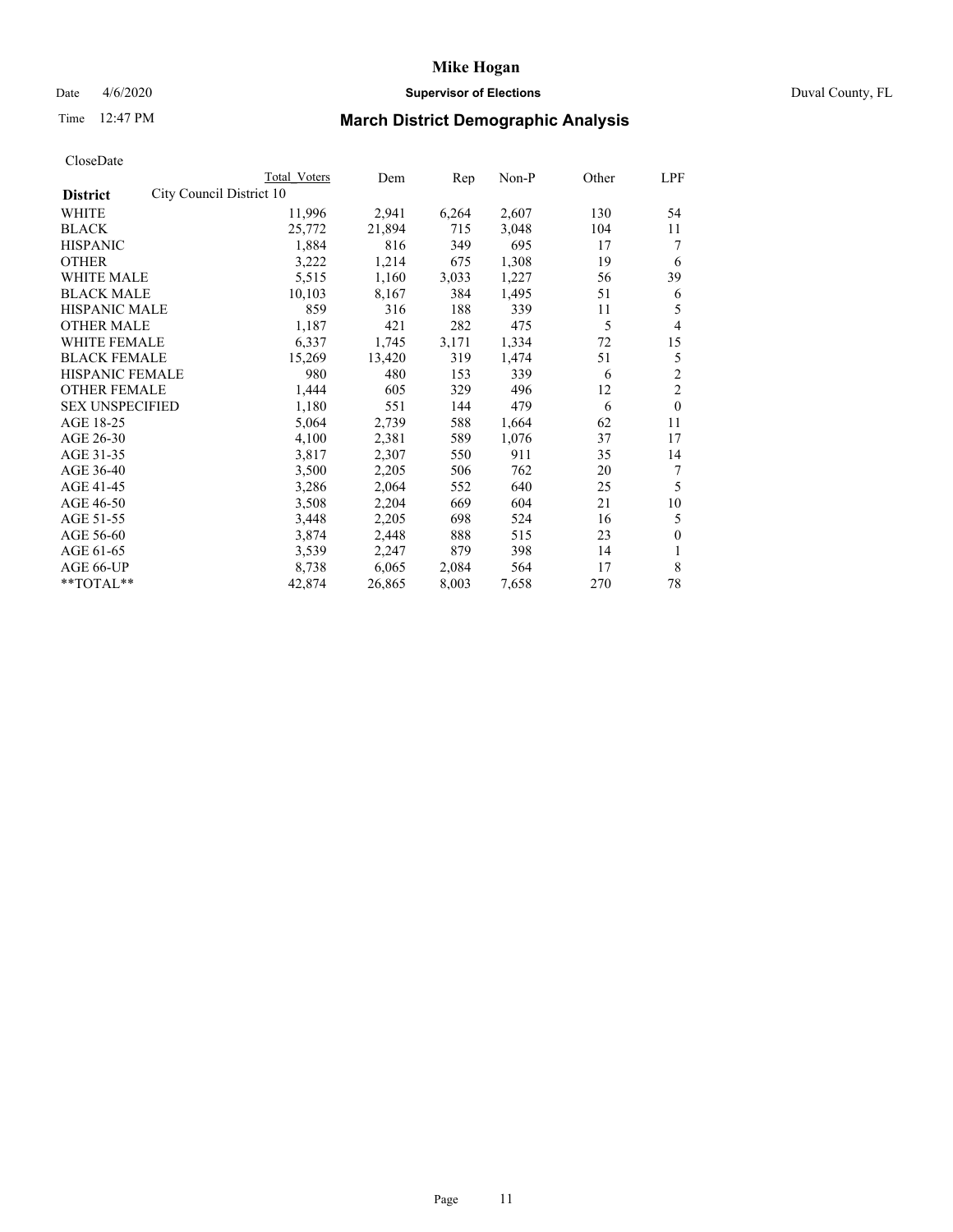# Mike Hogan

Date 4/6/2020 **Supervisor of Elections** Duval County, FL

Time 12:47 PM

## March District Demographic Analysis

CloseDate

| District | Total Voters | Dem | Rep | Non-P | Other | LPF |
|---|---|---|---|---|---|---|
| City Council District 10 | | | | | | |
| WHITE | 11,996 | 2,941 | 6,264 | 2,607 | 130 | 54 |
| BLACK | 25,772 | 21,894 | 715 | 3,048 | 104 | 11 |
| HISPANIC | 1,884 | 816 | 349 | 695 | 17 | 7 |
| OTHER | 3,222 | 1,214 | 675 | 1,308 | 19 | 6 |
| WHITE MALE | 5,515 | 1,160 | 3,033 | 1,227 | 56 | 39 |
| BLACK MALE | 10,103 | 8,167 | 384 | 1,495 | 51 | 6 |
| HISPANIC MALE | 859 | 316 | 188 | 339 | 11 | 5 |
| OTHER MALE | 1,187 | 421 | 282 | 475 | 5 | 4 |
| WHITE FEMALE | 6,337 | 1,745 | 3,171 | 1,334 | 72 | 15 |
| BLACK FEMALE | 15,269 | 13,420 | 319 | 1,474 | 51 | 5 |
| HISPANIC FEMALE | 980 | 480 | 153 | 339 | 6 | 2 |
| OTHER FEMALE | 1,444 | 605 | 329 | 496 | 12 | 2 |
| SEX UNSPECIFIED | 1,180 | 551 | 144 | 479 | 6 | 0 |
| AGE 18-25 | 5,064 | 2,739 | 588 | 1,664 | 62 | 11 |
| AGE 26-30 | 4,100 | 2,381 | 589 | 1,076 | 37 | 17 |
| AGE 31-35 | 3,817 | 2,307 | 550 | 911 | 35 | 14 |
| AGE 36-40 | 3,500 | 2,205 | 506 | 762 | 20 | 7 |
| AGE 41-45 | 3,286 | 2,064 | 552 | 640 | 25 | 5 |
| AGE 46-50 | 3,508 | 2,204 | 669 | 604 | 21 | 10 |
| AGE 51-55 | 3,448 | 2,205 | 698 | 524 | 16 | 5 |
| AGE 56-60 | 3,874 | 2,448 | 888 | 515 | 23 | 0 |
| AGE 61-65 | 3,539 | 2,247 | 879 | 398 | 14 | 1 |
| AGE 66-UP | 8,738 | 6,065 | 2,084 | 564 | 17 | 8 |
| **TOTAL** | 42,874 | 26,865 | 8,003 | 7,658 | 270 | 78 |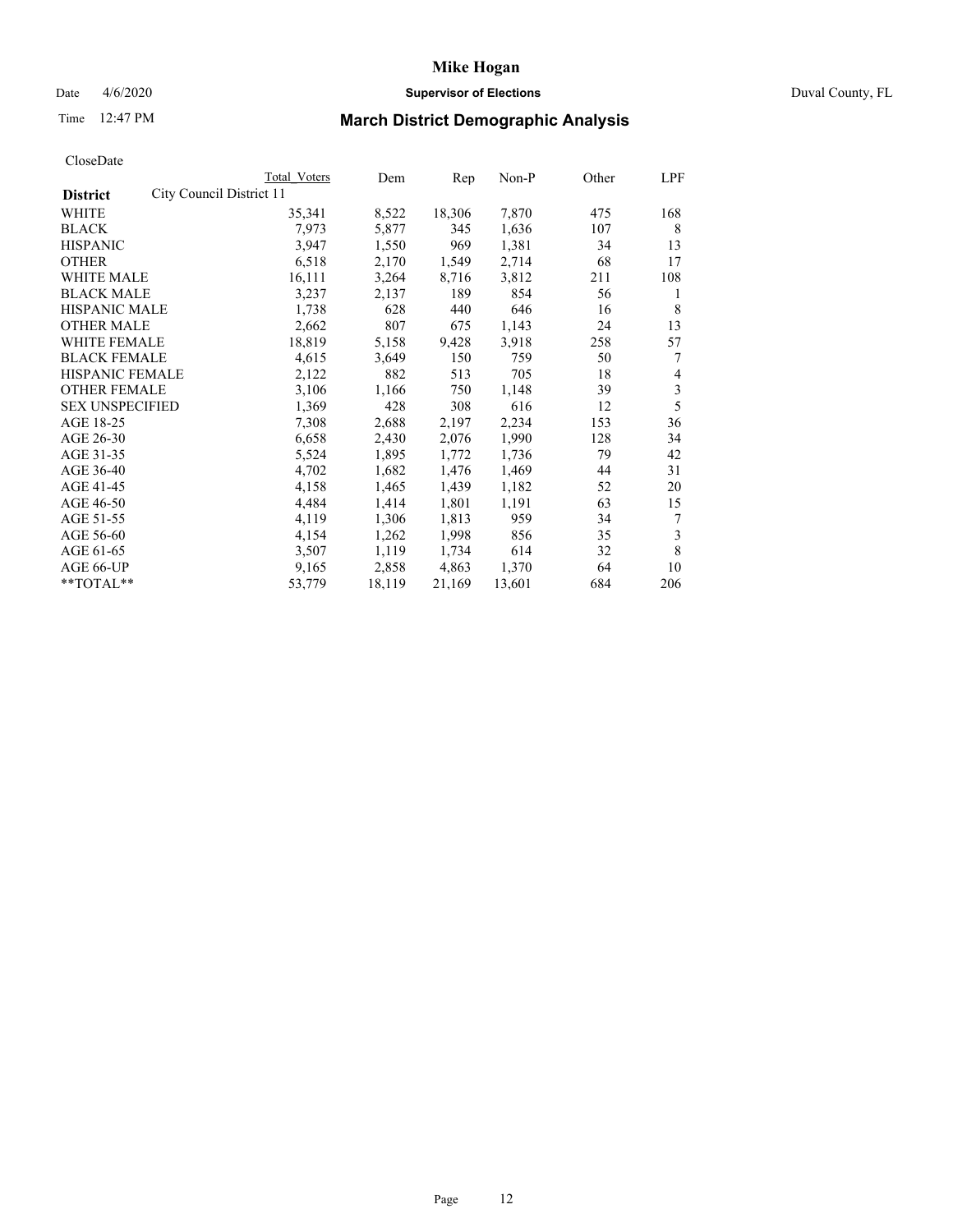# Mike Hogan

Date 4/6/2020 — **Supervisor of Elections** — Duval County, FL

Time 12:47 PM — **March District Demographic Analysis**

CloseDate

| **District** | City Council District 11 | Total Voters | Dem | Rep | Non-P | Other | LPF |
|---|---|---|---|---|---|---|---|
| WHITE | | 35,341 | 8,522 | 18,306 | 7,870 | 475 | 168 |
| BLACK | | 7,973 | 5,877 | 345 | 1,636 | 107 | 8 |
| HISPANIC | | 3,947 | 1,550 | 969 | 1,381 | 34 | 13 |
| OTHER | | 6,518 | 2,170 | 1,549 | 2,714 | 68 | 17 |
| WHITE MALE | | 16,111 | 3,264 | 8,716 | 3,812 | 211 | 108 |
| BLACK MALE | | 3,237 | 2,137 | 189 | 854 | 56 | 1 |
| HISPANIC MALE | | 1,738 | 628 | 440 | 646 | 16 | 8 |
| OTHER MALE | | 2,662 | 807 | 675 | 1,143 | 24 | 13 |
| WHITE FEMALE | | 18,819 | 5,158 | 9,428 | 3,918 | 258 | 57 |
| BLACK FEMALE | | 4,615 | 3,649 | 150 | 759 | 50 | 7 |
| HISPANIC FEMALE | | 2,122 | 882 | 513 | 705 | 18 | 4 |
| OTHER FEMALE | | 3,106 | 1,166 | 750 | 1,148 | 39 | 3 |
| SEX UNSPECIFIED | | 1,369 | 428 | 308 | 616 | 12 | 5 |
| AGE 18-25 | | 7,308 | 2,688 | 2,197 | 2,234 | 153 | 36 |
| AGE 26-30 | | 6,658 | 2,430 | 2,076 | 1,990 | 128 | 34 |
| AGE 31-35 | | 5,524 | 1,895 | 1,772 | 1,736 | 79 | 42 |
| AGE 36-40 | | 4,702 | 1,682 | 1,476 | 1,469 | 44 | 31 |
| AGE 41-45 | | 4,158 | 1,465 | 1,439 | 1,182 | 52 | 20 |
| AGE 46-50 | | 4,484 | 1,414 | 1,801 | 1,191 | 63 | 15 |
| AGE 51-55 | | 4,119 | 1,306 | 1,813 | 959 | 34 | 7 |
| AGE 56-60 | | 4,154 | 1,262 | 1,998 | 856 | 35 | 3 |
| AGE 61-65 | | 3,507 | 1,119 | 1,734 | 614 | 32 | 8 |
| AGE 66-UP | | 9,165 | 2,858 | 4,863 | 1,370 | 64 | 10 |
| **TOTAL** | | 53,779 | 18,119 | 21,169 | 13,601 | 684 | 206 |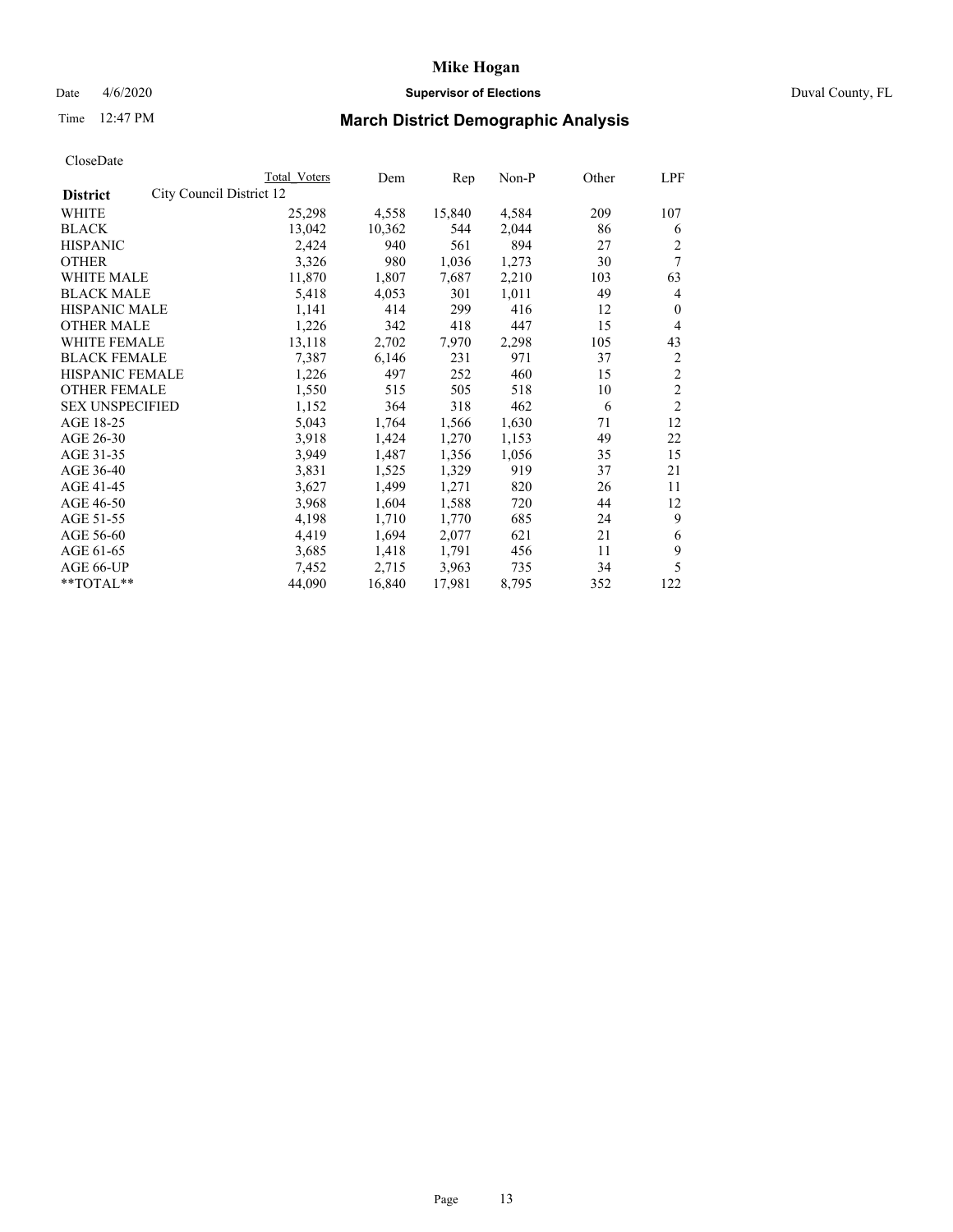# Mike Hogan

Date 4/6/2020 **Supervisor of Elections** Duval County, FL

Time 12:47 PM **March District Demographic Analysis**

CloseDate

| | Total Voters | Dem | Rep | Non-P | Other | LPF |
|---|---|---|---|---|---|---|
| **District** City Council District 12 | | | | | | |
| WHITE | 25,298 | 4,558 | 15,840 | 4,584 | 209 | 107 |
| BLACK | 13,042 | 10,362 | 544 | 2,044 | 86 | 6 |
| HISPANIC | 2,424 | 940 | 561 | 894 | 27 | 2 |
| OTHER | 3,326 | 980 | 1,036 | 1,273 | 30 | 7 |
| WHITE MALE | 11,870 | 1,807 | 7,687 | 2,210 | 103 | 63 |
| BLACK MALE | 5,418 | 4,053 | 301 | 1,011 | 49 | 4 |
| HISPANIC MALE | 1,141 | 414 | 299 | 416 | 12 | 0 |
| OTHER MALE | 1,226 | 342 | 418 | 447 | 15 | 4 |
| WHITE FEMALE | 13,118 | 2,702 | 7,970 | 2,298 | 105 | 43 |
| BLACK FEMALE | 7,387 | 6,146 | 231 | 971 | 37 | 2 |
| HISPANIC FEMALE | 1,226 | 497 | 252 | 460 | 15 | 2 |
| OTHER FEMALE | 1,550 | 515 | 505 | 518 | 10 | 2 |
| SEX UNSPECIFIED | 1,152 | 364 | 318 | 462 | 6 | 2 |
| AGE 18-25 | 5,043 | 1,764 | 1,566 | 1,630 | 71 | 12 |
| AGE 26-30 | 3,918 | 1,424 | 1,270 | 1,153 | 49 | 22 |
| AGE 31-35 | 3,949 | 1,487 | 1,356 | 1,056 | 35 | 15 |
| AGE 36-40 | 3,831 | 1,525 | 1,329 | 919 | 37 | 21 |
| AGE 41-45 | 3,627 | 1,499 | 1,271 | 820 | 26 | 11 |
| AGE 46-50 | 3,968 | 1,604 | 1,588 | 720 | 44 | 12 |
| AGE 51-55 | 4,198 | 1,710 | 1,770 | 685 | 24 | 9 |
| AGE 56-60 | 4,419 | 1,694 | 2,077 | 621 | 21 | 6 |
| AGE 61-65 | 3,685 | 1,418 | 1,791 | 456 | 11 | 9 |
| AGE 66-UP | 7,452 | 2,715 | 3,963 | 735 | 34 | 5 |
| **TOTAL** | 44,090 | 16,840 | 17,981 | 8,795 | 352 | 122 |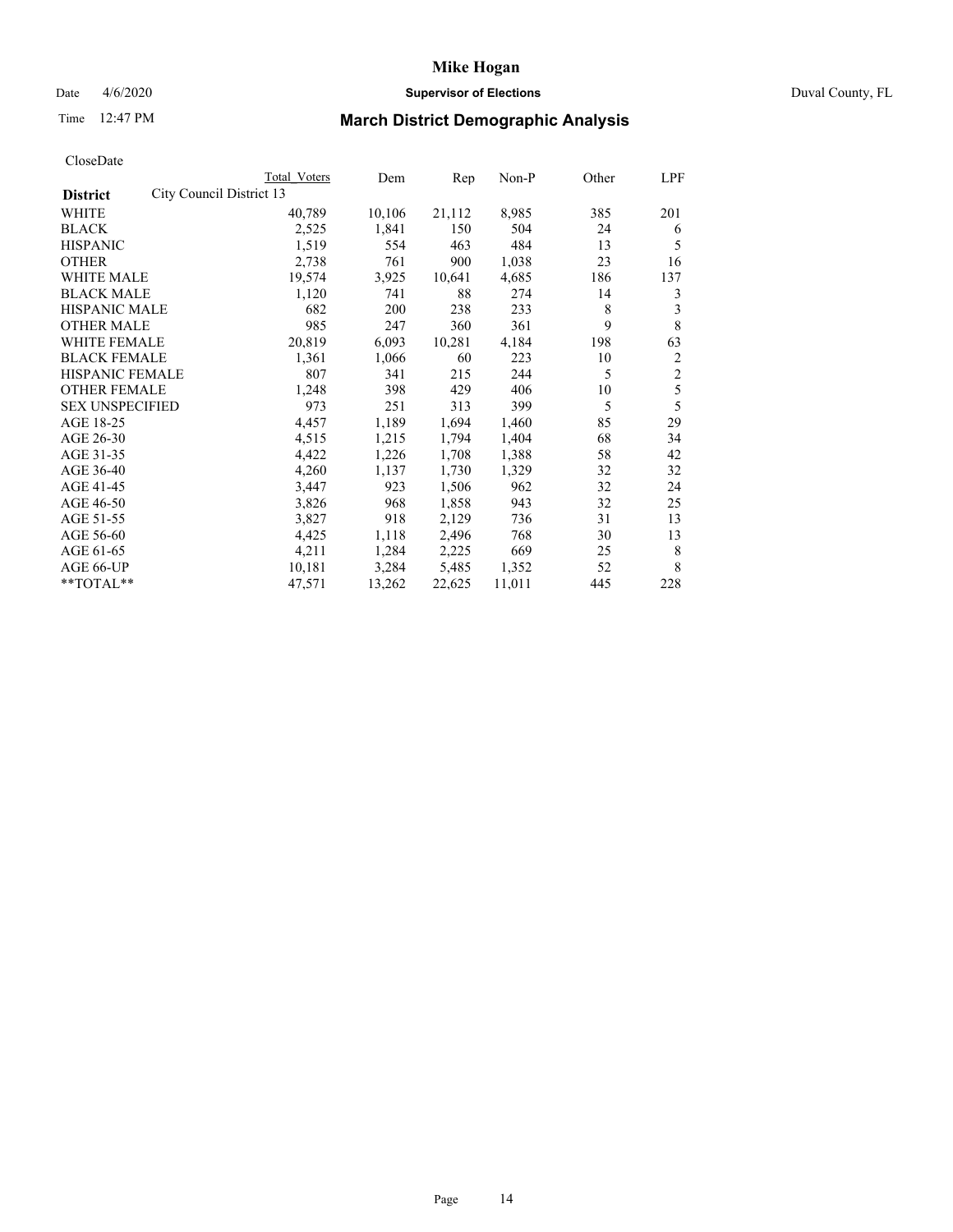# Mike Hogan

Date 4/6/2020 **Supervisor of Elections** Duval County, FL

Time 12:47 PM

## March District Demographic Analysis

CloseDate

| | Total Voters | Dem | Rep | Non-P | Other | LPF |
|---|---|---|---|---|---|---|
| **District** City Council District 13 | | | | | | |
| WHITE | 40,789 | 10,106 | 21,112 | 8,985 | 385 | 201 |
| BLACK | 2,525 | 1,841 | 150 | 504 | 24 | 6 |
| HISPANIC | 1,519 | 554 | 463 | 484 | 13 | 5 |
| OTHER | 2,738 | 761 | 900 | 1,038 | 23 | 16 |
| WHITE MALE | 19,574 | 3,925 | 10,641 | 4,685 | 186 | 137 |
| BLACK MALE | 1,120 | 741 | 88 | 274 | 14 | 3 |
| HISPANIC MALE | 682 | 200 | 238 | 233 | 8 | 3 |
| OTHER MALE | 985 | 247 | 360 | 361 | 9 | 8 |
| WHITE FEMALE | 20,819 | 6,093 | 10,281 | 4,184 | 198 | 63 |
| BLACK FEMALE | 1,361 | 1,066 | 60 | 223 | 10 | 2 |
| HISPANIC FEMALE | 807 | 341 | 215 | 244 | 5 | 2 |
| OTHER FEMALE | 1,248 | 398 | 429 | 406 | 10 | 5 |
| SEX UNSPECIFIED | 973 | 251 | 313 | 399 | 5 | 5 |
| AGE 18-25 | 4,457 | 1,189 | 1,694 | 1,460 | 85 | 29 |
| AGE 26-30 | 4,515 | 1,215 | 1,794 | 1,404 | 68 | 34 |
| AGE 31-35 | 4,422 | 1,226 | 1,708 | 1,388 | 58 | 42 |
| AGE 36-40 | 4,260 | 1,137 | 1,730 | 1,329 | 32 | 32 |
| AGE 41-45 | 3,447 | 923 | 1,506 | 962 | 32 | 24 |
| AGE 46-50 | 3,826 | 968 | 1,858 | 943 | 32 | 25 |
| AGE 51-55 | 3,827 | 918 | 2,129 | 736 | 31 | 13 |
| AGE 56-60 | 4,425 | 1,118 | 2,496 | 768 | 30 | 13 |
| AGE 61-65 | 4,211 | 1,284 | 2,225 | 669 | 25 | 8 |
| AGE 66-UP | 10,181 | 3,284 | 5,485 | 1,352 | 52 | 8 |
| **TOTAL** | 47,571 | 13,262 | 22,625 | 11,011 | 445 | 228 |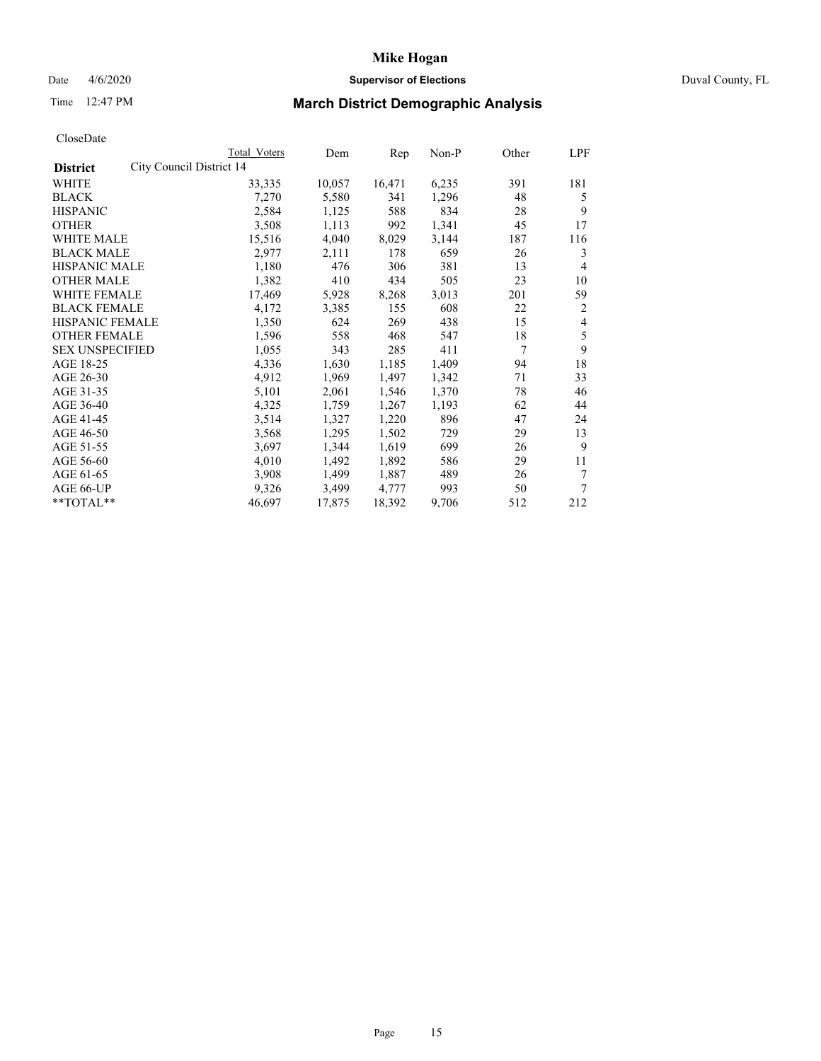# Mike Hogan

Date 4/6/2020 **Supervisor of Elections** Duval County, FL

Time 12:47 PM

## March District Demographic Analysis

CloseDate

| | Total Voters | Dem | Rep | Non-P | Other | LPF |
|---|---|---|---|---|---|---|
| **District** City Council District 14 | | | | | | |
| WHITE | 33,335 | 10,057 | 16,471 | 6,235 | 391 | 181 |
| BLACK | 7,270 | 5,580 | 341 | 1,296 | 48 | 5 |
| HISPANIC | 2,584 | 1,125 | 588 | 834 | 28 | 9 |
| OTHER | 3,508 | 1,113 | 992 | 1,341 | 45 | 17 |
| WHITE MALE | 15,516 | 4,040 | 8,029 | 3,144 | 187 | 116 |
| BLACK MALE | 2,977 | 2,111 | 178 | 659 | 26 | 3 |
| HISPANIC MALE | 1,180 | 476 | 306 | 381 | 13 | 4 |
| OTHER MALE | 1,382 | 410 | 434 | 505 | 23 | 10 |
| WHITE FEMALE | 17,469 | 5,928 | 8,268 | 3,013 | 201 | 59 |
| BLACK FEMALE | 4,172 | 3,385 | 155 | 608 | 22 | 2 |
| HISPANIC FEMALE | 1,350 | 624 | 269 | 438 | 15 | 4 |
| OTHER FEMALE | 1,596 | 558 | 468 | 547 | 18 | 5 |
| SEX UNSPECIFIED | 1,055 | 343 | 285 | 411 | 7 | 9 |
| AGE 18-25 | 4,336 | 1,630 | 1,185 | 1,409 | 94 | 18 |
| AGE 26-30 | 4,912 | 1,969 | 1,497 | 1,342 | 71 | 33 |
| AGE 31-35 | 5,101 | 2,061 | 1,546 | 1,370 | 78 | 46 |
| AGE 36-40 | 4,325 | 1,759 | 1,267 | 1,193 | 62 | 44 |
| AGE 41-45 | 3,514 | 1,327 | 1,220 | 896 | 47 | 24 |
| AGE 46-50 | 3,568 | 1,295 | 1,502 | 729 | 29 | 13 |
| AGE 51-55 | 3,697 | 1,344 | 1,619 | 699 | 26 | 9 |
| AGE 56-60 | 4,010 | 1,492 | 1,892 | 586 | 29 | 11 |
| AGE 61-65 | 3,908 | 1,499 | 1,887 | 489 | 26 | 7 |
| AGE 66-UP | 9,326 | 3,499 | 4,777 | 993 | 50 | 7 |
| **TOTAL** | 46,697 | 17,875 | 18,392 | 9,706 | 512 | 212 |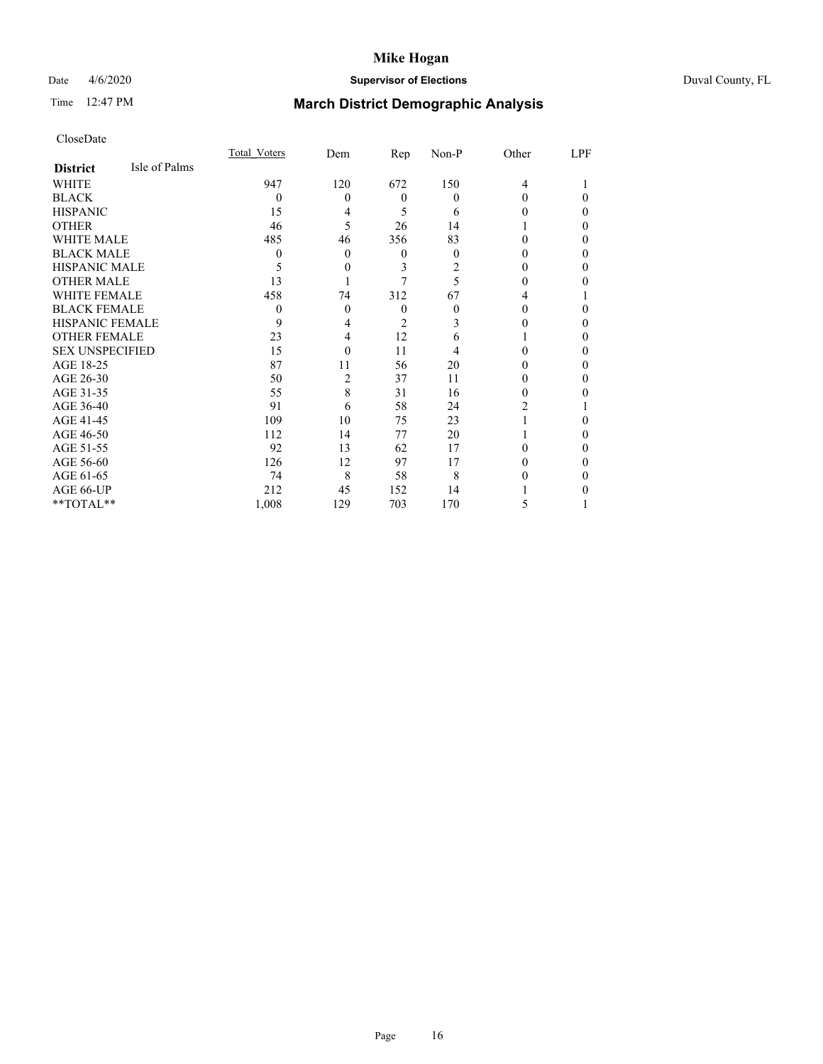# Mike Hogan

Date 4/6/2020 **Supervisor of Elections** Duval County, FL

Time 12:47 PM **March District Demographic Analysis**

CloseDate

| **District** Isle of Palms | Total_Voters | Dem | Rep | Non-P | Other | LPF |
|---|---|---|---|---|---|---|
| WHITE | 947 | 120 | 672 | 150 | 4 | 1 |
| BLACK | 0 | 0 | 0 | 0 | 0 | 0 |
| HISPANIC | 15 | 4 | 5 | 6 | 0 | 0 |
| OTHER | 46 | 5 | 26 | 14 | 1 | 0 |
| WHITE MALE | 485 | 46 | 356 | 83 | 0 | 0 |
| BLACK MALE | 0 | 0 | 0 | 0 | 0 | 0 |
| HISPANIC MALE | 5 | 0 | 3 | 2 | 0 | 0 |
| OTHER MALE | 13 | 1 | 7 | 5 | 0 | 0 |
| WHITE FEMALE | 458 | 74 | 312 | 67 | 4 | 1 |
| BLACK FEMALE | 0 | 0 | 0 | 0 | 0 | 0 |
| HISPANIC FEMALE | 9 | 4 | 2 | 3 | 0 | 0 |
| OTHER FEMALE | 23 | 4 | 12 | 6 | 1 | 0 |
| SEX UNSPECIFIED | 15 | 0 | 11 | 4 | 0 | 0 |
| AGE 18-25 | 87 | 11 | 56 | 20 | 0 | 0 |
| AGE 26-30 | 50 | 2 | 37 | 11 | 0 | 0 |
| AGE 31-35 | 55 | 8 | 31 | 16 | 0 | 0 |
| AGE 36-40 | 91 | 6 | 58 | 24 | 2 | 1 |
| AGE 41-45 | 109 | 10 | 75 | 23 | 1 | 0 |
| AGE 46-50 | 112 | 14 | 77 | 20 | 1 | 0 |
| AGE 51-55 | 92 | 13 | 62 | 17 | 0 | 0 |
| AGE 56-60 | 126 | 12 | 97 | 17 | 0 | 0 |
| AGE 61-65 | 74 | 8 | 58 | 8 | 0 | 0 |
| AGE 66-UP | 212 | 45 | 152 | 14 | 1 | 0 |
| **TOTAL** | 1,008 | 129 | 703 | 170 | 5 | 1 |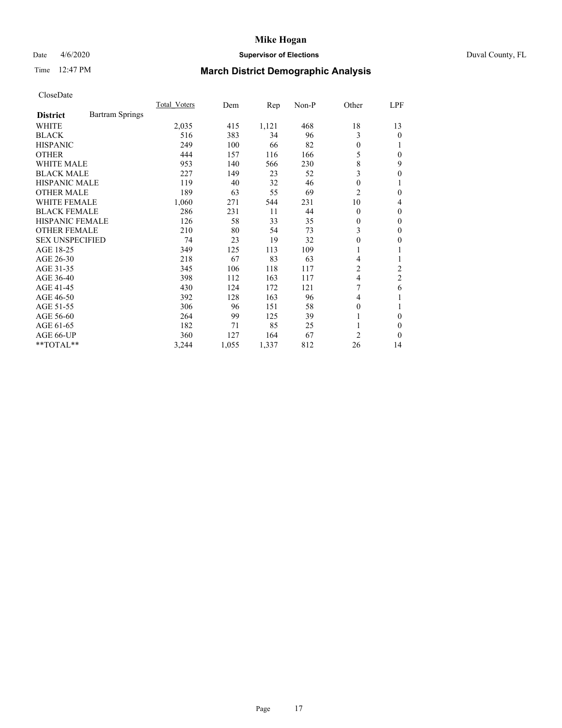# Mike Hogan

Date 4/6/2020 **Supervisor of Elections** Duval County, FL

Time 12:47 PM **March District Demographic Analysis**

CloseDate

| District | Bartram Springs | Total_Voters | Dem | Rep | Non-P | Other | LPF |
|---|---|---|---|---|---|---|---|
| WHITE | | 2,035 | 415 | 1,121 | 468 | 18 | 13 |
| BLACK | | 516 | 383 | 34 | 96 | 3 | 0 |
| HISPANIC | | 249 | 100 | 66 | 82 | 0 | 1 |
| OTHER | | 444 | 157 | 116 | 166 | 5 | 0 |
| WHITE MALE | | 953 | 140 | 566 | 230 | 8 | 9 |
| BLACK MALE | | 227 | 149 | 23 | 52 | 3 | 0 |
| HISPANIC MALE | | 119 | 40 | 32 | 46 | 0 | 1 |
| OTHER MALE | | 189 | 63 | 55 | 69 | 2 | 0 |
| WHITE FEMALE | | 1,060 | 271 | 544 | 231 | 10 | 4 |
| BLACK FEMALE | | 286 | 231 | 11 | 44 | 0 | 0 |
| HISPANIC FEMALE | | 126 | 58 | 33 | 35 | 0 | 0 |
| OTHER FEMALE | | 210 | 80 | 54 | 73 | 3 | 0 |
| SEX UNSPECIFIED | | 74 | 23 | 19 | 32 | 0 | 0 |
| AGE 18-25 | | 349 | 125 | 113 | 109 | 1 | 1 |
| AGE 26-30 | | 218 | 67 | 83 | 63 | 4 | 1 |
| AGE 31-35 | | 345 | 106 | 118 | 117 | 2 | 2 |
| AGE 36-40 | | 398 | 112 | 163 | 117 | 4 | 2 |
| AGE 41-45 | | 430 | 124 | 172 | 121 | 7 | 6 |
| AGE 46-50 | | 392 | 128 | 163 | 96 | 4 | 1 |
| AGE 51-55 | | 306 | 96 | 151 | 58 | 0 | 1 |
| AGE 56-60 | | 264 | 99 | 125 | 39 | 1 | 0 |
| AGE 61-65 | | 182 | 71 | 85 | 25 | 1 | 0 |
| AGE 66-UP | | 360 | 127 | 164 | 67 | 2 | 0 |
| **TOTAL** | | 3,244 | 1,055 | 1,337 | 812 | 26 | 14 |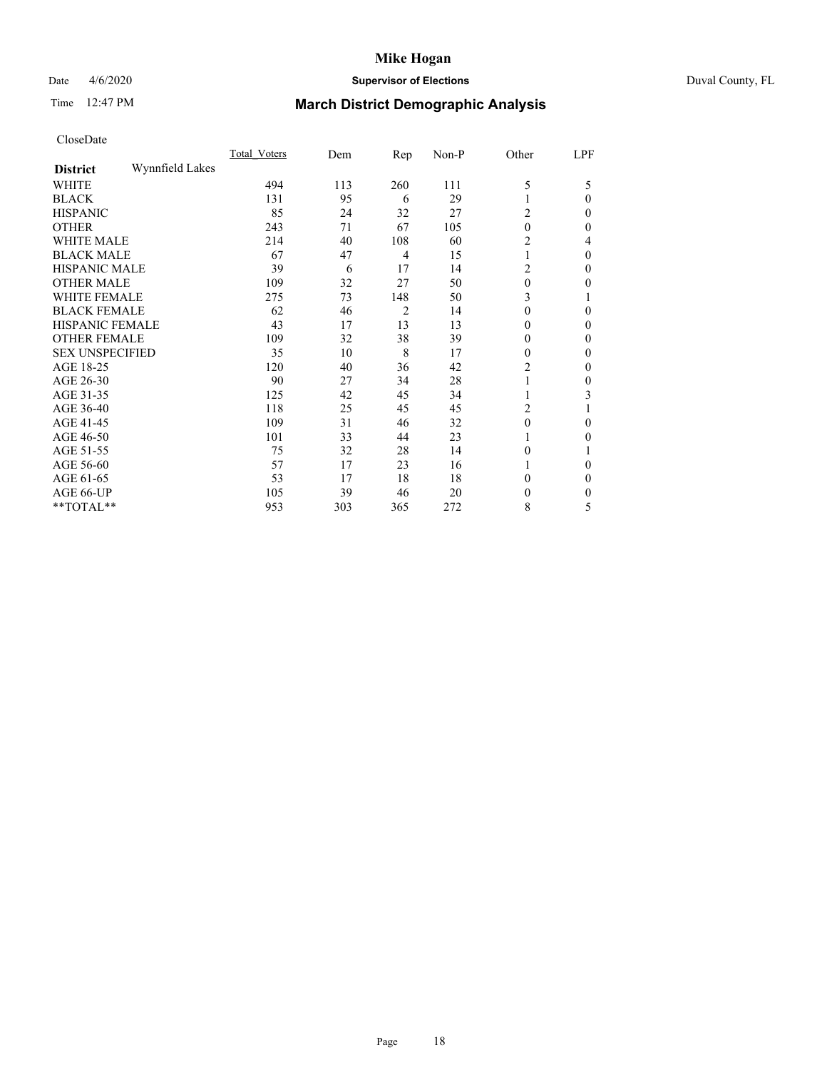# Mike Hogan

Date 4/6/2020 **Supervisor of Elections** Duval County, FL

Time 12:47 PM

## March District Demographic Analysis

CloseDate

| | Total Voters | Dem | Rep | Non-P | Other | LPF |
|---|---|---|---|---|---|---|
| **District** Wynnfield Lakes | | | | | | |
| WHITE | 494 | 113 | 260 | 111 | 5 | 5 |
| BLACK | 131 | 95 | 6 | 29 | 1 | 0 |
| HISPANIC | 85 | 24 | 32 | 27 | 2 | 0 |
| OTHER | 243 | 71 | 67 | 105 | 0 | 0 |
| WHITE MALE | 214 | 40 | 108 | 60 | 2 | 4 |
| BLACK MALE | 67 | 47 | 4 | 15 | 1 | 0 |
| HISPANIC MALE | 39 | 6 | 17 | 14 | 2 | 0 |
| OTHER MALE | 109 | 32 | 27 | 50 | 0 | 0 |
| WHITE FEMALE | 275 | 73 | 148 | 50 | 3 | 1 |
| BLACK FEMALE | 62 | 46 | 2 | 14 | 0 | 0 |
| HISPANIC FEMALE | 43 | 17 | 13 | 13 | 0 | 0 |
| OTHER FEMALE | 109 | 32 | 38 | 39 | 0 | 0 |
| SEX UNSPECIFIED | 35 | 10 | 8 | 17 | 0 | 0 |
| AGE 18-25 | 120 | 40 | 36 | 42 | 2 | 0 |
| AGE 26-30 | 90 | 27 | 34 | 28 | 1 | 0 |
| AGE 31-35 | 125 | 42 | 45 | 34 | 1 | 3 |
| AGE 36-40 | 118 | 25 | 45 | 45 | 2 | 1 |
| AGE 41-45 | 109 | 31 | 46 | 32 | 0 | 0 |
| AGE 46-50 | 101 | 33 | 44 | 23 | 1 | 0 |
| AGE 51-55 | 75 | 32 | 28 | 14 | 0 | 1 |
| AGE 56-60 | 57 | 17 | 23 | 16 | 1 | 0 |
| AGE 61-65 | 53 | 17 | 18 | 18 | 0 | 0 |
| AGE 66-UP | 105 | 39 | 46 | 20 | 0 | 0 |
| **TOTAL** | 953 | 303 | 365 | 272 | 8 | 5 |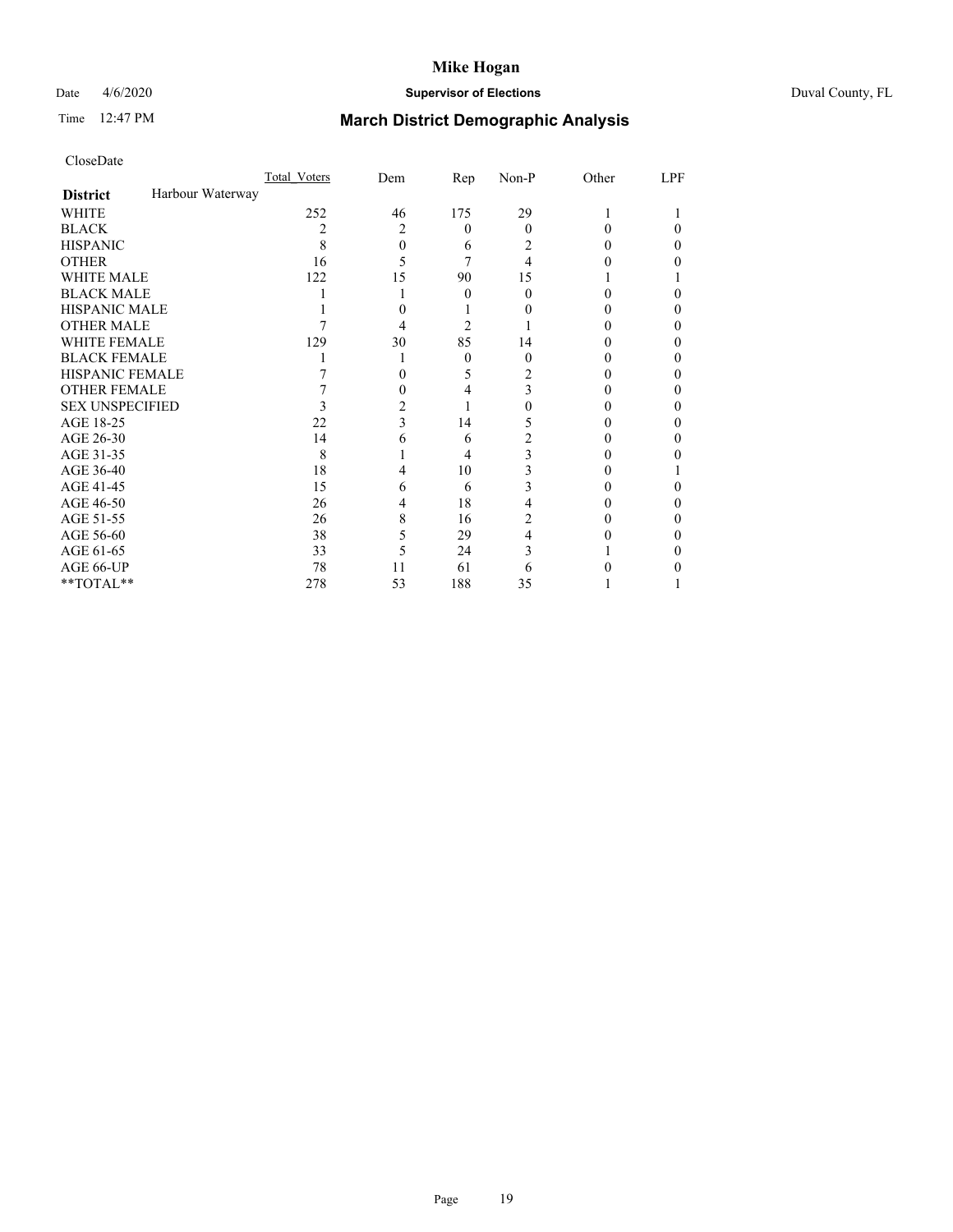# Mike Hogan

Date 4/6/2020 **Supervisor of Elections** Duval County, FL

Time 12:47 PM **March District Demographic Analysis**

CloseDate

| | Total_Voters | Dem | Rep | Non-P | Other | LPF |
|---|---|---|---|---|---|---|
| **District** Harbour Waterway | | | | | | |
| WHITE | 252 | 46 | 175 | 29 | 1 | 1 |
| BLACK | 2 | 2 | 0 | 0 | 0 | 0 |
| HISPANIC | 8 | 0 | 6 | 2 | 0 | 0 |
| OTHER | 16 | 5 | 7 | 4 | 0 | 0 |
| WHITE MALE | 122 | 15 | 90 | 15 | 1 | 1 |
| BLACK MALE | 1 | 1 | 0 | 0 | 0 | 0 |
| HISPANIC MALE | 1 | 0 | 1 | 0 | 0 | 0 |
| OTHER MALE | 7 | 4 | 2 | 1 | 0 | 0 |
| WHITE FEMALE | 129 | 30 | 85 | 14 | 0 | 0 |
| BLACK FEMALE | 1 | 1 | 0 | 0 | 0 | 0 |
| HISPANIC FEMALE | 7 | 0 | 5 | 2 | 0 | 0 |
| OTHER FEMALE | 7 | 0 | 4 | 3 | 0 | 0 |
| SEX UNSPECIFIED | 3 | 2 | 1 | 0 | 0 | 0 |
| AGE 18-25 | 22 | 3 | 14 | 5 | 0 | 0 |
| AGE 26-30 | 14 | 6 | 6 | 2 | 0 | 0 |
| AGE 31-35 | 8 | 1 | 4 | 3 | 0 | 0 |
| AGE 36-40 | 18 | 4 | 10 | 3 | 0 | 1 |
| AGE 41-45 | 15 | 6 | 6 | 3 | 0 | 0 |
| AGE 46-50 | 26 | 4 | 18 | 4 | 0 | 0 |
| AGE 51-55 | 26 | 8 | 16 | 2 | 0 | 0 |
| AGE 56-60 | 38 | 5 | 29 | 4 | 0 | 0 |
| AGE 61-65 | 33 | 5 | 24 | 3 | 1 | 0 |
| AGE 66-UP | 78 | 11 | 61 | 6 | 0 | 0 |
| **TOTAL** | 278 | 53 | 188 | 35 | 1 | 1 |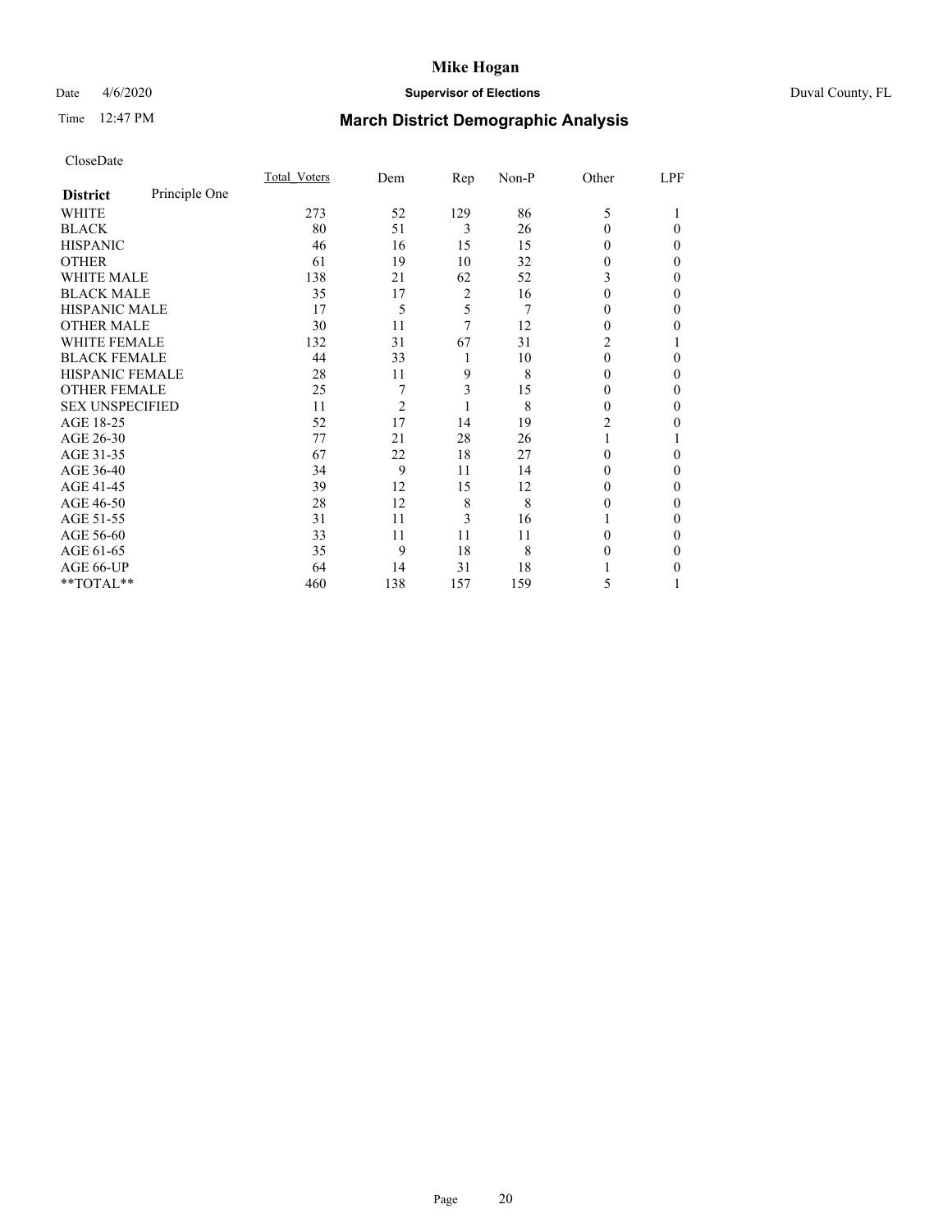# Mike Hogan

Date 4/6/2020 **Supervisor of Elections** Duval County, FL

Time 12:47 PM

## March District Demographic Analysis

CloseDate

| **District** Principle One | Total_Voters | Dem | Rep | Non-P | Other | LPF |
|---|---|---|---|---|---|---|
| WHITE | 273 | 52 | 129 | 86 | 5 | 1 |
| BLACK | 80 | 51 | 3 | 26 | 0 | 0 |
| HISPANIC | 46 | 16 | 15 | 15 | 0 | 0 |
| OTHER | 61 | 19 | 10 | 32 | 0 | 0 |
| WHITE MALE | 138 | 21 | 62 | 52 | 3 | 0 |
| BLACK MALE | 35 | 17 | 2 | 16 | 0 | 0 |
| HISPANIC MALE | 17 | 5 | 5 | 7 | 0 | 0 |
| OTHER MALE | 30 | 11 | 7 | 12 | 0 | 0 |
| WHITE FEMALE | 132 | 31 | 67 | 31 | 2 | 1 |
| BLACK FEMALE | 44 | 33 | 1 | 10 | 0 | 0 |
| HISPANIC FEMALE | 28 | 11 | 9 | 8 | 0 | 0 |
| OTHER FEMALE | 25 | 7 | 3 | 15 | 0 | 0 |
| SEX UNSPECIFIED | 11 | 2 | 1 | 8 | 0 | 0 |
| AGE 18-25 | 52 | 17 | 14 | 19 | 2 | 0 |
| AGE 26-30 | 77 | 21 | 28 | 26 | 1 | 1 |
| AGE 31-35 | 67 | 22 | 18 | 27 | 0 | 0 |
| AGE 36-40 | 34 | 9 | 11 | 14 | 0 | 0 |
| AGE 41-45 | 39 | 12 | 15 | 12 | 0 | 0 |
| AGE 46-50 | 28 | 12 | 8 | 8 | 0 | 0 |
| AGE 51-55 | 31 | 11 | 3 | 16 | 1 | 0 |
| AGE 56-60 | 33 | 11 | 11 | 11 | 0 | 0 |
| AGE 61-65 | 35 | 9 | 18 | 8 | 0 | 0 |
| AGE 66-UP | 64 | 14 | 31 | 18 | 1 | 0 |
| **TOTAL** | 460 | 138 | 157 | 159 | 5 | 1 |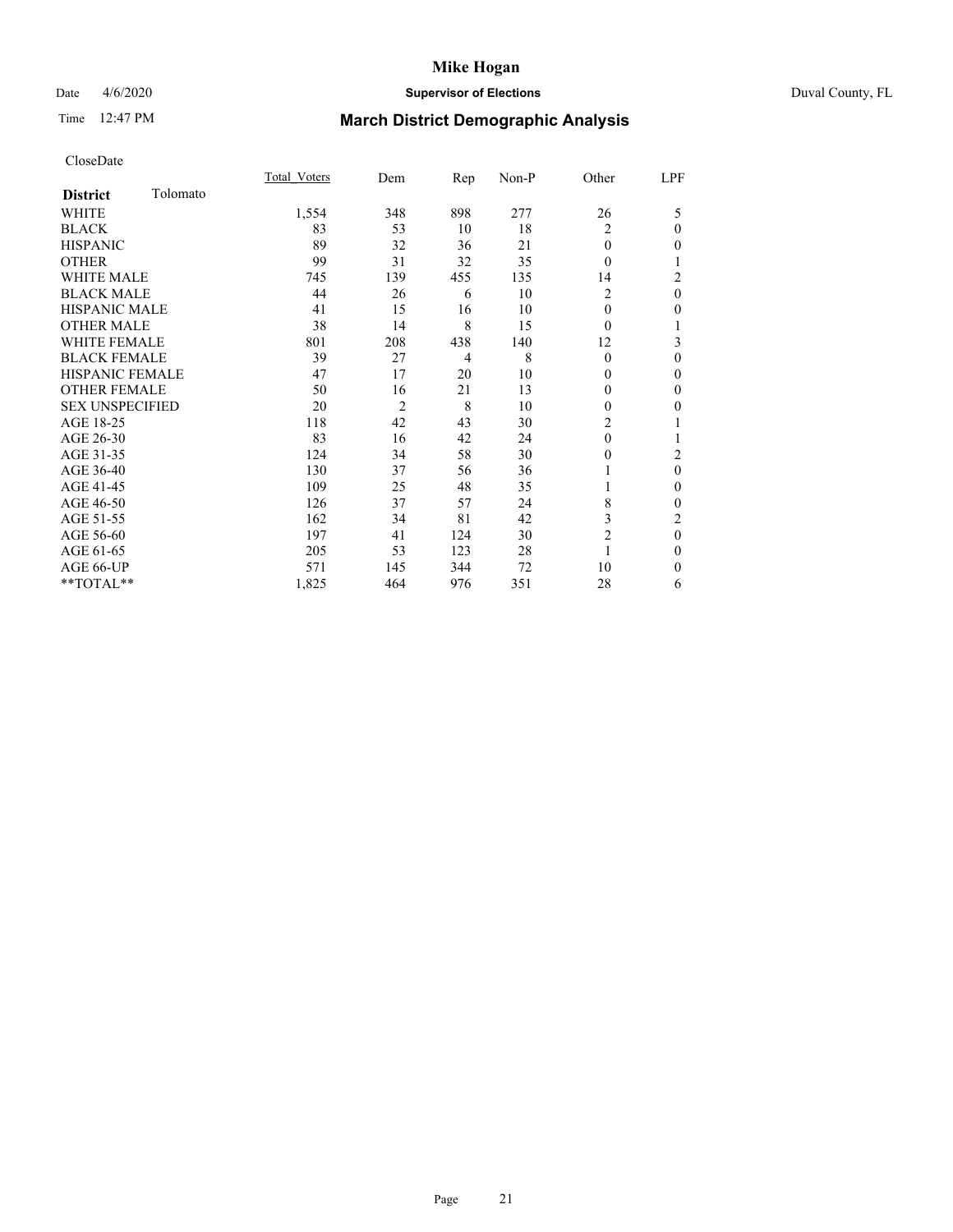# Mike Hogan

Date 4/6/2020 **Supervisor of Elections** Duval County, FL

Time 12:47 PM

## March District Demographic Analysis

CloseDate

| **District** Tolomato | Total_Voters | Dem | Rep | Non-P | Other | LPF |
|---|---|---|---|---|---|---|
| WHITE | 1,554 | 348 | 898 | 277 | 26 | 5 |
| BLACK | 83 | 53 | 10 | 18 | 2 | 0 |
| HISPANIC | 89 | 32 | 36 | 21 | 0 | 0 |
| OTHER | 99 | 31 | 32 | 35 | 0 | 1 |
| WHITE MALE | 745 | 139 | 455 | 135 | 14 | 2 |
| BLACK MALE | 44 | 26 | 6 | 10 | 2 | 0 |
| HISPANIC MALE | 41 | 15 | 16 | 10 | 0 | 0 |
| OTHER MALE | 38 | 14 | 8 | 15 | 0 | 1 |
| WHITE FEMALE | 801 | 208 | 438 | 140 | 12 | 3 |
| BLACK FEMALE | 39 | 27 | 4 | 8 | 0 | 0 |
| HISPANIC FEMALE | 47 | 17 | 20 | 10 | 0 | 0 |
| OTHER FEMALE | 50 | 16 | 21 | 13 | 0 | 0 |
| SEX UNSPECIFIED | 20 | 2 | 8 | 10 | 0 | 0 |
| AGE 18-25 | 118 | 42 | 43 | 30 | 2 | 1 |
| AGE 26-30 | 83 | 16 | 42 | 24 | 0 | 1 |
| AGE 31-35 | 124 | 34 | 58 | 30 | 0 | 2 |
| AGE 36-40 | 130 | 37 | 56 | 36 | 1 | 0 |
| AGE 41-45 | 109 | 25 | 48 | 35 | 1 | 0 |
| AGE 46-50 | 126 | 37 | 57 | 24 | 8 | 0 |
| AGE 51-55 | 162 | 34 | 81 | 42 | 3 | 2 |
| AGE 56-60 | 197 | 41 | 124 | 30 | 2 | 0 |
| AGE 61-65 | 205 | 53 | 123 | 28 | 1 | 0 |
| AGE 66-UP | 571 | 145 | 344 | 72 | 10 | 0 |
| **TOTAL** | 1,825 | 464 | 976 | 351 | 28 | 6 |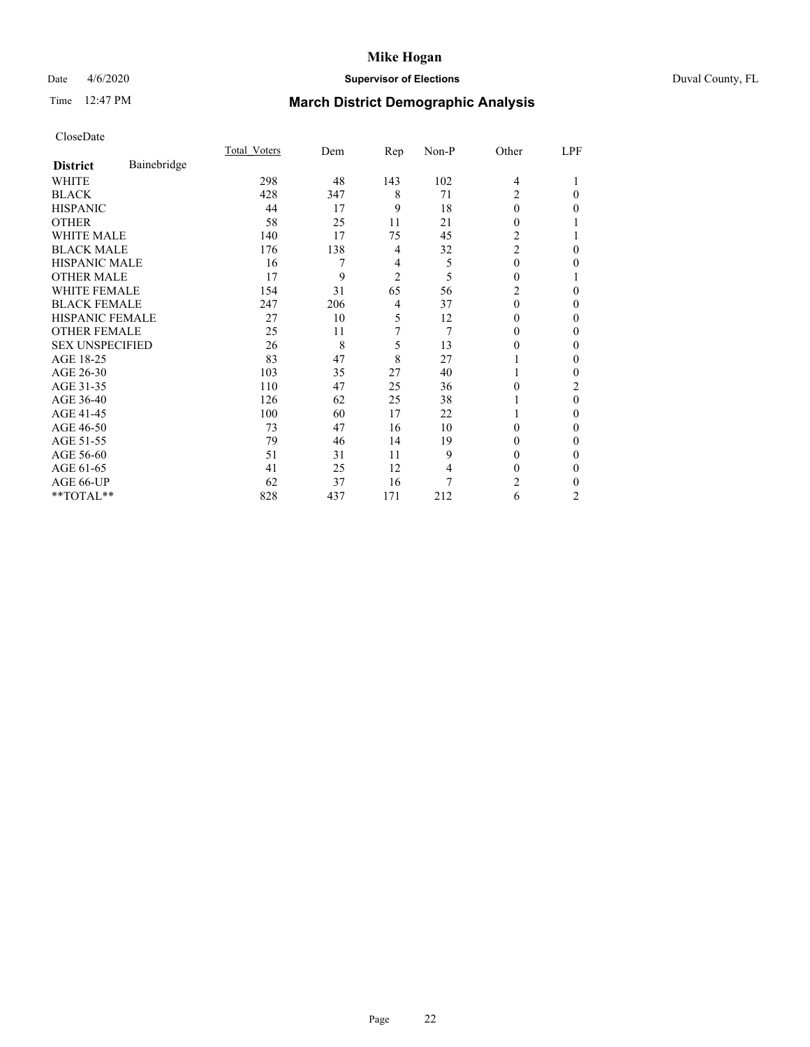# Mike Hogan

Date 4/6/2020 **Supervisor of Elections** Duval County, FL

Time 12:47 PM **March District Demographic Analysis**

CloseDate

| **District** Bainebridge | Total_Voters | Dem | Rep | Non-P | Other | LPF |
|---|---|---|---|---|---|---|
| WHITE | 298 | 48 | 143 | 102 | 4 | 1 |
| BLACK | 428 | 347 | 8 | 71 | 2 | 0 |
| HISPANIC | 44 | 17 | 9 | 18 | 0 | 0 |
| OTHER | 58 | 25 | 11 | 21 | 0 | 1 |
| WHITE MALE | 140 | 17 | 75 | 45 | 2 | 1 |
| BLACK MALE | 176 | 138 | 4 | 32 | 2 | 0 |
| HISPANIC MALE | 16 | 7 | 4 | 5 | 0 | 0 |
| OTHER MALE | 17 | 9 | 2 | 5 | 0 | 1 |
| WHITE FEMALE | 154 | 31 | 65 | 56 | 2 | 0 |
| BLACK FEMALE | 247 | 206 | 4 | 37 | 0 | 0 |
| HISPANIC FEMALE | 27 | 10 | 5 | 12 | 0 | 0 |
| OTHER FEMALE | 25 | 11 | 7 | 7 | 0 | 0 |
| SEX UNSPECIFIED | 26 | 8 | 5 | 13 | 0 | 0 |
| AGE 18-25 | 83 | 47 | 8 | 27 | 1 | 0 |
| AGE 26-30 | 103 | 35 | 27 | 40 | 1 | 0 |
| AGE 31-35 | 110 | 47 | 25 | 36 | 0 | 2 |
| AGE 36-40 | 126 | 62 | 25 | 38 | 1 | 0 |
| AGE 41-45 | 100 | 60 | 17 | 22 | 1 | 0 |
| AGE 46-50 | 73 | 47 | 16 | 10 | 0 | 0 |
| AGE 51-55 | 79 | 46 | 14 | 19 | 0 | 0 |
| AGE 56-60 | 51 | 31 | 11 | 9 | 0 | 0 |
| AGE 61-65 | 41 | 25 | 12 | 4 | 0 | 0 |
| AGE 66-UP | 62 | 37 | 16 | 7 | 2 | 0 |
| **TOTAL** | 828 | 437 | 171 | 212 | 6 | 2 |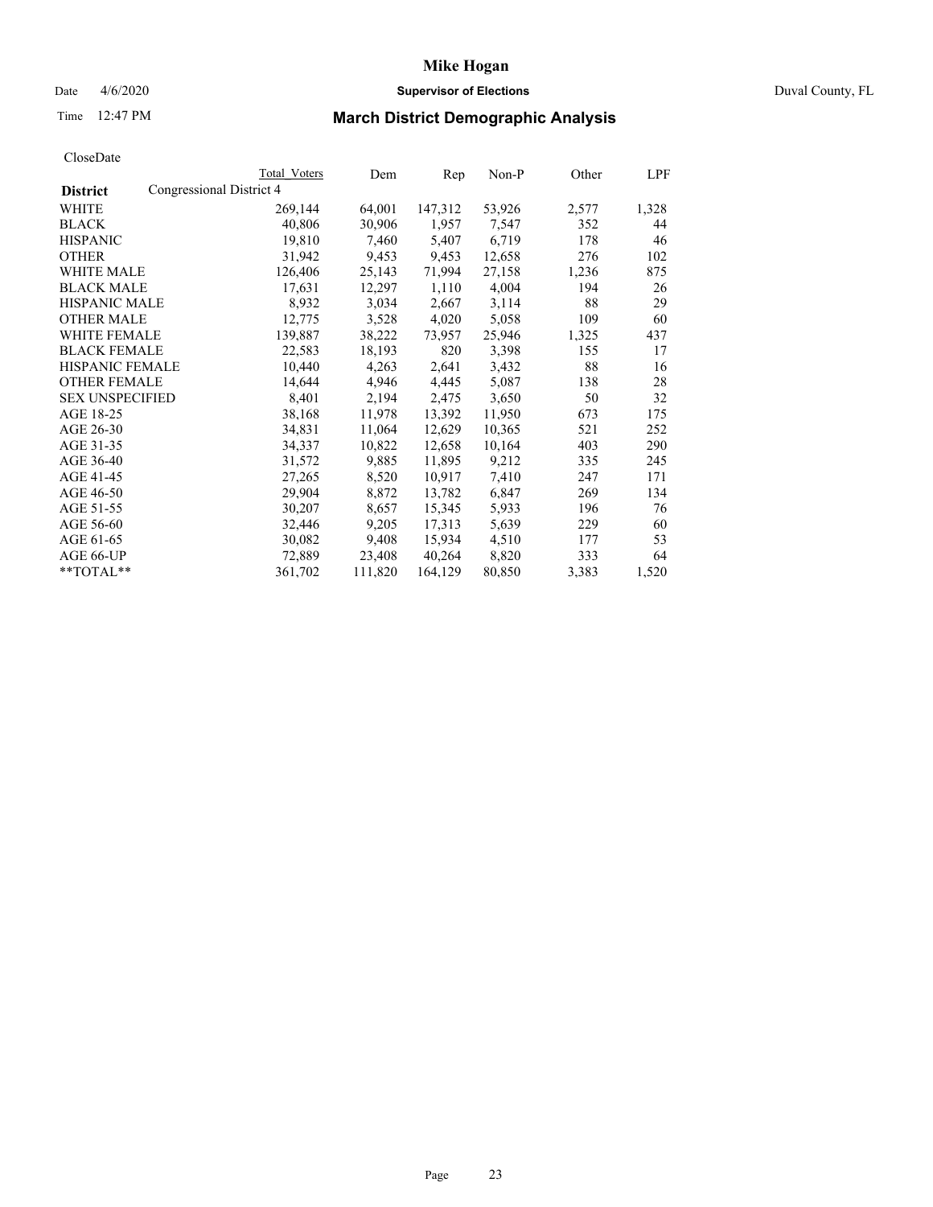# Mike Hogan

Date 4/6/2020 **Supervisor of Elections** Duval County, FL

Time 12:47 PM

## March District Demographic Analysis

CloseDate

| District | Total Voters | Dem | Rep | Non-P | Other | LPF |
|---|---|---|---|---|---|---|
| Congressional District 4 | | | | | | |
| WHITE | 269,144 | 64,001 | 147,312 | 53,926 | 2,577 | 1,328 |
| BLACK | 40,806 | 30,906 | 1,957 | 7,547 | 352 | 44 |
| HISPANIC | 19,810 | 7,460 | 5,407 | 6,719 | 178 | 46 |
| OTHER | 31,942 | 9,453 | 9,453 | 12,658 | 276 | 102 |
| WHITE MALE | 126,406 | 25,143 | 71,994 | 27,158 | 1,236 | 875 |
| BLACK MALE | 17,631 | 12,297 | 1,110 | 4,004 | 194 | 26 |
| HISPANIC MALE | 8,932 | 3,034 | 2,667 | 3,114 | 88 | 29 |
| OTHER MALE | 12,775 | 3,528 | 4,020 | 5,058 | 109 | 60 |
| WHITE FEMALE | 139,887 | 38,222 | 73,957 | 25,946 | 1,325 | 437 |
| BLACK FEMALE | 22,583 | 18,193 | 820 | 3,398 | 155 | 17 |
| HISPANIC FEMALE | 10,440 | 4,263 | 2,641 | 3,432 | 88 | 16 |
| OTHER FEMALE | 14,644 | 4,946 | 4,445 | 5,087 | 138 | 28 |
| SEX UNSPECIFIED | 8,401 | 2,194 | 2,475 | 3,650 | 50 | 32 |
| AGE 18-25 | 38,168 | 11,978 | 13,392 | 11,950 | 673 | 175 |
| AGE 26-30 | 34,831 | 11,064 | 12,629 | 10,365 | 521 | 252 |
| AGE 31-35 | 34,337 | 10,822 | 12,658 | 10,164 | 403 | 290 |
| AGE 36-40 | 31,572 | 9,885 | 11,895 | 9,212 | 335 | 245 |
| AGE 41-45 | 27,265 | 8,520 | 10,917 | 7,410 | 247 | 171 |
| AGE 46-50 | 29,904 | 8,872 | 13,782 | 6,847 | 269 | 134 |
| AGE 51-55 | 30,207 | 8,657 | 15,345 | 5,933 | 196 | 76 |
| AGE 56-60 | 32,446 | 9,205 | 17,313 | 5,639 | 229 | 60 |
| AGE 61-65 | 30,082 | 9,408 | 15,934 | 4,510 | 177 | 53 |
| AGE 66-UP | 72,889 | 23,408 | 40,264 | 8,820 | 333 | 64 |
| **TOTAL** | 361,702 | 111,820 | 164,129 | 80,850 | 3,383 | 1,520 |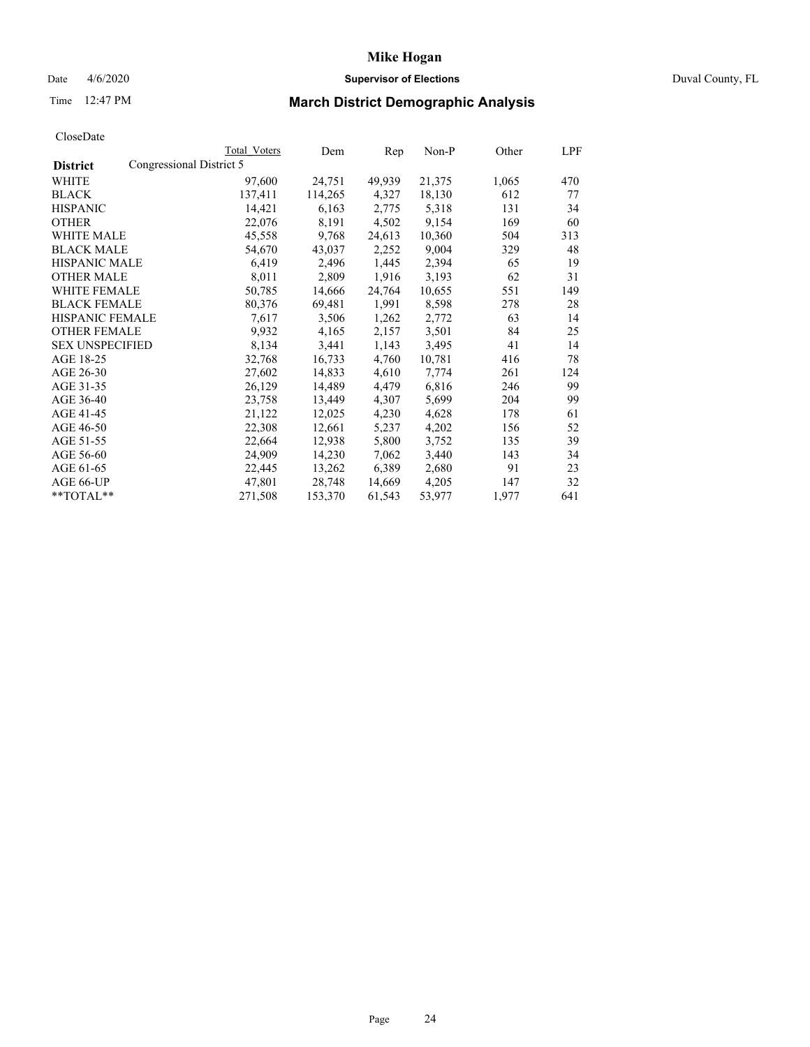# Mike Hogan

Date 4/6/2020 **Supervisor of Elections** Duval County, FL

Time 12:47 PM

## March District Demographic Analysis

CloseDate

| | Total Voters | Dem | Rep | Non-P | Other | LPF |
|---|---|---|---|---|---|---|
| **District** Congressional District 5 | | | | | | |
| WHITE | 97,600 | 24,751 | 49,939 | 21,375 | 1,065 | 470 |
| BLACK | 137,411 | 114,265 | 4,327 | 18,130 | 612 | 77 |
| HISPANIC | 14,421 | 6,163 | 2,775 | 5,318 | 131 | 34 |
| OTHER | 22,076 | 8,191 | 4,502 | 9,154 | 169 | 60 |
| WHITE MALE | 45,558 | 9,768 | 24,613 | 10,360 | 504 | 313 |
| BLACK MALE | 54,670 | 43,037 | 2,252 | 9,004 | 329 | 48 |
| HISPANIC MALE | 6,419 | 2,496 | 1,445 | 2,394 | 65 | 19 |
| OTHER MALE | 8,011 | 2,809 | 1,916 | 3,193 | 62 | 31 |
| WHITE FEMALE | 50,785 | 14,666 | 24,764 | 10,655 | 551 | 149 |
| BLACK FEMALE | 80,376 | 69,481 | 1,991 | 8,598 | 278 | 28 |
| HISPANIC FEMALE | 7,617 | 3,506 | 1,262 | 2,772 | 63 | 14 |
| OTHER FEMALE | 9,932 | 4,165 | 2,157 | 3,501 | 84 | 25 |
| SEX UNSPECIFIED | 8,134 | 3,441 | 1,143 | 3,495 | 41 | 14 |
| AGE 18-25 | 32,768 | 16,733 | 4,760 | 10,781 | 416 | 78 |
| AGE 26-30 | 27,602 | 14,833 | 4,610 | 7,774 | 261 | 124 |
| AGE 31-35 | 26,129 | 14,489 | 4,479 | 6,816 | 246 | 99 |
| AGE 36-40 | 23,758 | 13,449 | 4,307 | 5,699 | 204 | 99 |
| AGE 41-45 | 21,122 | 12,025 | 4,230 | 4,628 | 178 | 61 |
| AGE 46-50 | 22,308 | 12,661 | 5,237 | 4,202 | 156 | 52 |
| AGE 51-55 | 22,664 | 12,938 | 5,800 | 3,752 | 135 | 39 |
| AGE 56-60 | 24,909 | 14,230 | 7,062 | 3,440 | 143 | 34 |
| AGE 61-65 | 22,445 | 13,262 | 6,389 | 2,680 | 91 | 23 |
| AGE 66-UP | 47,801 | 28,748 | 14,669 | 4,205 | 147 | 32 |
| **TOTAL** | 271,508 | 153,370 | 61,543 | 53,977 | 1,977 | 641 |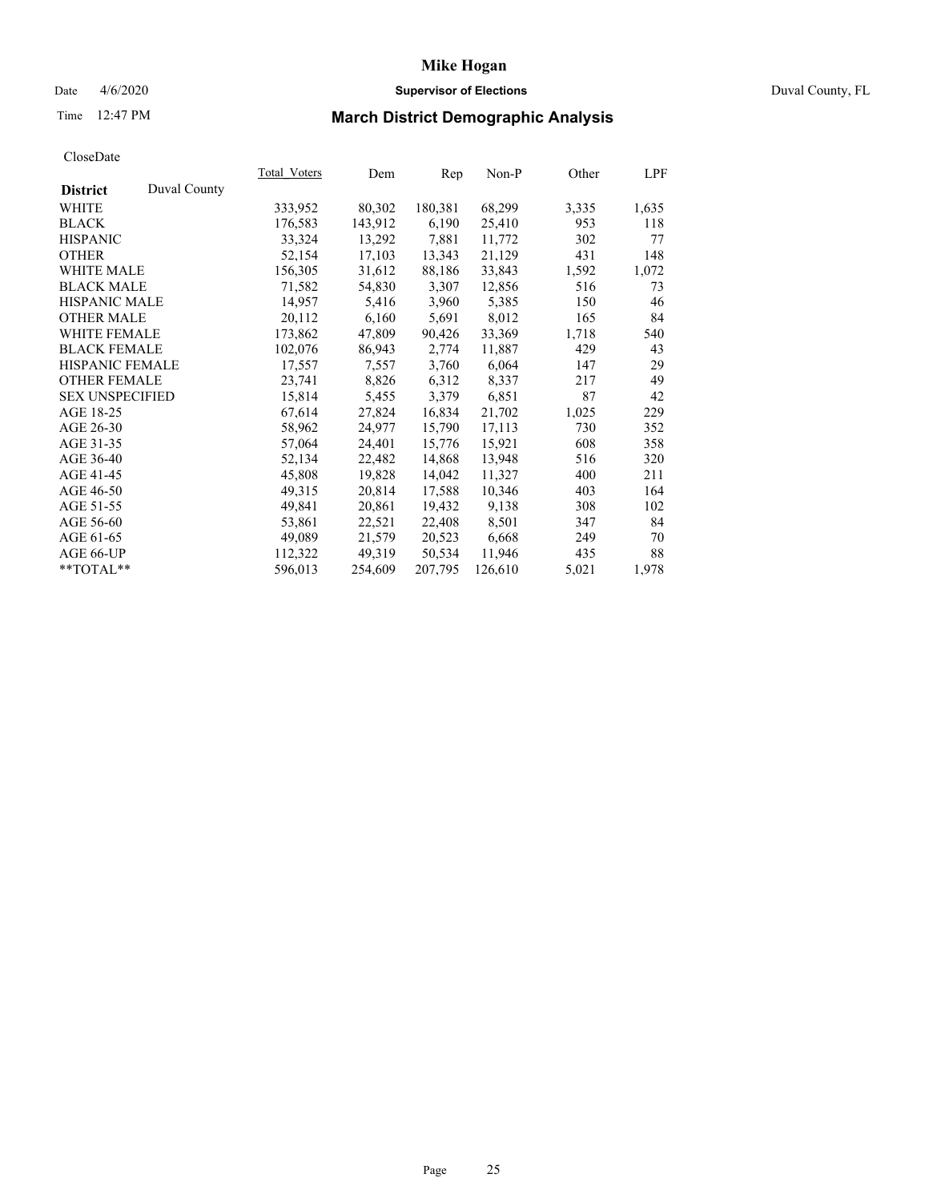# Mike Hogan

Date 4/6/2020 **Supervisor of Elections** Duval County, FL

Time 12:47 PM

## March District Demographic Analysis

CloseDate

| District | Duval County | Total_Voters | Dem | Rep | Non-P | Other | LPF |
|---|---|---|---|---|---|---|---|
| WHITE | | 333,952 | 80,302 | 180,381 | 68,299 | 3,335 | 1,635 |
| BLACK | | 176,583 | 143,912 | 6,190 | 25,410 | 953 | 118 |
| HISPANIC | | 33,324 | 13,292 | 7,881 | 11,772 | 302 | 77 |
| OTHER | | 52,154 | 17,103 | 13,343 | 21,129 | 431 | 148 |
| WHITE MALE | | 156,305 | 31,612 | 88,186 | 33,843 | 1,592 | 1,072 |
| BLACK MALE | | 71,582 | 54,830 | 3,307 | 12,856 | 516 | 73 |
| HISPANIC MALE | | 14,957 | 5,416 | 3,960 | 5,385 | 150 | 46 |
| OTHER MALE | | 20,112 | 6,160 | 5,691 | 8,012 | 165 | 84 |
| WHITE FEMALE | | 173,862 | 47,809 | 90,426 | 33,369 | 1,718 | 540 |
| BLACK FEMALE | | 102,076 | 86,943 | 2,774 | 11,887 | 429 | 43 |
| HISPANIC FEMALE | | 17,557 | 7,557 | 3,760 | 6,064 | 147 | 29 |
| OTHER FEMALE | | 23,741 | 8,826 | 6,312 | 8,337 | 217 | 49 |
| SEX UNSPECIFIED | | 15,814 | 5,455 | 3,379 | 6,851 | 87 | 42 |
| AGE 18-25 | | 67,614 | 27,824 | 16,834 | 21,702 | 1,025 | 229 |
| AGE 26-30 | | 58,962 | 24,977 | 15,790 | 17,113 | 730 | 352 |
| AGE 31-35 | | 57,064 | 24,401 | 15,776 | 15,921 | 608 | 358 |
| AGE 36-40 | | 52,134 | 22,482 | 14,868 | 13,948 | 516 | 320 |
| AGE 41-45 | | 45,808 | 19,828 | 14,042 | 11,327 | 400 | 211 |
| AGE 46-50 | | 49,315 | 20,814 | 17,588 | 10,346 | 403 | 164 |
| AGE 51-55 | | 49,841 | 20,861 | 19,432 | 9,138 | 308 | 102 |
| AGE 56-60 | | 53,861 | 22,521 | 22,408 | 8,501 | 347 | 84 |
| AGE 61-65 | | 49,089 | 21,579 | 20,523 | 6,668 | 249 | 70 |
| AGE 66-UP | | 112,322 | 49,319 | 50,534 | 11,946 | 435 | 88 |
| **TOTAL** | | 596,013 | 254,609 | 207,795 | 126,610 | 5,021 | 1,978 |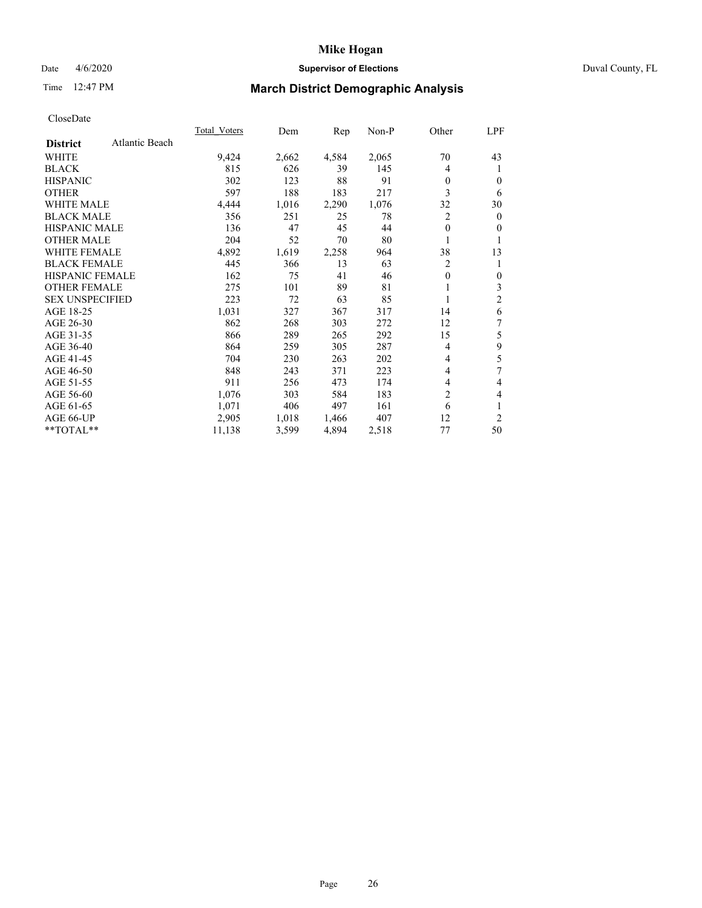# Mike Hogan

Date 4/6/2020 **Supervisor of Elections** Duval County, FL

Time 12:47 PM

## March District Demographic Analysis

CloseDate

| **District** Atlantic Beach | Total_Voters | Dem | Rep | Non-P | Other | LPF |
|---|---|---|---|---|---|---|
| WHITE | 9,424 | 2,662 | 4,584 | 2,065 | 70 | 43 |
| BLACK | 815 | 626 | 39 | 145 | 4 | 1 |
| HISPANIC | 302 | 123 | 88 | 91 | 0 | 0 |
| OTHER | 597 | 188 | 183 | 217 | 3 | 6 |
| WHITE MALE | 4,444 | 1,016 | 2,290 | 1,076 | 32 | 30 |
| BLACK MALE | 356 | 251 | 25 | 78 | 2 | 0 |
| HISPANIC MALE | 136 | 47 | 45 | 44 | 0 | 0 |
| OTHER MALE | 204 | 52 | 70 | 80 | 1 | 1 |
| WHITE FEMALE | 4,892 | 1,619 | 2,258 | 964 | 38 | 13 |
| BLACK FEMALE | 445 | 366 | 13 | 63 | 2 | 1 |
| HISPANIC FEMALE | 162 | 75 | 41 | 46 | 0 | 0 |
| OTHER FEMALE | 275 | 101 | 89 | 81 | 1 | 3 |
| SEX UNSPECIFIED | 223 | 72 | 63 | 85 | 1 | 2 |
| AGE 18-25 | 1,031 | 327 | 367 | 317 | 14 | 6 |
| AGE 26-30 | 862 | 268 | 303 | 272 | 12 | 7 |
| AGE 31-35 | 866 | 289 | 265 | 292 | 15 | 5 |
| AGE 36-40 | 864 | 259 | 305 | 287 | 4 | 9 |
| AGE 41-45 | 704 | 230 | 263 | 202 | 4 | 5 |
| AGE 46-50 | 848 | 243 | 371 | 223 | 4 | 7 |
| AGE 51-55 | 911 | 256 | 473 | 174 | 4 | 4 |
| AGE 56-60 | 1,076 | 303 | 584 | 183 | 2 | 4 |
| AGE 61-65 | 1,071 | 406 | 497 | 161 | 6 | 1 |
| AGE 66-UP | 2,905 | 1,018 | 1,466 | 407 | 12 | 2 |
| **TOTAL** | 11,138 | 3,599 | 4,894 | 2,518 | 77 | 50 |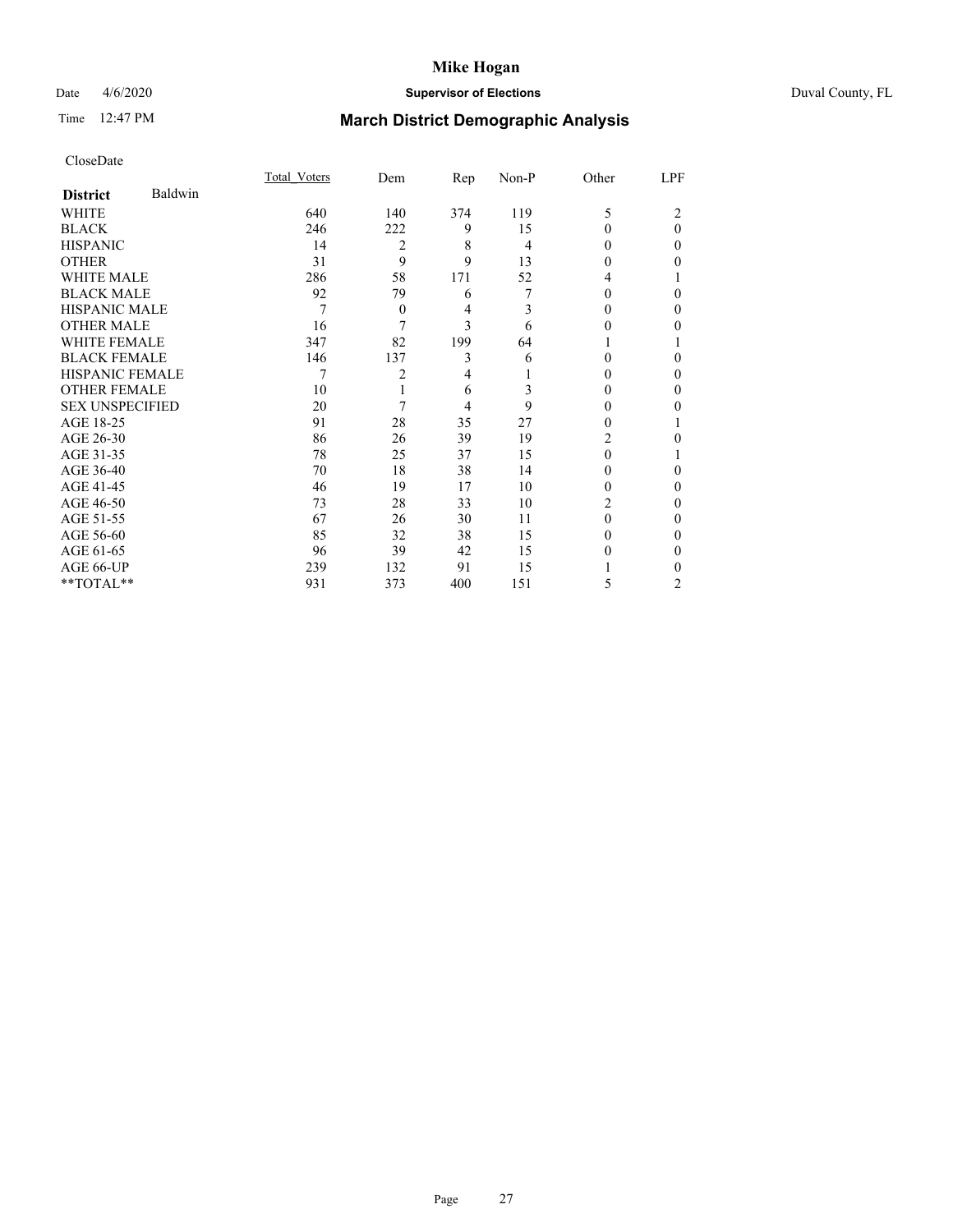# Mike Hogan

Date 4/6/2020 **Supervisor of Elections** Duval County, FL

Time 12:47 PM

## March District Demographic Analysis

CloseDate

| **District** Baldwin | Total_Voters | Dem | Rep | Non-P | Other | LPF |
|---|---|---|---|---|---|---|
| WHITE | 640 | 140 | 374 | 119 | 5 | 2 |
| BLACK | 246 | 222 | 9 | 15 | 0 | 0 |
| HISPANIC | 14 | 2 | 8 | 4 | 0 | 0 |
| OTHER | 31 | 9 | 9 | 13 | 0 | 0 |
| WHITE MALE | 286 | 58 | 171 | 52 | 4 | 1 |
| BLACK MALE | 92 | 79 | 6 | 7 | 0 | 0 |
| HISPANIC MALE | 7 | 0 | 4 | 3 | 0 | 0 |
| OTHER MALE | 16 | 7 | 3 | 6 | 0 | 0 |
| WHITE FEMALE | 347 | 82 | 199 | 64 | 1 | 1 |
| BLACK FEMALE | 146 | 137 | 3 | 6 | 0 | 0 |
| HISPANIC FEMALE | 7 | 2 | 4 | 1 | 0 | 0 |
| OTHER FEMALE | 10 | 1 | 6 | 3 | 0 | 0 |
| SEX UNSPECIFIED | 20 | 7 | 4 | 9 | 0 | 0 |
| AGE 18-25 | 91 | 28 | 35 | 27 | 0 | 1 |
| AGE 26-30 | 86 | 26 | 39 | 19 | 2 | 0 |
| AGE 31-35 | 78 | 25 | 37 | 15 | 0 | 1 |
| AGE 36-40 | 70 | 18 | 38 | 14 | 0 | 0 |
| AGE 41-45 | 46 | 19 | 17 | 10 | 0 | 0 |
| AGE 46-50 | 73 | 28 | 33 | 10 | 2 | 0 |
| AGE 51-55 | 67 | 26 | 30 | 11 | 0 | 0 |
| AGE 56-60 | 85 | 32 | 38 | 15 | 0 | 0 |
| AGE 61-65 | 96 | 39 | 42 | 15 | 0 | 0 |
| AGE 66-UP | 239 | 132 | 91 | 15 | 1 | 0 |
| **TOTAL** | 931 | 373 | 400 | 151 | 5 | 2 |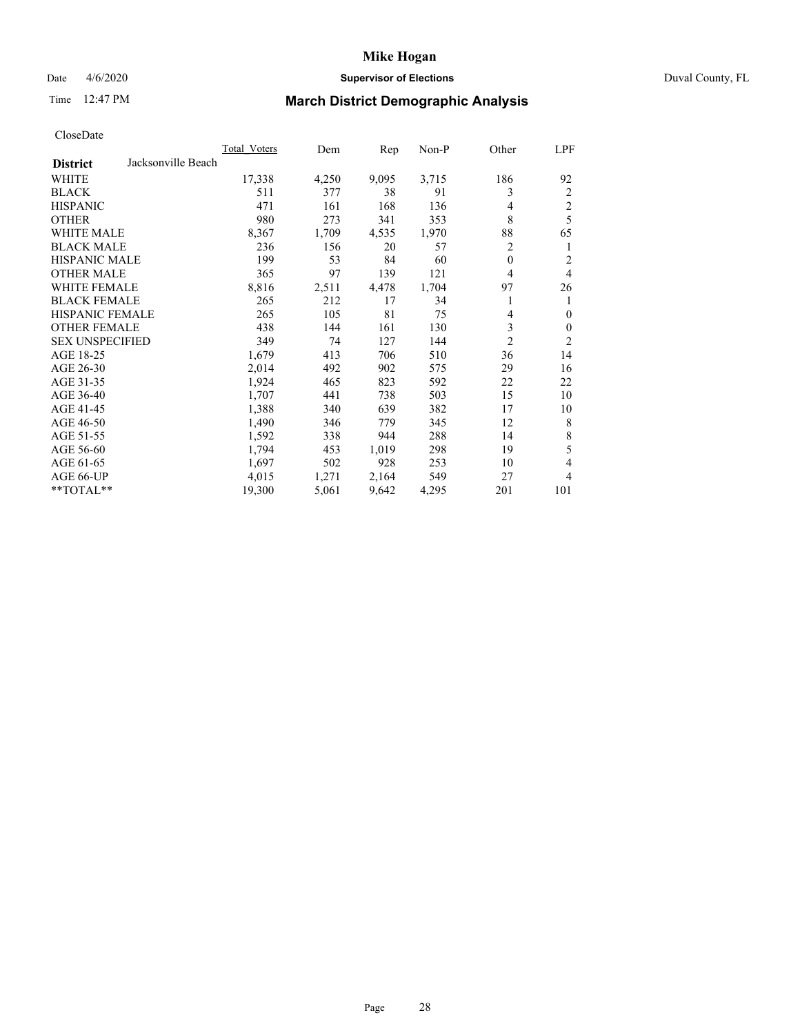# Mike Hogan

Date 4/6/2020 **Supervisor of Elections** Duval County, FL

Time 12:47 PM

## March District Demographic Analysis

CloseDate

| District: Jacksonville Beach | Total_Voters | Dem | Rep | Non-P | Other | LPF |
|---|---|---|---|---|---|---|
| WHITE | 17,338 | 4,250 | 9,095 | 3,715 | 186 | 92 |
| BLACK | 511 | 377 | 38 | 91 | 3 | 2 |
| HISPANIC | 471 | 161 | 168 | 136 | 4 | 2 |
| OTHER | 980 | 273 | 341 | 353 | 8 | 5 |
| WHITE MALE | 8,367 | 1,709 | 4,535 | 1,970 | 88 | 65 |
| BLACK MALE | 236 | 156 | 20 | 57 | 2 | 1 |
| HISPANIC MALE | 199 | 53 | 84 | 60 | 0 | 2 |
| OTHER MALE | 365 | 97 | 139 | 121 | 4 | 4 |
| WHITE FEMALE | 8,816 | 2,511 | 4,478 | 1,704 | 97 | 26 |
| BLACK FEMALE | 265 | 212 | 17 | 34 | 1 | 1 |
| HISPANIC FEMALE | 265 | 105 | 81 | 75 | 4 | 0 |
| OTHER FEMALE | 438 | 144 | 161 | 130 | 3 | 0 |
| SEX UNSPECIFIED | 349 | 74 | 127 | 144 | 2 | 2 |
| AGE 18-25 | 1,679 | 413 | 706 | 510 | 36 | 14 |
| AGE 26-30 | 2,014 | 492 | 902 | 575 | 29 | 16 |
| AGE 31-35 | 1,924 | 465 | 823 | 592 | 22 | 22 |
| AGE 36-40 | 1,707 | 441 | 738 | 503 | 15 | 10 |
| AGE 41-45 | 1,388 | 340 | 639 | 382 | 17 | 10 |
| AGE 46-50 | 1,490 | 346 | 779 | 345 | 12 | 8 |
| AGE 51-55 | 1,592 | 338 | 944 | 288 | 14 | 8 |
| AGE 56-60 | 1,794 | 453 | 1,019 | 298 | 19 | 5 |
| AGE 61-65 | 1,697 | 502 | 928 | 253 | 10 | 4 |
| AGE 66-UP | 4,015 | 1,271 | 2,164 | 549 | 27 | 4 |
| **TOTAL** | 19,300 | 5,061 | 9,642 | 4,295 | 201 | 101 |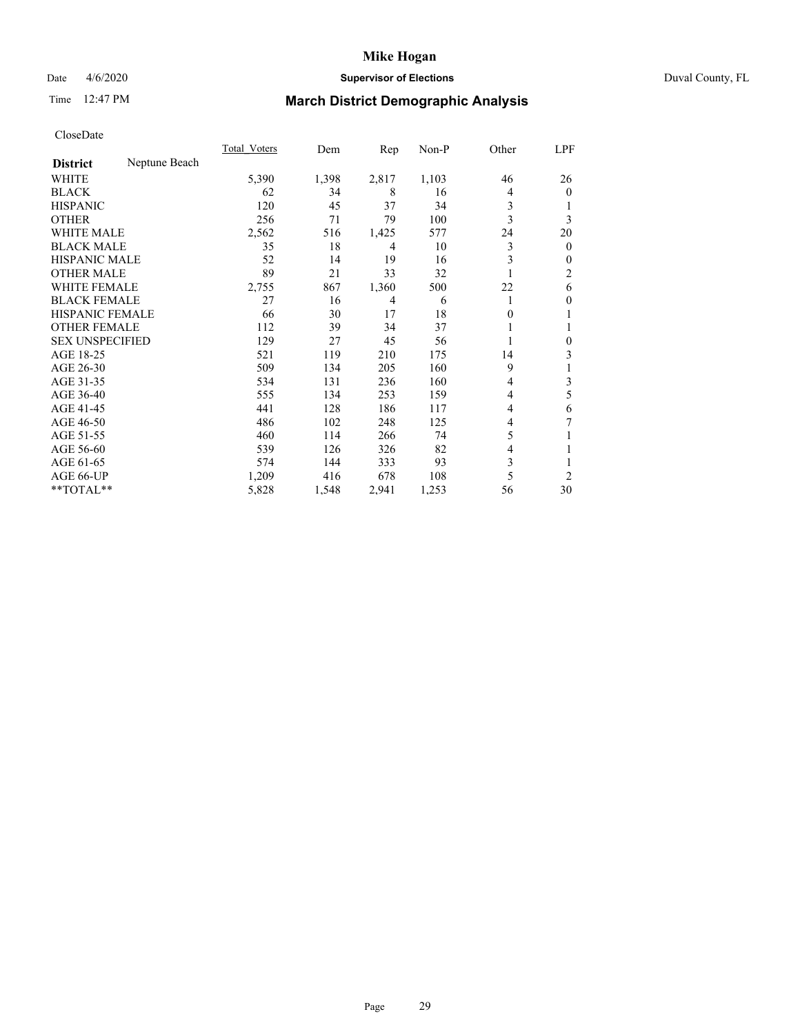# Mike Hogan

Date 4/6/2020 **Supervisor of Elections** Duval County, FL

Time 12:47 PM

## March District Demographic Analysis

CloseDate

| District: Neptune Beach | Total_Voters | Dem | Rep | Non-P | Other | LPF |
|---|---|---|---|---|---|---|
| WHITE | 5,390 | 1,398 | 2,817 | 1,103 | 46 | 26 |
| BLACK | 62 | 34 | 8 | 16 | 4 | 0 |
| HISPANIC | 120 | 45 | 37 | 34 | 3 | 1 |
| OTHER | 256 | 71 | 79 | 100 | 3 | 3 |
| WHITE MALE | 2,562 | 516 | 1,425 | 577 | 24 | 20 |
| BLACK MALE | 35 | 18 | 4 | 10 | 3 | 0 |
| HISPANIC MALE | 52 | 14 | 19 | 16 | 3 | 0 |
| OTHER MALE | 89 | 21 | 33 | 32 | 1 | 2 |
| WHITE FEMALE | 2,755 | 867 | 1,360 | 500 | 22 | 6 |
| BLACK FEMALE | 27 | 16 | 4 | 6 | 1 | 0 |
| HISPANIC FEMALE | 66 | 30 | 17 | 18 | 0 | 1 |
| OTHER FEMALE | 112 | 39 | 34 | 37 | 1 | 1 |
| SEX UNSPECIFIED | 129 | 27 | 45 | 56 | 1 | 0 |
| AGE 18-25 | 521 | 119 | 210 | 175 | 14 | 3 |
| AGE 26-30 | 509 | 134 | 205 | 160 | 9 | 1 |
| AGE 31-35 | 534 | 131 | 236 | 160 | 4 | 3 |
| AGE 36-40 | 555 | 134 | 253 | 159 | 4 | 5 |
| AGE 41-45 | 441 | 128 | 186 | 117 | 4 | 6 |
| AGE 46-50 | 486 | 102 | 248 | 125 | 4 | 7 |
| AGE 51-55 | 460 | 114 | 266 | 74 | 5 | 1 |
| AGE 56-60 | 539 | 126 | 326 | 82 | 4 | 1 |
| AGE 61-65 | 574 | 144 | 333 | 93 | 3 | 1 |
| AGE 66-UP | 1,209 | 416 | 678 | 108 | 5 | 2 |
| **TOTAL** | 5,828 | 1,548 | 2,941 | 1,253 | 56 | 30 |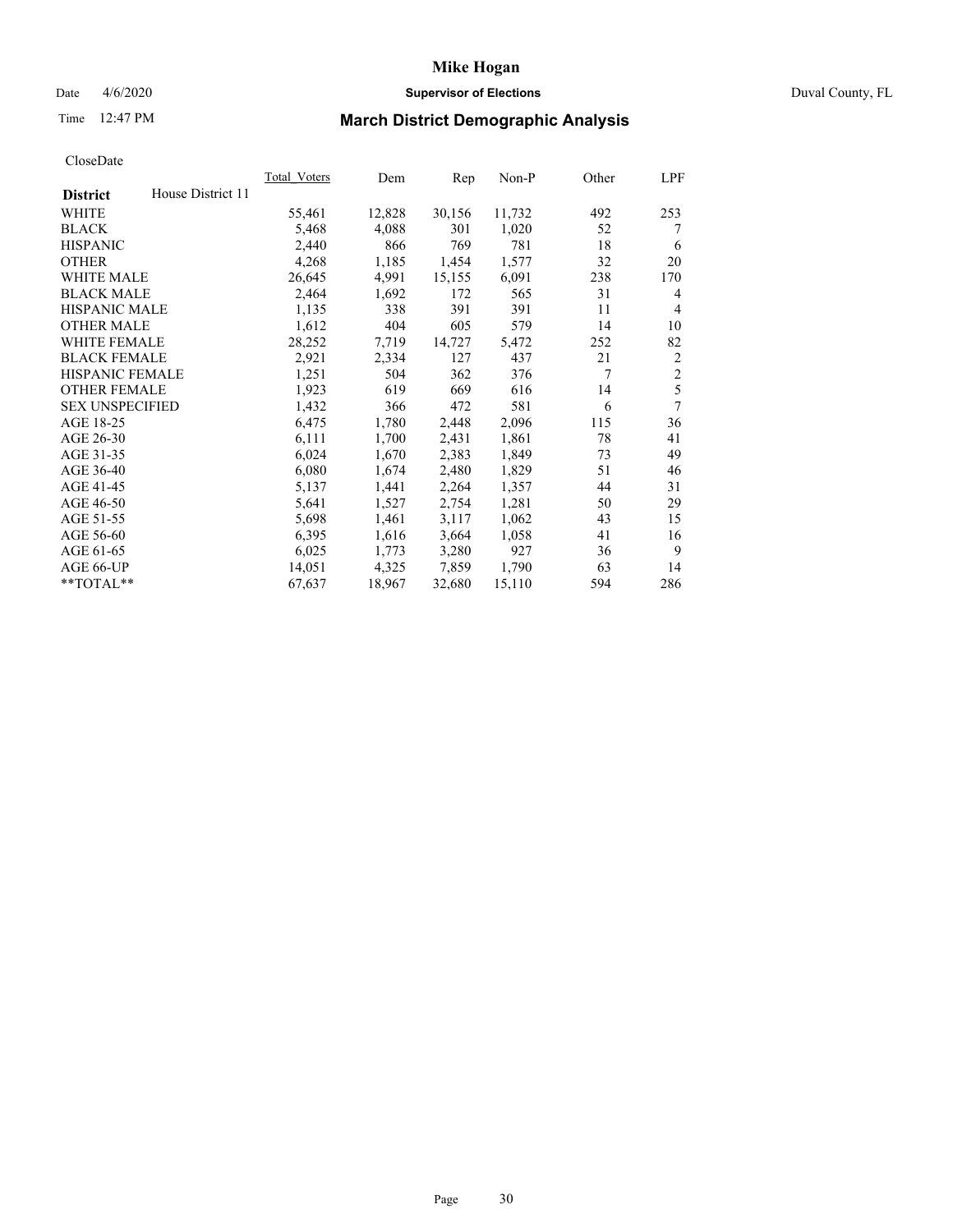# Mike Hogan

Date 4/6/2020 **Supervisor of Elections** Duval County, FL

Time 12:47 PM

## March District Demographic Analysis

CloseDate

| **District** House District 11 | Total_Voters | Dem | Rep | Non-P | Other | LPF |
|---|---|---|---|---|---|---|
| WHITE | 55,461 | 12,828 | 30,156 | 11,732 | 492 | 253 |
| BLACK | 5,468 | 4,088 | 301 | 1,020 | 52 | 7 |
| HISPANIC | 2,440 | 866 | 769 | 781 | 18 | 6 |
| OTHER | 4,268 | 1,185 | 1,454 | 1,577 | 32 | 20 |
| WHITE MALE | 26,645 | 4,991 | 15,155 | 6,091 | 238 | 170 |
| BLACK MALE | 2,464 | 1,692 | 172 | 565 | 31 | 4 |
| HISPANIC MALE | 1,135 | 338 | 391 | 391 | 11 | 4 |
| OTHER MALE | 1,612 | 404 | 605 | 579 | 14 | 10 |
| WHITE FEMALE | 28,252 | 7,719 | 14,727 | 5,472 | 252 | 82 |
| BLACK FEMALE | 2,921 | 2,334 | 127 | 437 | 21 | 2 |
| HISPANIC FEMALE | 1,251 | 504 | 362 | 376 | 7 | 2 |
| OTHER FEMALE | 1,923 | 619 | 669 | 616 | 14 | 5 |
| SEX UNSPECIFIED | 1,432 | 366 | 472 | 581 | 6 | 7 |
| AGE 18-25 | 6,475 | 1,780 | 2,448 | 2,096 | 115 | 36 |
| AGE 26-30 | 6,111 | 1,700 | 2,431 | 1,861 | 78 | 41 |
| AGE 31-35 | 6,024 | 1,670 | 2,383 | 1,849 | 73 | 49 |
| AGE 36-40 | 6,080 | 1,674 | 2,480 | 1,829 | 51 | 46 |
| AGE 41-45 | 5,137 | 1,441 | 2,264 | 1,357 | 44 | 31 |
| AGE 46-50 | 5,641 | 1,527 | 2,754 | 1,281 | 50 | 29 |
| AGE 51-55 | 5,698 | 1,461 | 3,117 | 1,062 | 43 | 15 |
| AGE 56-60 | 6,395 | 1,616 | 3,664 | 1,058 | 41 | 16 |
| AGE 61-65 | 6,025 | 1,773 | 3,280 | 927 | 36 | 9 |
| AGE 66-UP | 14,051 | 4,325 | 7,859 | 1,790 | 63 | 14 |
| **TOTAL** | 67,637 | 18,967 | 32,680 | 15,110 | 594 | 286 |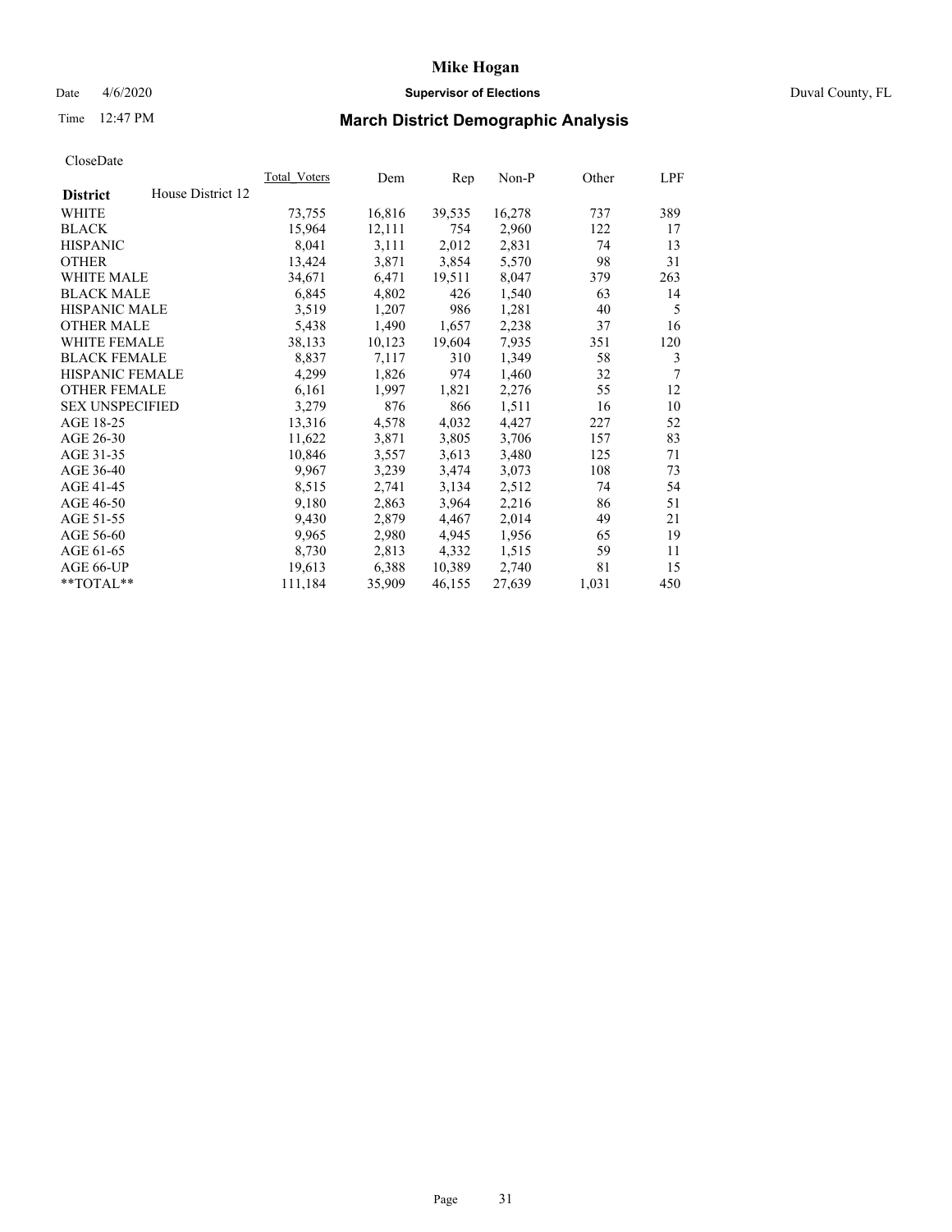**Mike Hogan**

Date 4/6/2020 **Supervisor of Elections** Duval County, FL

Time 12:47 PM

## March District Demographic Analysis

CloseDate

| **District** House District 12 | Total_Voters | Dem | Rep | Non-P | Other | LPF |
|---|---|---|---|---|---|---|
| WHITE | 73,755 | 16,816 | 39,535 | 16,278 | 737 | 389 |
| BLACK | 15,964 | 12,111 | 754 | 2,960 | 122 | 17 |
| HISPANIC | 8,041 | 3,111 | 2,012 | 2,831 | 74 | 13 |
| OTHER | 13,424 | 3,871 | 3,854 | 5,570 | 98 | 31 |
| WHITE MALE | 34,671 | 6,471 | 19,511 | 8,047 | 379 | 263 |
| BLACK MALE | 6,845 | 4,802 | 426 | 1,540 | 63 | 14 |
| HISPANIC MALE | 3,519 | 1,207 | 986 | 1,281 | 40 | 5 |
| OTHER MALE | 5,438 | 1,490 | 1,657 | 2,238 | 37 | 16 |
| WHITE FEMALE | 38,133 | 10,123 | 19,604 | 7,935 | 351 | 120 |
| BLACK FEMALE | 8,837 | 7,117 | 310 | 1,349 | 58 | 3 |
| HISPANIC FEMALE | 4,299 | 1,826 | 974 | 1,460 | 32 | 7 |
| OTHER FEMALE | 6,161 | 1,997 | 1,821 | 2,276 | 55 | 12 |
| SEX UNSPECIFIED | 3,279 | 876 | 866 | 1,511 | 16 | 10 |
| AGE 18-25 | 13,316 | 4,578 | 4,032 | 4,427 | 227 | 52 |
| AGE 26-30 | 11,622 | 3,871 | 3,805 | 3,706 | 157 | 83 |
| AGE 31-35 | 10,846 | 3,557 | 3,613 | 3,480 | 125 | 71 |
| AGE 36-40 | 9,967 | 3,239 | 3,474 | 3,073 | 108 | 73 |
| AGE 41-45 | 8,515 | 2,741 | 3,134 | 2,512 | 74 | 54 |
| AGE 46-50 | 9,180 | 2,863 | 3,964 | 2,216 | 86 | 51 |
| AGE 51-55 | 9,430 | 2,879 | 4,467 | 2,014 | 49 | 21 |
| AGE 56-60 | 9,965 | 2,980 | 4,945 | 1,956 | 65 | 19 |
| AGE 61-65 | 8,730 | 2,813 | 4,332 | 1,515 | 59 | 11 |
| AGE 66-UP | 19,613 | 6,388 | 10,389 | 2,740 | 81 | 15 |
| **TOTAL** | 111,184 | 35,909 | 46,155 | 27,639 | 1,031 | 450 |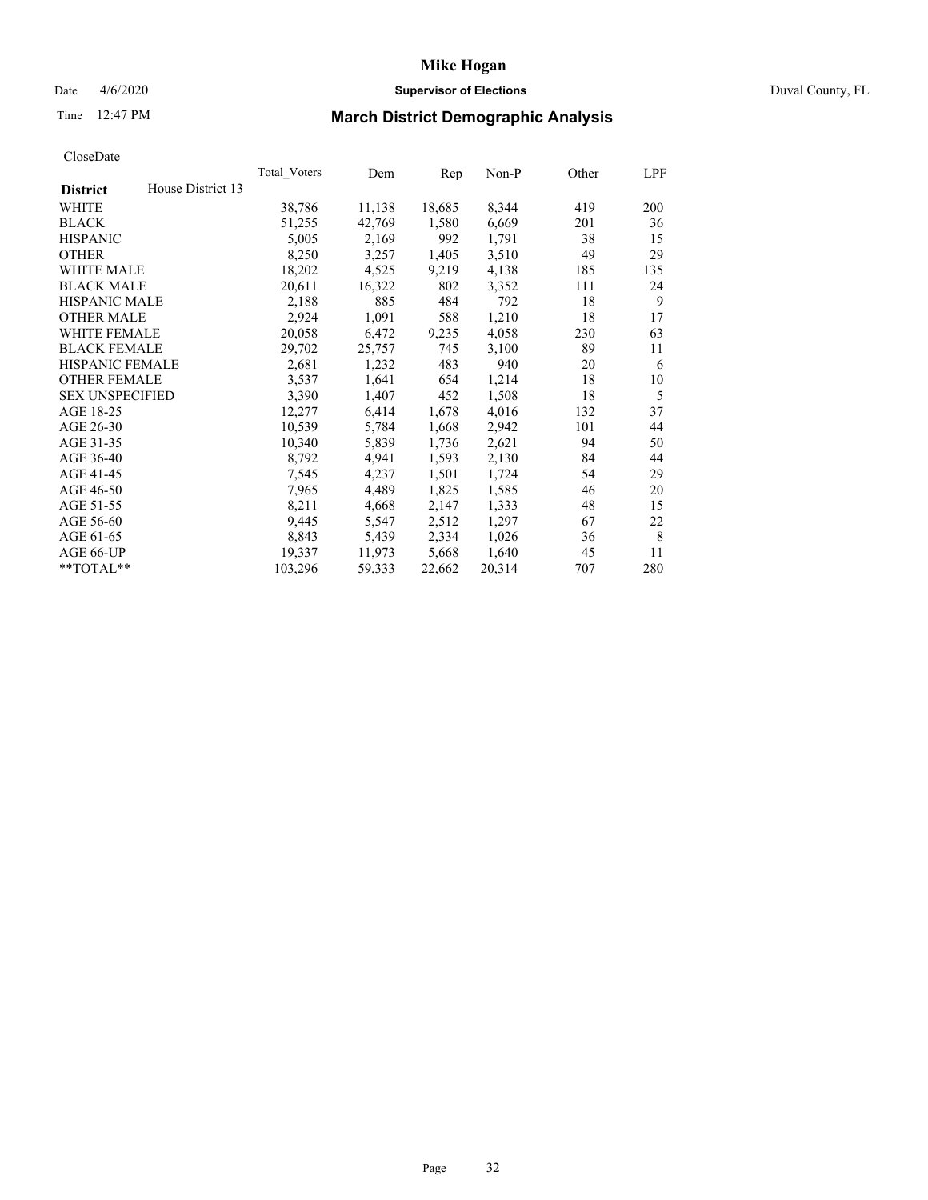# Mike Hogan

Date 4/6/2020 **Supervisor of Elections** Duval County, FL

Time 12:47 PM **March District Demographic Analysis**

CloseDate

| **District** House District 13 | Total_Voters | Dem | Rep | Non-P | Other | LPF |
|---|---|---|---|---|---|---|
| WHITE | 38,786 | 11,138 | 18,685 | 8,344 | 419 | 200 |
| BLACK | 51,255 | 42,769 | 1,580 | 6,669 | 201 | 36 |
| HISPANIC | 5,005 | 2,169 | 992 | 1,791 | 38 | 15 |
| OTHER | 8,250 | 3,257 | 1,405 | 3,510 | 49 | 29 |
| WHITE MALE | 18,202 | 4,525 | 9,219 | 4,138 | 185 | 135 |
| BLACK MALE | 20,611 | 16,322 | 802 | 3,352 | 111 | 24 |
| HISPANIC MALE | 2,188 | 885 | 484 | 792 | 18 | 9 |
| OTHER MALE | 2,924 | 1,091 | 588 | 1,210 | 18 | 17 |
| WHITE FEMALE | 20,058 | 6,472 | 9,235 | 4,058 | 230 | 63 |
| BLACK FEMALE | 29,702 | 25,757 | 745 | 3,100 | 89 | 11 |
| HISPANIC FEMALE | 2,681 | 1,232 | 483 | 940 | 20 | 6 |
| OTHER FEMALE | 3,537 | 1,641 | 654 | 1,214 | 18 | 10 |
| SEX UNSPECIFIED | 3,390 | 1,407 | 452 | 1,508 | 18 | 5 |
| AGE 18-25 | 12,277 | 6,414 | 1,678 | 4,016 | 132 | 37 |
| AGE 26-30 | 10,539 | 5,784 | 1,668 | 2,942 | 101 | 44 |
| AGE 31-35 | 10,340 | 5,839 | 1,736 | 2,621 | 94 | 50 |
| AGE 36-40 | 8,792 | 4,941 | 1,593 | 2,130 | 84 | 44 |
| AGE 41-45 | 7,545 | 4,237 | 1,501 | 1,724 | 54 | 29 |
| AGE 46-50 | 7,965 | 4,489 | 1,825 | 1,585 | 46 | 20 |
| AGE 51-55 | 8,211 | 4,668 | 2,147 | 1,333 | 48 | 15 |
| AGE 56-60 | 9,445 | 5,547 | 2,512 | 1,297 | 67 | 22 |
| AGE 61-65 | 8,843 | 5,439 | 2,334 | 1,026 | 36 | 8 |
| AGE 66-UP | 19,337 | 11,973 | 5,668 | 1,640 | 45 | 11 |
| **TOTAL** | 103,296 | 59,333 | 22,662 | 20,314 | 707 | 280 |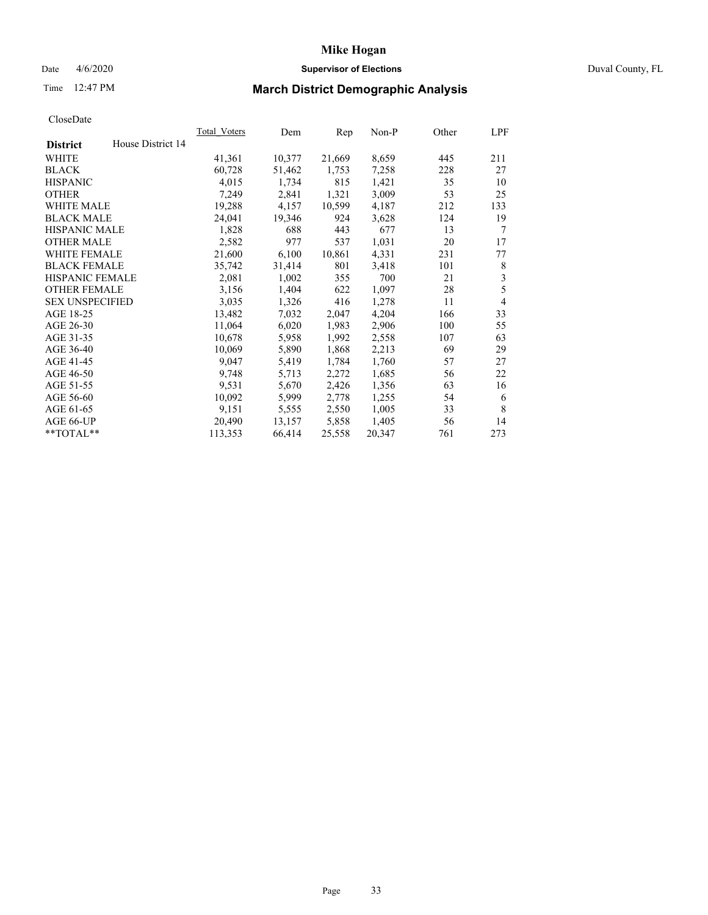# Mike Hogan

Date 4/6/2020 **Supervisor of Elections** Duval County, FL

Time 12:47 PM

## March District Demographic Analysis

CloseDate

| **District** House District 14 | Total_Voters | Dem | Rep | Non-P | Other | LPF |
|---|---|---|---|---|---|---|
| WHITE | 41,361 | 10,377 | 21,669 | 8,659 | 445 | 211 |
| BLACK | 60,728 | 51,462 | 1,753 | 7,258 | 228 | 27 |
| HISPANIC | 4,015 | 1,734 | 815 | 1,421 | 35 | 10 |
| OTHER | 7,249 | 2,841 | 1,321 | 3,009 | 53 | 25 |
| WHITE MALE | 19,288 | 4,157 | 10,599 | 4,187 | 212 | 133 |
| BLACK MALE | 24,041 | 19,346 | 924 | 3,628 | 124 | 19 |
| HISPANIC MALE | 1,828 | 688 | 443 | 677 | 13 | 7 |
| OTHER MALE | 2,582 | 977 | 537 | 1,031 | 20 | 17 |
| WHITE FEMALE | 21,600 | 6,100 | 10,861 | 4,331 | 231 | 77 |
| BLACK FEMALE | 35,742 | 31,414 | 801 | 3,418 | 101 | 8 |
| HISPANIC FEMALE | 2,081 | 1,002 | 355 | 700 | 21 | 3 |
| OTHER FEMALE | 3,156 | 1,404 | 622 | 1,097 | 28 | 5 |
| SEX UNSPECIFIED | 3,035 | 1,326 | 416 | 1,278 | 11 | 4 |
| AGE 18-25 | 13,482 | 7,032 | 2,047 | 4,204 | 166 | 33 |
| AGE 26-30 | 11,064 | 6,020 | 1,983 | 2,906 | 100 | 55 |
| AGE 31-35 | 10,678 | 5,958 | 1,992 | 2,558 | 107 | 63 |
| AGE 36-40 | 10,069 | 5,890 | 1,868 | 2,213 | 69 | 29 |
| AGE 41-45 | 9,047 | 5,419 | 1,784 | 1,760 | 57 | 27 |
| AGE 46-50 | 9,748 | 5,713 | 2,272 | 1,685 | 56 | 22 |
| AGE 51-55 | 9,531 | 5,670 | 2,426 | 1,356 | 63 | 16 |
| AGE 56-60 | 10,092 | 5,999 | 2,778 | 1,255 | 54 | 6 |
| AGE 61-65 | 9,151 | 5,555 | 2,550 | 1,005 | 33 | 8 |
| AGE 66-UP | 20,490 | 13,157 | 5,858 | 1,405 | 56 | 14 |
| **TOTAL** | 113,353 | 66,414 | 25,558 | 20,347 | 761 | 273 |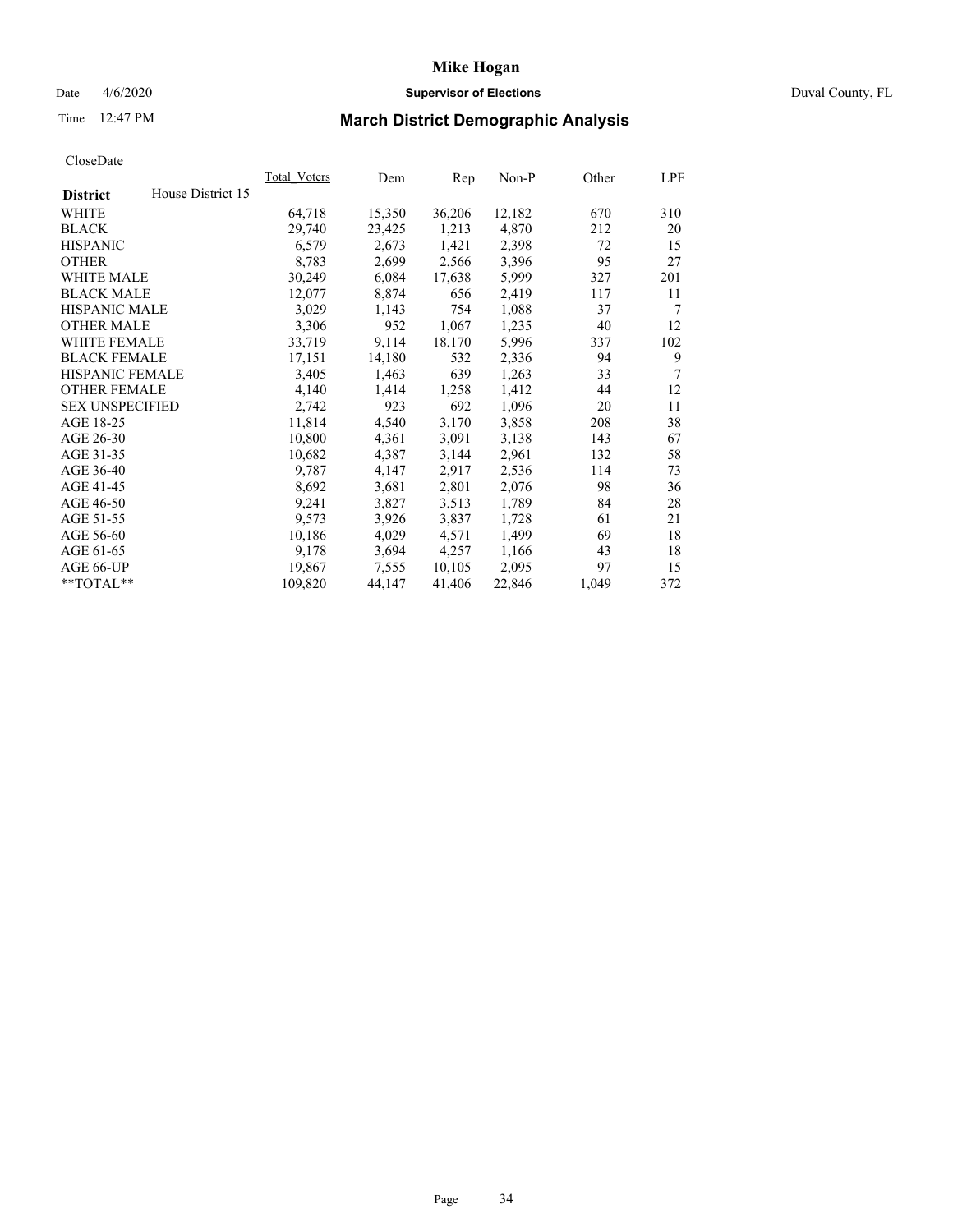# Mike Hogan

Date 4/6/2020 **Supervisor of Elections** Duval County, FL

Time 12:47 PM

## March District Demographic Analysis

CloseDate

| **District** House District 15 | Total_Voters | Dem | Rep | Non-P | Other | LPF |
|---|---|---|---|---|---|---|
| WHITE | 64,718 | 15,350 | 36,206 | 12,182 | 670 | 310 |
| BLACK | 29,740 | 23,425 | 1,213 | 4,870 | 212 | 20 |
| HISPANIC | 6,579 | 2,673 | 1,421 | 2,398 | 72 | 15 |
| OTHER | 8,783 | 2,699 | 2,566 | 3,396 | 95 | 27 |
| WHITE MALE | 30,249 | 6,084 | 17,638 | 5,999 | 327 | 201 |
| BLACK MALE | 12,077 | 8,874 | 656 | 2,419 | 117 | 11 |
| HISPANIC MALE | 3,029 | 1,143 | 754 | 1,088 | 37 | 7 |
| OTHER MALE | 3,306 | 952 | 1,067 | 1,235 | 40 | 12 |
| WHITE FEMALE | 33,719 | 9,114 | 18,170 | 5,996 | 337 | 102 |
| BLACK FEMALE | 17,151 | 14,180 | 532 | 2,336 | 94 | 9 |
| HISPANIC FEMALE | 3,405 | 1,463 | 639 | 1,263 | 33 | 7 |
| OTHER FEMALE | 4,140 | 1,414 | 1,258 | 1,412 | 44 | 12 |
| SEX UNSPECIFIED | 2,742 | 923 | 692 | 1,096 | 20 | 11 |
| AGE 18-25 | 11,814 | 4,540 | 3,170 | 3,858 | 208 | 38 |
| AGE 26-30 | 10,800 | 4,361 | 3,091 | 3,138 | 143 | 67 |
| AGE 31-35 | 10,682 | 4,387 | 3,144 | 2,961 | 132 | 58 |
| AGE 36-40 | 9,787 | 4,147 | 2,917 | 2,536 | 114 | 73 |
| AGE 41-45 | 8,692 | 3,681 | 2,801 | 2,076 | 98 | 36 |
| AGE 46-50 | 9,241 | 3,827 | 3,513 | 1,789 | 84 | 28 |
| AGE 51-55 | 9,573 | 3,926 | 3,837 | 1,728 | 61 | 21 |
| AGE 56-60 | 10,186 | 4,029 | 4,571 | 1,499 | 69 | 18 |
| AGE 61-65 | 9,178 | 3,694 | 4,257 | 1,166 | 43 | 18 |
| AGE 66-UP | 19,867 | 7,555 | 10,105 | 2,095 | 97 | 15 |
| **TOTAL** | 109,820 | 44,147 | 41,406 | 22,846 | 1,049 | 372 |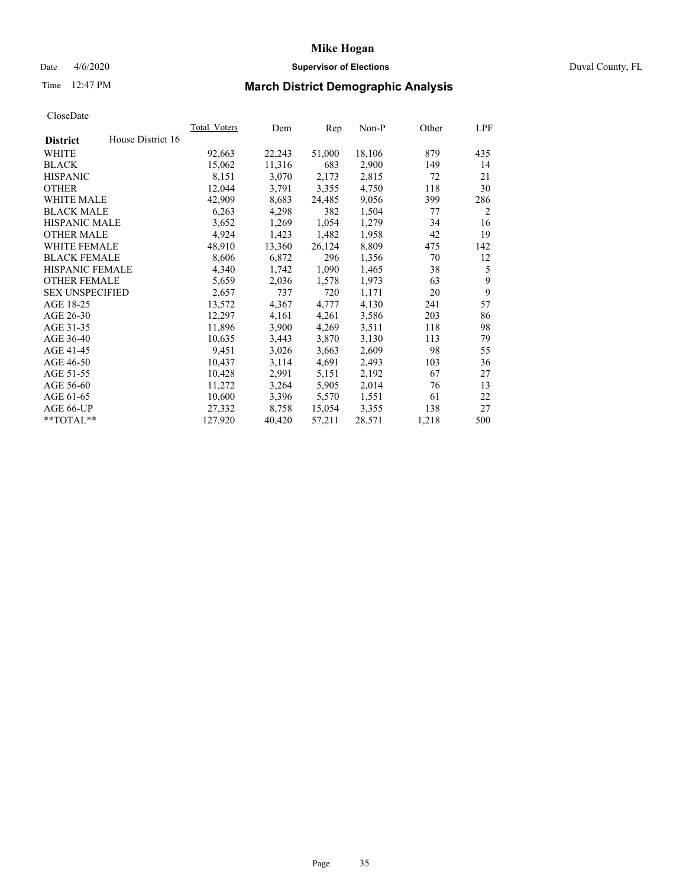# Mike Hogan

Date 4/6/2020 **Supervisor of Elections** Duval County, FL

Time 12:47 PM

## March District Demographic Analysis

CloseDate

| **District** House District 16 | Total_Voters | Dem | Rep | Non-P | Other | LPF |
|---|---|---|---|---|---|---|
| WHITE | 92,663 | 22,243 | 51,000 | 18,106 | 879 | 435 |
| BLACK | 15,062 | 11,316 | 683 | 2,900 | 149 | 14 |
| HISPANIC | 8,151 | 3,070 | 2,173 | 2,815 | 72 | 21 |
| OTHER | 12,044 | 3,791 | 3,355 | 4,750 | 118 | 30 |
| WHITE MALE | 42,909 | 8,683 | 24,485 | 9,056 | 399 | 286 |
| BLACK MALE | 6,263 | 4,298 | 382 | 1,504 | 77 | 2 |
| HISPANIC MALE | 3,652 | 1,269 | 1,054 | 1,279 | 34 | 16 |
| OTHER MALE | 4,924 | 1,423 | 1,482 | 1,958 | 42 | 19 |
| WHITE FEMALE | 48,910 | 13,360 | 26,124 | 8,809 | 475 | 142 |
| BLACK FEMALE | 8,606 | 6,872 | 296 | 1,356 | 70 | 12 |
| HISPANIC FEMALE | 4,340 | 1,742 | 1,090 | 1,465 | 38 | 5 |
| OTHER FEMALE | 5,659 | 2,036 | 1,578 | 1,973 | 63 | 9 |
| SEX UNSPECIFIED | 2,657 | 737 | 720 | 1,171 | 20 | 9 |
| AGE 18-25 | 13,572 | 4,367 | 4,777 | 4,130 | 241 | 57 |
| AGE 26-30 | 12,297 | 4,161 | 4,261 | 3,586 | 203 | 86 |
| AGE 31-35 | 11,896 | 3,900 | 4,269 | 3,511 | 118 | 98 |
| AGE 36-40 | 10,635 | 3,443 | 3,870 | 3,130 | 113 | 79 |
| AGE 41-45 | 9,451 | 3,026 | 3,663 | 2,609 | 98 | 55 |
| AGE 46-50 | 10,437 | 3,114 | 4,691 | 2,493 | 103 | 36 |
| AGE 51-55 | 10,428 | 2,991 | 5,151 | 2,192 | 67 | 27 |
| AGE 56-60 | 11,272 | 3,264 | 5,905 | 2,014 | 76 | 13 |
| AGE 61-65 | 10,600 | 3,396 | 5,570 | 1,551 | 61 | 22 |
| AGE 66-UP | 27,332 | 8,758 | 15,054 | 3,355 | 138 | 27 |
| **TOTAL** | 127,920 | 40,420 | 57,211 | 28,571 | 1,218 | 500 |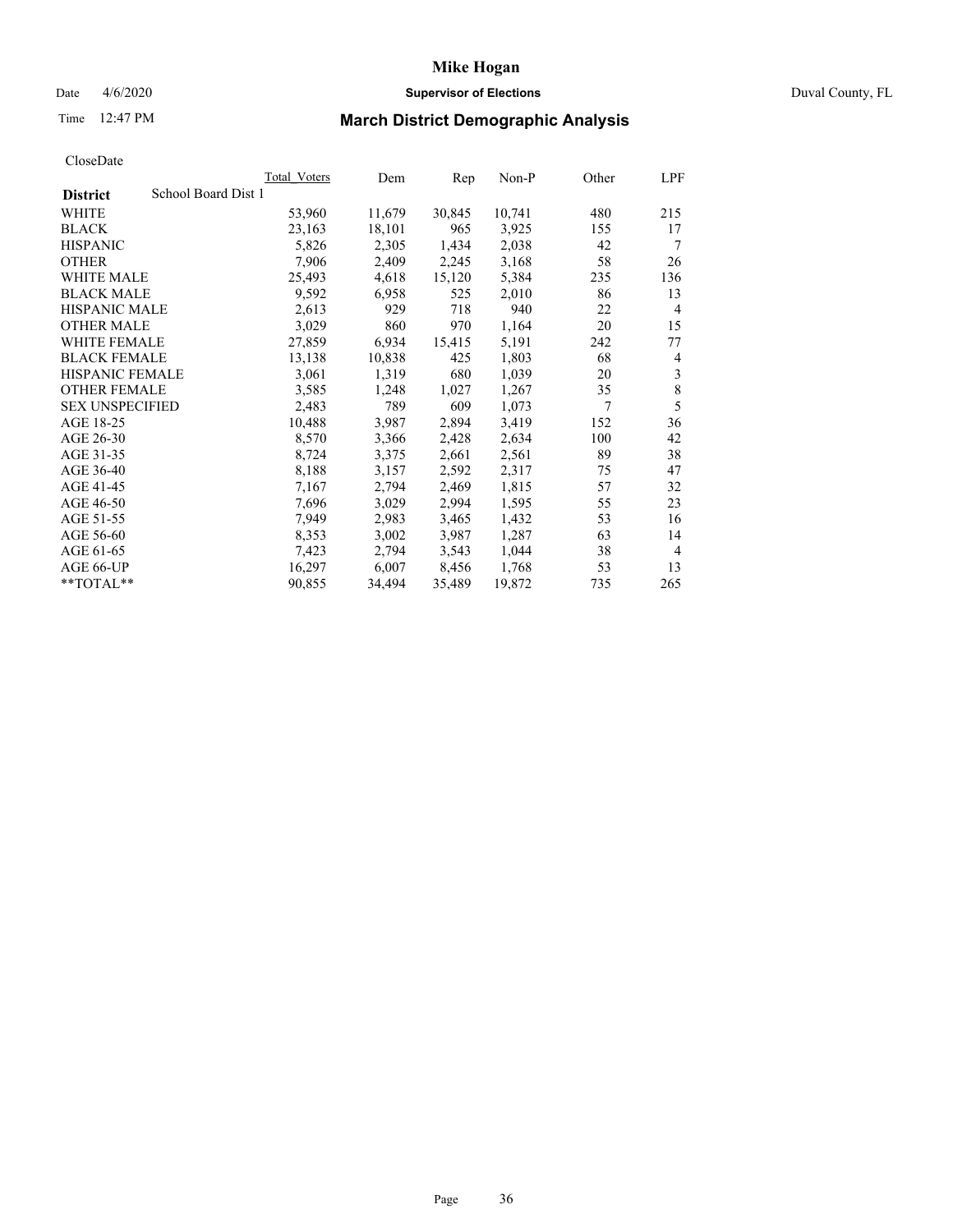# Mike Hogan

Date 4/6/2020 **Supervisor of Elections** Duval County, FL

Time 12:47 PM

## March District Demographic Analysis

CloseDate

| District | School Board Dist 1 | Total_Voters | Dem | Rep | Non-P | Other | LPF |
|---|---|---|---|---|---|---|---|
| WHITE | | 53,960 | 11,679 | 30,845 | 10,741 | 480 | 215 |
| BLACK | | 23,163 | 18,101 | 965 | 3,925 | 155 | 17 |
| HISPANIC | | 5,826 | 2,305 | 1,434 | 2,038 | 42 | 7 |
| OTHER | | 7,906 | 2,409 | 2,245 | 3,168 | 58 | 26 |
| WHITE MALE | | 25,493 | 4,618 | 15,120 | 5,384 | 235 | 136 |
| BLACK MALE | | 9,592 | 6,958 | 525 | 2,010 | 86 | 13 |
| HISPANIC MALE | | 2,613 | 929 | 718 | 940 | 22 | 4 |
| OTHER MALE | | 3,029 | 860 | 970 | 1,164 | 20 | 15 |
| WHITE FEMALE | | 27,859 | 6,934 | 15,415 | 5,191 | 242 | 77 |
| BLACK FEMALE | | 13,138 | 10,838 | 425 | 1,803 | 68 | 4 |
| HISPANIC FEMALE | | 3,061 | 1,319 | 680 | 1,039 | 20 | 3 |
| OTHER FEMALE | | 3,585 | 1,248 | 1,027 | 1,267 | 35 | 8 |
| SEX UNSPECIFIED | | 2,483 | 789 | 609 | 1,073 | 7 | 5 |
| AGE 18-25 | | 10,488 | 3,987 | 2,894 | 3,419 | 152 | 36 |
| AGE 26-30 | | 8,570 | 3,366 | 2,428 | 2,634 | 100 | 42 |
| AGE 31-35 | | 8,724 | 3,375 | 2,661 | 2,561 | 89 | 38 |
| AGE 36-40 | | 8,188 | 3,157 | 2,592 | 2,317 | 75 | 47 |
| AGE 41-45 | | 7,167 | 2,794 | 2,469 | 1,815 | 57 | 32 |
| AGE 46-50 | | 7,696 | 3,029 | 2,994 | 1,595 | 55 | 23 |
| AGE 51-55 | | 7,949 | 2,983 | 3,465 | 1,432 | 53 | 16 |
| AGE 56-60 | | 8,353 | 3,002 | 3,987 | 1,287 | 63 | 14 |
| AGE 61-65 | | 7,423 | 2,794 | 3,543 | 1,044 | 38 | 4 |
| AGE 66-UP | | 16,297 | 6,007 | 8,456 | 1,768 | 53 | 13 |
| **TOTAL** | | 90,855 | 34,494 | 35,489 | 19,872 | 735 | 265 |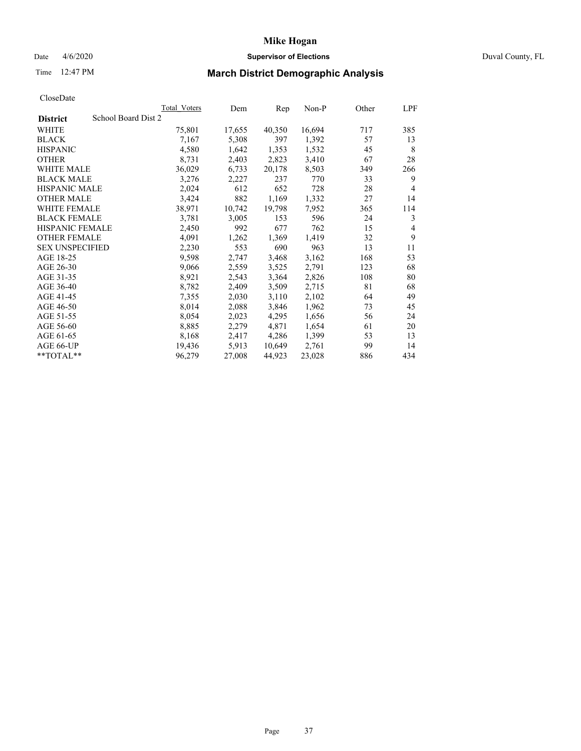# Mike Hogan

Date 4/6/2020 **Supervisor of Elections** Duval County, FL

Time 12:47 PM **March District Demographic Analysis**

CloseDate

| **District** School Board Dist 2 | Total Voters | Dem | Rep | Non-P | Other | LPF |
|---|---|---|---|---|---|---|
| WHITE | 75,801 | 17,655 | 40,350 | 16,694 | 717 | 385 |
| BLACK | 7,167 | 5,308 | 397 | 1,392 | 57 | 13 |
| HISPANIC | 4,580 | 1,642 | 1,353 | 1,532 | 45 | 8 |
| OTHER | 8,731 | 2,403 | 2,823 | 3,410 | 67 | 28 |
| WHITE MALE | 36,029 | 6,733 | 20,178 | 8,503 | 349 | 266 |
| BLACK MALE | 3,276 | 2,227 | 237 | 770 | 33 | 9 |
| HISPANIC MALE | 2,024 | 612 | 652 | 728 | 28 | 4 |
| OTHER MALE | 3,424 | 882 | 1,169 | 1,332 | 27 | 14 |
| WHITE FEMALE | 38,971 | 10,742 | 19,798 | 7,952 | 365 | 114 |
| BLACK FEMALE | 3,781 | 3,005 | 153 | 596 | 24 | 3 |
| HISPANIC FEMALE | 2,450 | 992 | 677 | 762 | 15 | 4 |
| OTHER FEMALE | 4,091 | 1,262 | 1,369 | 1,419 | 32 | 9 |
| SEX UNSPECIFIED | 2,230 | 553 | 690 | 963 | 13 | 11 |
| AGE 18-25 | 9,598 | 2,747 | 3,468 | 3,162 | 168 | 53 |
| AGE 26-30 | 9,066 | 2,559 | 3,525 | 2,791 | 123 | 68 |
| AGE 31-35 | 8,921 | 2,543 | 3,364 | 2,826 | 108 | 80 |
| AGE 36-40 | 8,782 | 2,409 | 3,509 | 2,715 | 81 | 68 |
| AGE 41-45 | 7,355 | 2,030 | 3,110 | 2,102 | 64 | 49 |
| AGE 46-50 | 8,014 | 2,088 | 3,846 | 1,962 | 73 | 45 |
| AGE 51-55 | 8,054 | 2,023 | 4,295 | 1,656 | 56 | 24 |
| AGE 56-60 | 8,885 | 2,279 | 4,871 | 1,654 | 61 | 20 |
| AGE 61-65 | 8,168 | 2,417 | 4,286 | 1,399 | 53 | 13 |
| AGE 66-UP | 19,436 | 5,913 | 10,649 | 2,761 | 99 | 14 |
| **TOTAL** | 96,279 | 27,008 | 44,923 | 23,028 | 886 | 434 |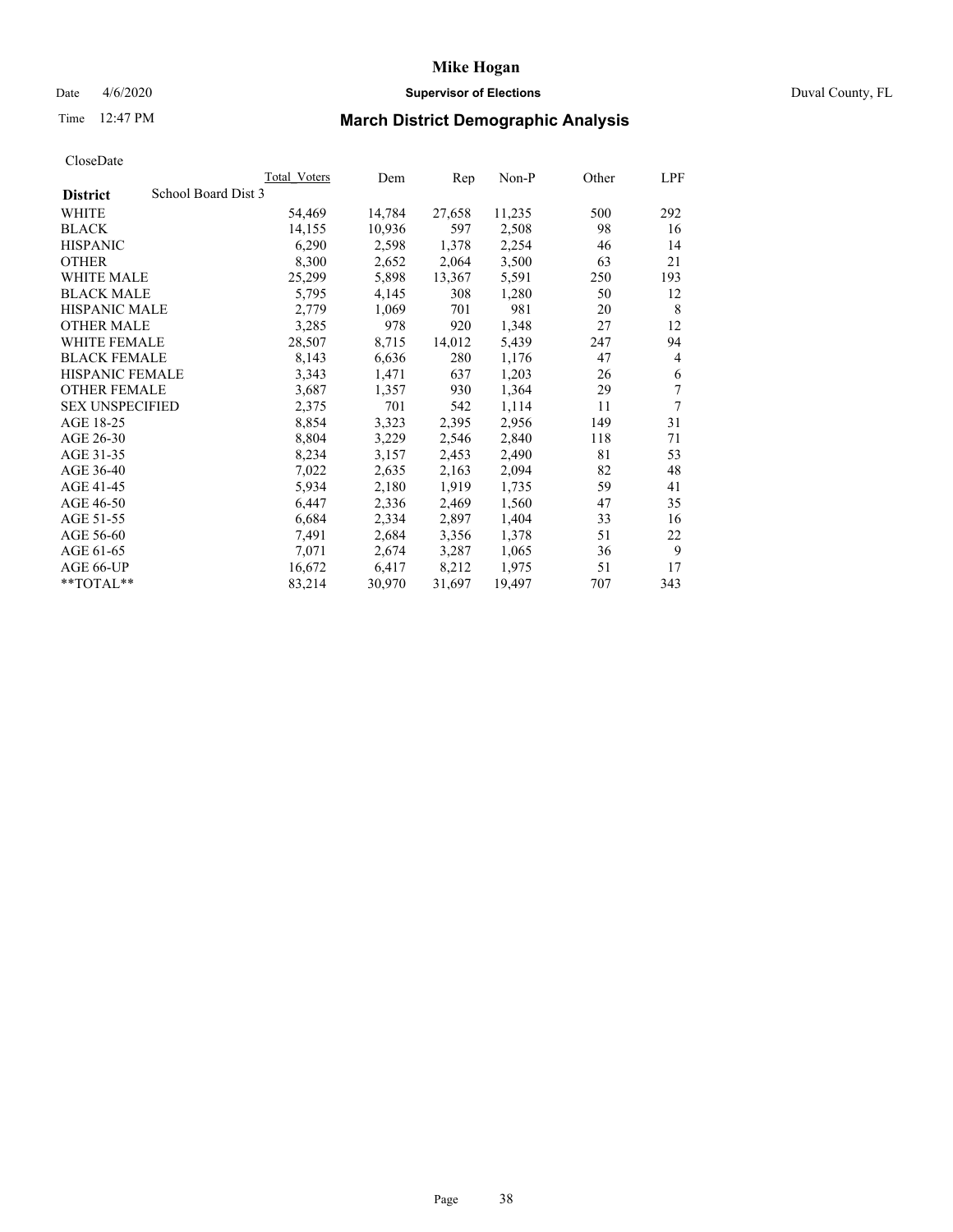# Mike Hogan

Date 4/6/2020 **Supervisor of Elections** Duval County, FL

Time 12:47 PM

## March District Demographic Analysis

CloseDate

| **District** School Board Dist 3 | Total_Voters | Dem | Rep | Non-P | Other | LPF |
|---|---|---|---|---|---|---|
| WHITE | 54,469 | 14,784 | 27,658 | 11,235 | 500 | 292 |
| BLACK | 14,155 | 10,936 | 597 | 2,508 | 98 | 16 |
| HISPANIC | 6,290 | 2,598 | 1,378 | 2,254 | 46 | 14 |
| OTHER | 8,300 | 2,652 | 2,064 | 3,500 | 63 | 21 |
| WHITE MALE | 25,299 | 5,898 | 13,367 | 5,591 | 250 | 193 |
| BLACK MALE | 5,795 | 4,145 | 308 | 1,280 | 50 | 12 |
| HISPANIC MALE | 2,779 | 1,069 | 701 | 981 | 20 | 8 |
| OTHER MALE | 3,285 | 978 | 920 | 1,348 | 27 | 12 |
| WHITE FEMALE | 28,507 | 8,715 | 14,012 | 5,439 | 247 | 94 |
| BLACK FEMALE | 8,143 | 6,636 | 280 | 1,176 | 47 | 4 |
| HISPANIC FEMALE | 3,343 | 1,471 | 637 | 1,203 | 26 | 6 |
| OTHER FEMALE | 3,687 | 1,357 | 930 | 1,364 | 29 | 7 |
| SEX UNSPECIFIED | 2,375 | 701 | 542 | 1,114 | 11 | 7 |
| AGE 18-25 | 8,854 | 3,323 | 2,395 | 2,956 | 149 | 31 |
| AGE 26-30 | 8,804 | 3,229 | 2,546 | 2,840 | 118 | 71 |
| AGE 31-35 | 8,234 | 3,157 | 2,453 | 2,490 | 81 | 53 |
| AGE 36-40 | 7,022 | 2,635 | 2,163 | 2,094 | 82 | 48 |
| AGE 41-45 | 5,934 | 2,180 | 1,919 | 1,735 | 59 | 41 |
| AGE 46-50 | 6,447 | 2,336 | 2,469 | 1,560 | 47 | 35 |
| AGE 51-55 | 6,684 | 2,334 | 2,897 | 1,404 | 33 | 16 |
| AGE 56-60 | 7,491 | 2,684 | 3,356 | 1,378 | 51 | 22 |
| AGE 61-65 | 7,071 | 2,674 | 3,287 | 1,065 | 36 | 9 |
| AGE 66-UP | 16,672 | 6,417 | 8,212 | 1,975 | 51 | 17 |
| **TOTAL** | 83,214 | 30,970 | 31,697 | 19,497 | 707 | 343 |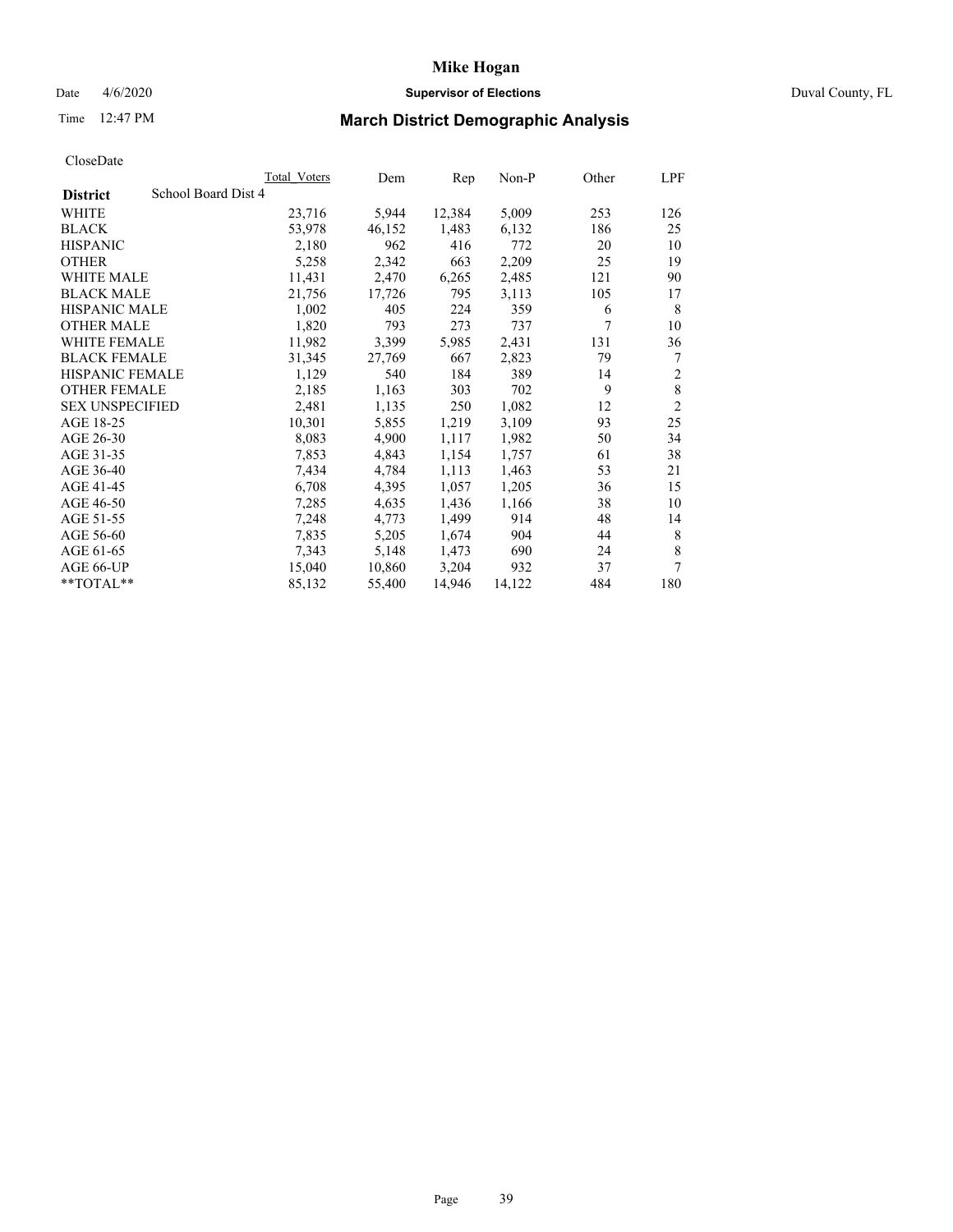# Mike Hogan

Date 4/6/2020 **Supervisor of Elections** Duval County, FL

Time 12:47 PM **March District Demographic Analysis**

CloseDate

| District | Total_Voters | Dem | Rep | Non-P | Other | LPF |
|---|---|---|---|---|---|---|
| School Board Dist 4 | | | | | | |
| WHITE | 23,716 | 5,944 | 12,384 | 5,009 | 253 | 126 |
| BLACK | 53,978 | 46,152 | 1,483 | 6,132 | 186 | 25 |
| HISPANIC | 2,180 | 962 | 416 | 772 | 20 | 10 |
| OTHER | 5,258 | 2,342 | 663 | 2,209 | 25 | 19 |
| WHITE MALE | 11,431 | 2,470 | 6,265 | 2,485 | 121 | 90 |
| BLACK MALE | 21,756 | 17,726 | 795 | 3,113 | 105 | 17 |
| HISPANIC MALE | 1,002 | 405 | 224 | 359 | 6 | 8 |
| OTHER MALE | 1,820 | 793 | 273 | 737 | 7 | 10 |
| WHITE FEMALE | 11,982 | 3,399 | 5,985 | 2,431 | 131 | 36 |
| BLACK FEMALE | 31,345 | 27,769 | 667 | 2,823 | 79 | 7 |
| HISPANIC FEMALE | 1,129 | 540 | 184 | 389 | 14 | 2 |
| OTHER FEMALE | 2,185 | 1,163 | 303 | 702 | 9 | 8 |
| SEX UNSPECIFIED | 2,481 | 1,135 | 250 | 1,082 | 12 | 2 |
| AGE 18-25 | 10,301 | 5,855 | 1,219 | 3,109 | 93 | 25 |
| AGE 26-30 | 8,083 | 4,900 | 1,117 | 1,982 | 50 | 34 |
| AGE 31-35 | 7,853 | 4,843 | 1,154 | 1,757 | 61 | 38 |
| AGE 36-40 | 7,434 | 4,784 | 1,113 | 1,463 | 53 | 21 |
| AGE 41-45 | 6,708 | 4,395 | 1,057 | 1,205 | 36 | 15 |
| AGE 46-50 | 7,285 | 4,635 | 1,436 | 1,166 | 38 | 10 |
| AGE 51-55 | 7,248 | 4,773 | 1,499 | 914 | 48 | 14 |
| AGE 56-60 | 7,835 | 5,205 | 1,674 | 904 | 44 | 8 |
| AGE 61-65 | 7,343 | 5,148 | 1,473 | 690 | 24 | 8 |
| AGE 66-UP | 15,040 | 10,860 | 3,204 | 932 | 37 | 7 |
| **TOTAL** | 85,132 | 55,400 | 14,946 | 14,122 | 484 | 180 |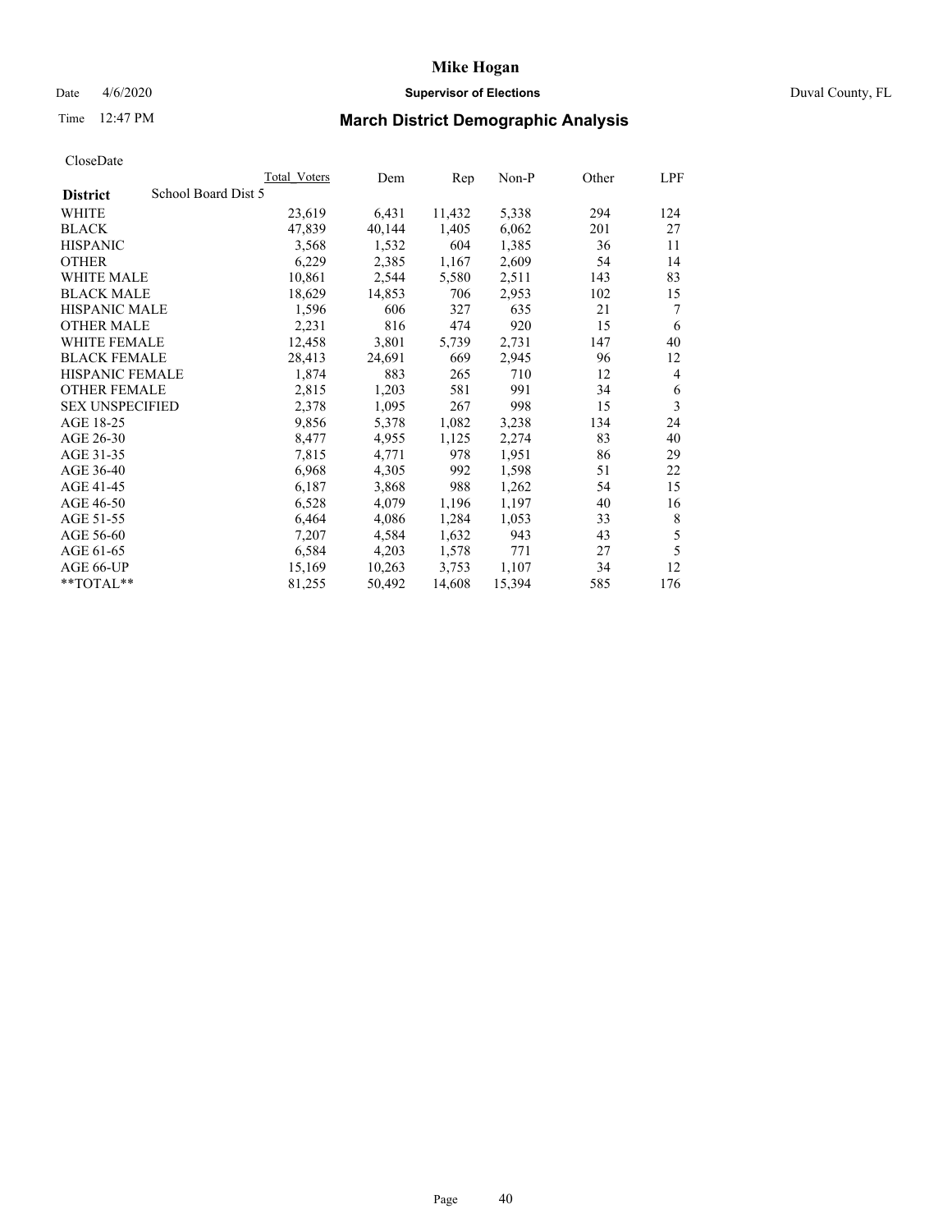# Mike Hogan

Date 4/6/2020 **Supervisor of Elections** Duval County, FL

Time 12:47 PM

## March District Demographic Analysis

CloseDate

| | Total_Voters | Dem | Rep | Non-P | Other | LPF |
|---|---|---|---|---|---|---|
| **District** School Board Dist 5 | | | | | | |
| WHITE | 23,619 | 6,431 | 11,432 | 5,338 | 294 | 124 |
| BLACK | 47,839 | 40,144 | 1,405 | 6,062 | 201 | 27 |
| HISPANIC | 3,568 | 1,532 | 604 | 1,385 | 36 | 11 |
| OTHER | 6,229 | 2,385 | 1,167 | 2,609 | 54 | 14 |
| WHITE MALE | 10,861 | 2,544 | 5,580 | 2,511 | 143 | 83 |
| BLACK MALE | 18,629 | 14,853 | 706 | 2,953 | 102 | 15 |
| HISPANIC MALE | 1,596 | 606 | 327 | 635 | 21 | 7 |
| OTHER MALE | 2,231 | 816 | 474 | 920 | 15 | 6 |
| WHITE FEMALE | 12,458 | 3,801 | 5,739 | 2,731 | 147 | 40 |
| BLACK FEMALE | 28,413 | 24,691 | 669 | 2,945 | 96 | 12 |
| HISPANIC FEMALE | 1,874 | 883 | 265 | 710 | 12 | 4 |
| OTHER FEMALE | 2,815 | 1,203 | 581 | 991 | 34 | 6 |
| SEX UNSPECIFIED | 2,378 | 1,095 | 267 | 998 | 15 | 3 |
| AGE 18-25 | 9,856 | 5,378 | 1,082 | 3,238 | 134 | 24 |
| AGE 26-30 | 8,477 | 4,955 | 1,125 | 2,274 | 83 | 40 |
| AGE 31-35 | 7,815 | 4,771 | 978 | 1,951 | 86 | 29 |
| AGE 36-40 | 6,968 | 4,305 | 992 | 1,598 | 51 | 22 |
| AGE 41-45 | 6,187 | 3,868 | 988 | 1,262 | 54 | 15 |
| AGE 46-50 | 6,528 | 4,079 | 1,196 | 1,197 | 40 | 16 |
| AGE 51-55 | 6,464 | 4,086 | 1,284 | 1,053 | 33 | 8 |
| AGE 56-60 | 7,207 | 4,584 | 1,632 | 943 | 43 | 5 |
| AGE 61-65 | 6,584 | 4,203 | 1,578 | 771 | 27 | 5 |
| AGE 66-UP | 15,169 | 10,263 | 3,753 | 1,107 | 34 | 12 |
| **TOTAL** | 81,255 | 50,492 | 14,608 | 15,394 | 585 | 176 |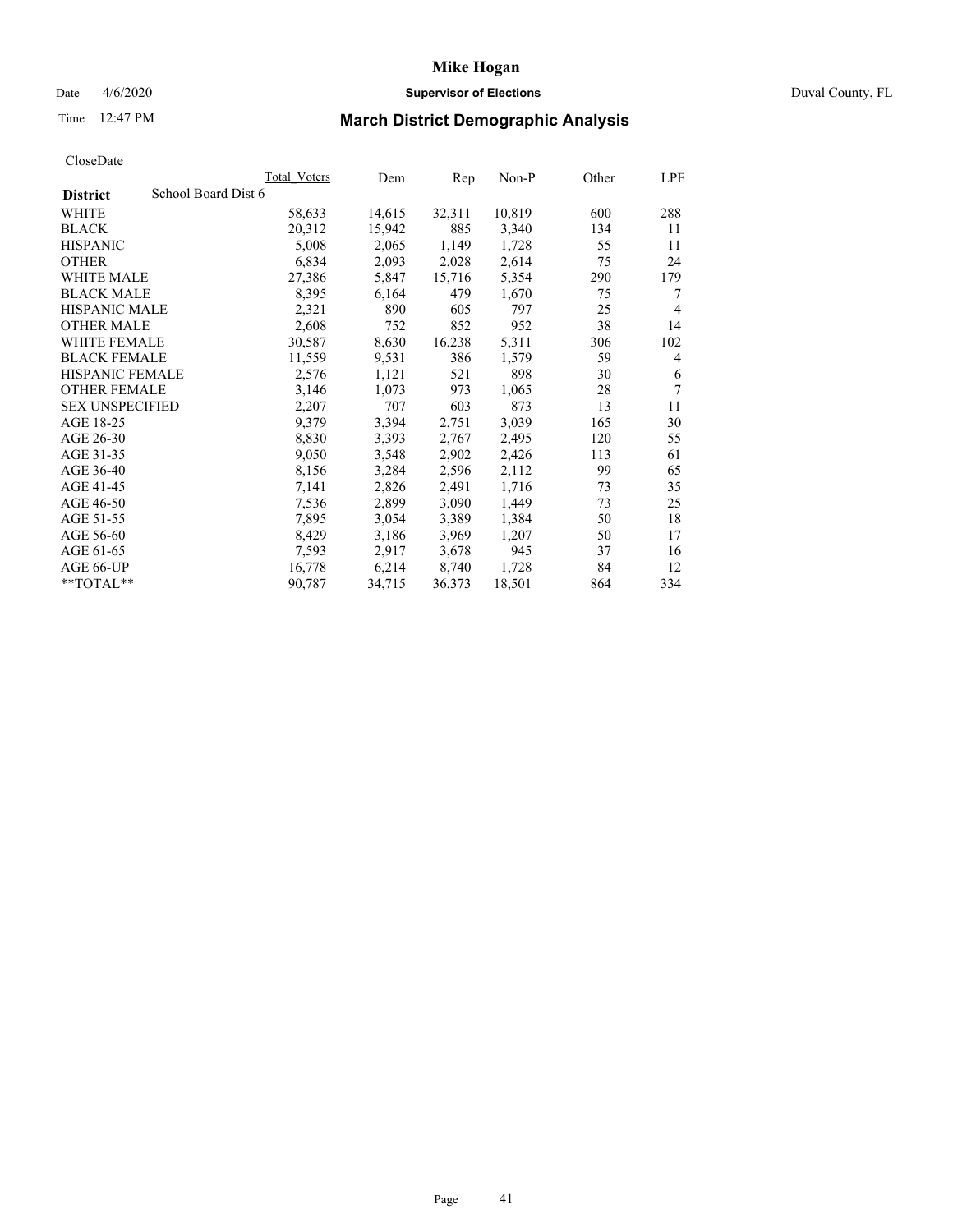CloseDate

| District | School Board Dist 6 | Total Voters | Dem | Rep | Non-P | Other | LPF |
|---|---|---|---|---|---|---|---|
| WHITE | | 58,633 | 14,615 | 32,311 | 10,819 | 600 | 288 |
| BLACK | | 20,312 | 15,942 | 885 | 3,340 | 134 | 11 |
| HISPANIC | | 5,008 | 2,065 | 1,149 | 1,728 | 55 | 11 |
| OTHER | | 6,834 | 2,093 | 2,028 | 2,614 | 75 | 24 |
| WHITE MALE | | 27,386 | 5,847 | 15,716 | 5,354 | 290 | 179 |
| BLACK MALE | | 8,395 | 6,164 | 479 | 1,670 | 75 | 7 |
| HISPANIC MALE | | 2,321 | 890 | 605 | 797 | 25 | 4 |
| OTHER MALE | | 2,608 | 752 | 852 | 952 | 38 | 14 |
| WHITE FEMALE | | 30,587 | 8,630 | 16,238 | 5,311 | 306 | 102 |
| BLACK FEMALE | | 11,559 | 9,531 | 386 | 1,579 | 59 | 4 |
| HISPANIC FEMALE | | 2,576 | 1,121 | 521 | 898 | 30 | 6 |
| OTHER FEMALE | | 3,146 | 1,073 | 973 | 1,065 | 28 | 7 |
| SEX UNSPECIFIED | | 2,207 | 707 | 603 | 873 | 13 | 11 |
| AGE 18-25 | | 9,379 | 3,394 | 2,751 | 3,039 | 165 | 30 |
| AGE 26-30 | | 8,830 | 3,393 | 2,767 | 2,495 | 120 | 55 |
| AGE 31-35 | | 9,050 | 3,548 | 2,902 | 2,426 | 113 | 61 |
| AGE 36-40 | | 8,156 | 3,284 | 2,596 | 2,112 | 99 | 65 |
| AGE 41-45 | | 7,141 | 2,826 | 2,491 | 1,716 | 73 | 35 |
| AGE 46-50 | | 7,536 | 2,899 | 3,090 | 1,449 | 73 | 25 |
| AGE 51-55 | | 7,895 | 3,054 | 3,389 | 1,384 | 50 | 18 |
| AGE 56-60 | | 8,429 | 3,186 | 3,969 | 1,207 | 50 | 17 |
| AGE 61-65 | | 7,593 | 2,917 | 3,678 | 945 | 37 | 16 |
| AGE 66-UP | | 16,778 | 6,214 | 8,740 | 1,728 | 84 | 12 |
| **TOTAL** | | 90,787 | 34,715 | 36,373 | 18,501 | 864 | 334 |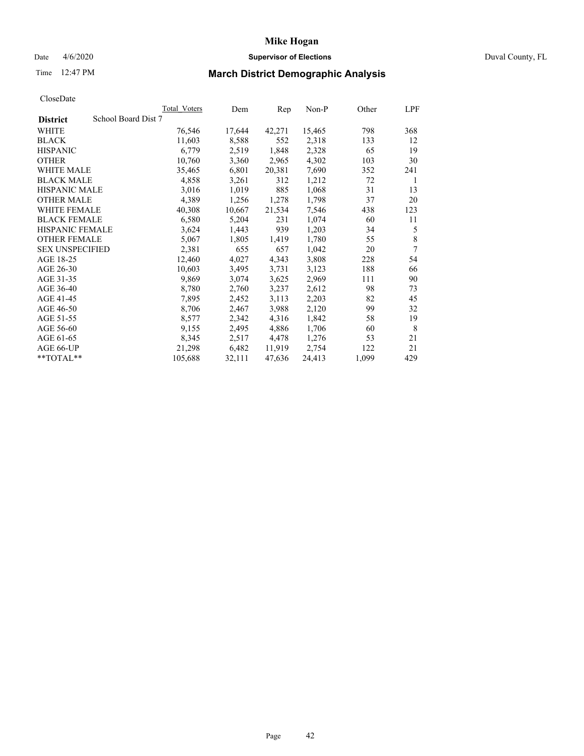# Mike Hogan

Date 4/6/2020 **Supervisor of Elections** Duval County, FL

Time 12:47 PM **March District Demographic Analysis**

CloseDate

| **District** School Board Dist 7 | Total_Voters | Dem | Rep | Non-P | Other | LPF |
|---|---|---|---|---|---|---|
| WHITE | 76,546 | 17,644 | 42,271 | 15,465 | 798 | 368 |
| BLACK | 11,603 | 8,588 | 552 | 2,318 | 133 | 12 |
| HISPANIC | 6,779 | 2,519 | 1,848 | 2,328 | 65 | 19 |
| OTHER | 10,760 | 3,360 | 2,965 | 4,302 | 103 | 30 |
| WHITE MALE | 35,465 | 6,801 | 20,381 | 7,690 | 352 | 241 |
| BLACK MALE | 4,858 | 3,261 | 312 | 1,212 | 72 | 1 |
| HISPANIC MALE | 3,016 | 1,019 | 885 | 1,068 | 31 | 13 |
| OTHER MALE | 4,389 | 1,256 | 1,278 | 1,798 | 37 | 20 |
| WHITE FEMALE | 40,308 | 10,667 | 21,534 | 7,546 | 438 | 123 |
| BLACK FEMALE | 6,580 | 5,204 | 231 | 1,074 | 60 | 11 |
| HISPANIC FEMALE | 3,624 | 1,443 | 939 | 1,203 | 34 | 5 |
| OTHER FEMALE | 5,067 | 1,805 | 1,419 | 1,780 | 55 | 8 |
| SEX UNSPECIFIED | 2,381 | 655 | 657 | 1,042 | 20 | 7 |
| AGE 18-25 | 12,460 | 4,027 | 4,343 | 3,808 | 228 | 54 |
| AGE 26-30 | 10,603 | 3,495 | 3,731 | 3,123 | 188 | 66 |
| AGE 31-35 | 9,869 | 3,074 | 3,625 | 2,969 | 111 | 90 |
| AGE 36-40 | 8,780 | 2,760 | 3,237 | 2,612 | 98 | 73 |
| AGE 41-45 | 7,895 | 2,452 | 3,113 | 2,203 | 82 | 45 |
| AGE 46-50 | 8,706 | 2,467 | 3,988 | 2,120 | 99 | 32 |
| AGE 51-55 | 8,577 | 2,342 | 4,316 | 1,842 | 58 | 19 |
| AGE 56-60 | 9,155 | 2,495 | 4,886 | 1,706 | 60 | 8 |
| AGE 61-65 | 8,345 | 2,517 | 4,478 | 1,276 | 53 | 21 |
| AGE 66-UP | 21,298 | 6,482 | 11,919 | 2,754 | 122 | 21 |
| **TOTAL** | 105,688 | 32,111 | 47,636 | 24,413 | 1,099 | 429 |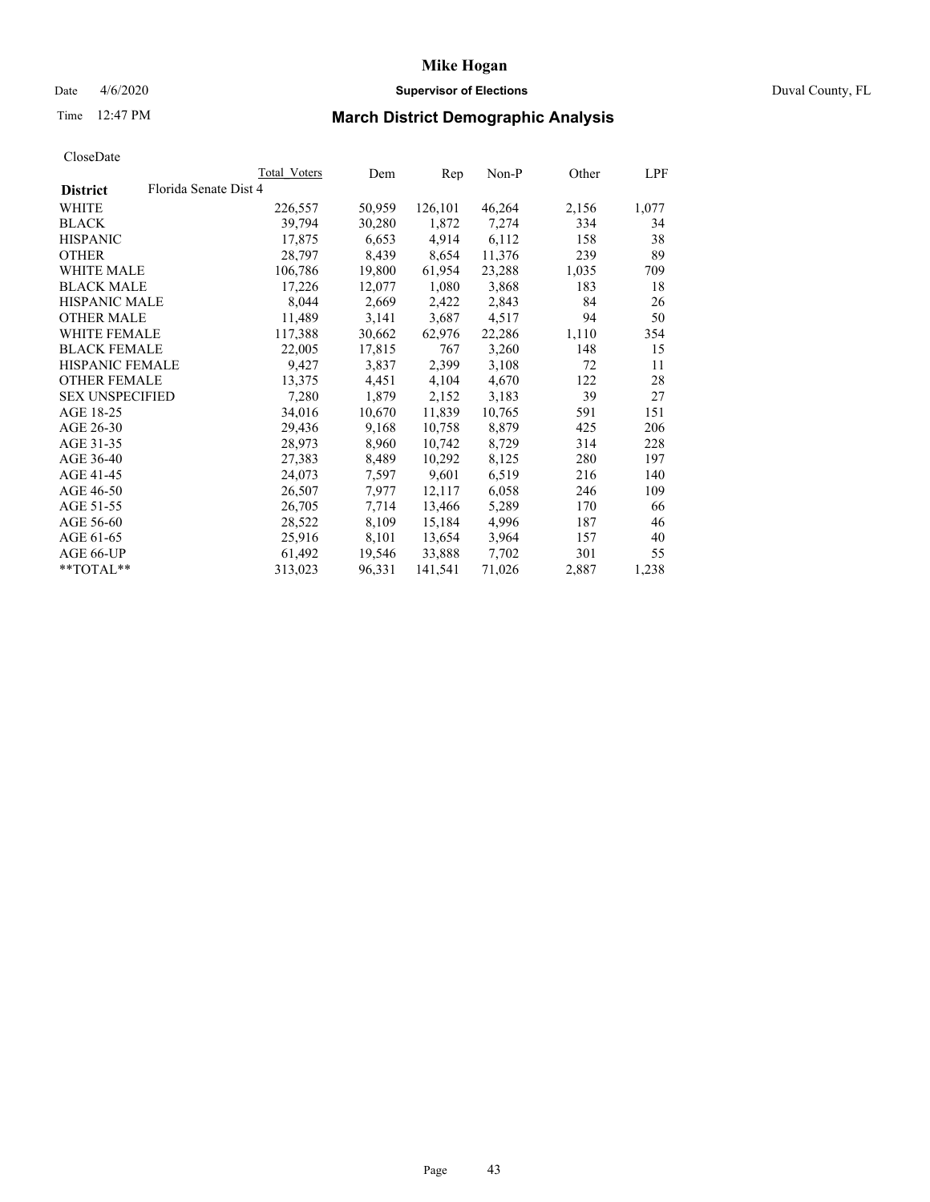# Mike Hogan

Date 4/6/2020 **Supervisor of Elections** Duval County, FL

Time 12:47 PM **March District Demographic Analysis**

CloseDate

| District | Total Voters | Dem | Rep | Non-P | Other | LPF |
|---|---|---|---|---|---|---|
| Florida Senate Dist 4 | | | | | | |
| WHITE | 226,557 | 50,959 | 126,101 | 46,264 | 2,156 | 1,077 |
| BLACK | 39,794 | 30,280 | 1,872 | 7,274 | 334 | 34 |
| HISPANIC | 17,875 | 6,653 | 4,914 | 6,112 | 158 | 38 |
| OTHER | 28,797 | 8,439 | 8,654 | 11,376 | 239 | 89 |
| WHITE MALE | 106,786 | 19,800 | 61,954 | 23,288 | 1,035 | 709 |
| BLACK MALE | 17,226 | 12,077 | 1,080 | 3,868 | 183 | 18 |
| HISPANIC MALE | 8,044 | 2,669 | 2,422 | 2,843 | 84 | 26 |
| OTHER MALE | 11,489 | 3,141 | 3,687 | 4,517 | 94 | 50 |
| WHITE FEMALE | 117,388 | 30,662 | 62,976 | 22,286 | 1,110 | 354 |
| BLACK FEMALE | 22,005 | 17,815 | 767 | 3,260 | 148 | 15 |
| HISPANIC FEMALE | 9,427 | 3,837 | 2,399 | 3,108 | 72 | 11 |
| OTHER FEMALE | 13,375 | 4,451 | 4,104 | 4,670 | 122 | 28 |
| SEX UNSPECIFIED | 7,280 | 1,879 | 2,152 | 3,183 | 39 | 27 |
| AGE 18-25 | 34,016 | 10,670 | 11,839 | 10,765 | 591 | 151 |
| AGE 26-30 | 29,436 | 9,168 | 10,758 | 8,879 | 425 | 206 |
| AGE 31-35 | 28,973 | 8,960 | 10,742 | 8,729 | 314 | 228 |
| AGE 36-40 | 27,383 | 8,489 | 10,292 | 8,125 | 280 | 197 |
| AGE 41-45 | 24,073 | 7,597 | 9,601 | 6,519 | 216 | 140 |
| AGE 46-50 | 26,507 | 7,977 | 12,117 | 6,058 | 246 | 109 |
| AGE 51-55 | 26,705 | 7,714 | 13,466 | 5,289 | 170 | 66 |
| AGE 56-60 | 28,522 | 8,109 | 15,184 | 4,996 | 187 | 46 |
| AGE 61-65 | 25,916 | 8,101 | 13,654 | 3,964 | 157 | 40 |
| AGE 66-UP | 61,492 | 19,546 | 33,888 | 7,702 | 301 | 55 |
| **TOTAL** | 313,023 | 96,331 | 141,541 | 71,026 | 2,887 | 1,238 |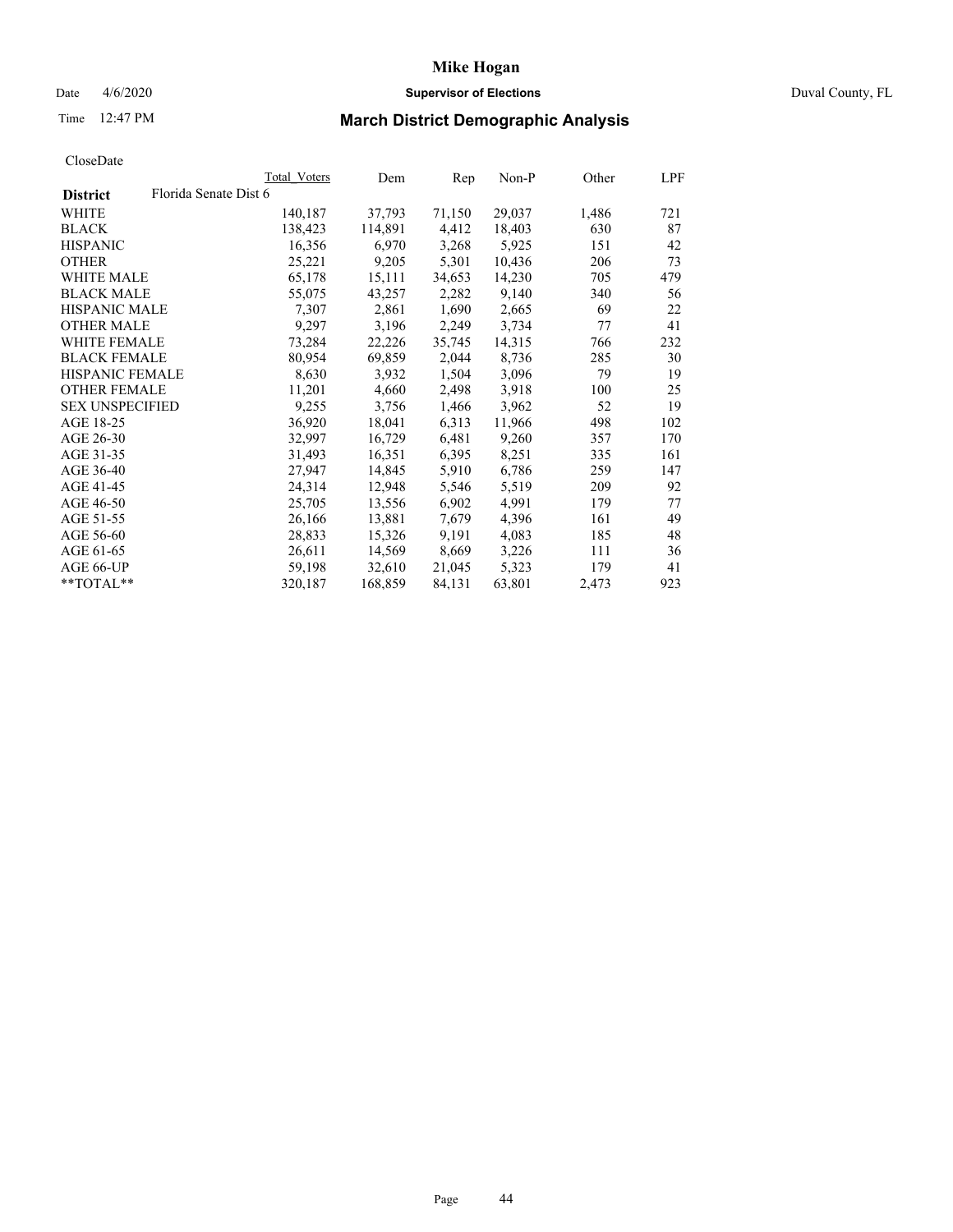# Mike Hogan

Date 4/6/2020 **Supervisor of Elections** Duval County, FL

Time 12:47 PM **March District Demographic Analysis**

CloseDate

| | Total Voters | Dem | Rep | Non-P | Other | LPF |
|---|---|---|---|---|---|---|
| **District** Florida Senate Dist 6 | | | | | | |
| WHITE | 140,187 | 37,793 | 71,150 | 29,037 | 1,486 | 721 |
| BLACK | 138,423 | 114,891 | 4,412 | 18,403 | 630 | 87 |
| HISPANIC | 16,356 | 6,970 | 3,268 | 5,925 | 151 | 42 |
| OTHER | 25,221 | 9,205 | 5,301 | 10,436 | 206 | 73 |
| WHITE MALE | 65,178 | 15,111 | 34,653 | 14,230 | 705 | 479 |
| BLACK MALE | 55,075 | 43,257 | 2,282 | 9,140 | 340 | 56 |
| HISPANIC MALE | 7,307 | 2,861 | 1,690 | 2,665 | 69 | 22 |
| OTHER MALE | 9,297 | 3,196 | 2,249 | 3,734 | 77 | 41 |
| WHITE FEMALE | 73,284 | 22,226 | 35,745 | 14,315 | 766 | 232 |
| BLACK FEMALE | 80,954 | 69,859 | 2,044 | 8,736 | 285 | 30 |
| HISPANIC FEMALE | 8,630 | 3,932 | 1,504 | 3,096 | 79 | 19 |
| OTHER FEMALE | 11,201 | 4,660 | 2,498 | 3,918 | 100 | 25 |
| SEX UNSPECIFIED | 9,255 | 3,756 | 1,466 | 3,962 | 52 | 19 |
| AGE 18-25 | 36,920 | 18,041 | 6,313 | 11,966 | 498 | 102 |
| AGE 26-30 | 32,997 | 16,729 | 6,481 | 9,260 | 357 | 170 |
| AGE 31-35 | 31,493 | 16,351 | 6,395 | 8,251 | 335 | 161 |
| AGE 36-40 | 27,947 | 14,845 | 5,910 | 6,786 | 259 | 147 |
| AGE 41-45 | 24,314 | 12,948 | 5,546 | 5,519 | 209 | 92 |
| AGE 46-50 | 25,705 | 13,556 | 6,902 | 4,991 | 179 | 77 |
| AGE 51-55 | 26,166 | 13,881 | 7,679 | 4,396 | 161 | 49 |
| AGE 56-60 | 28,833 | 15,326 | 9,191 | 4,083 | 185 | 48 |
| AGE 61-65 | 26,611 | 14,569 | 8,669 | 3,226 | 111 | 36 |
| AGE 66-UP | 59,198 | 32,610 | 21,045 | 5,323 | 179 | 41 |
| **TOTAL** | 320,187 | 168,859 | 84,131 | 63,801 | 2,473 | 923 |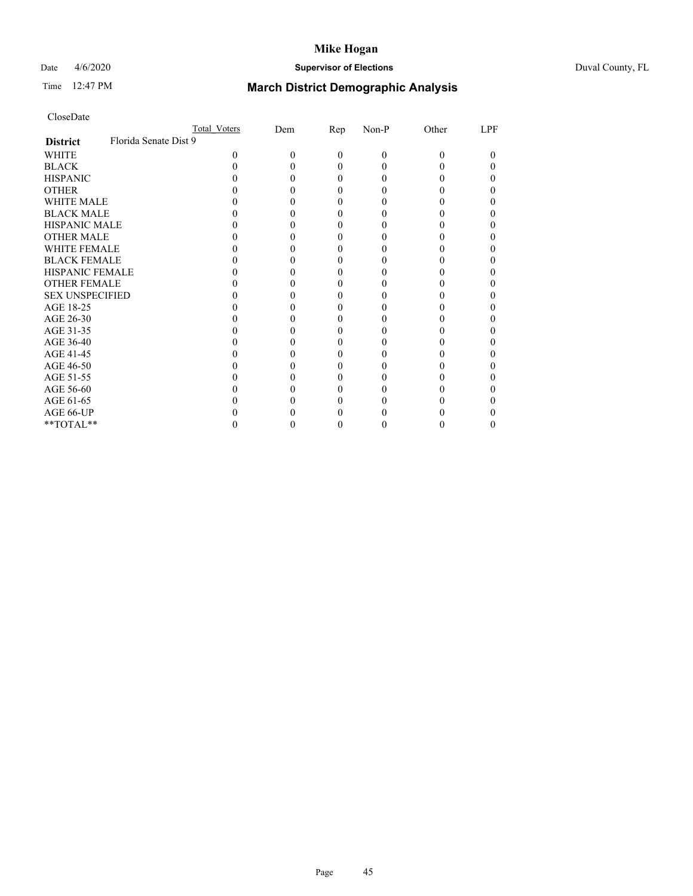# Mike Hogan

Date 4/6/2020 **Supervisor of Elections** Duval County, FL

Time 12:47 PM **March District Demographic Analysis**

CloseDate

| | Total_Voters | Dem | Rep | Non-P | Other | LPF |
|---|---|---|---|---|---|---|
| **District** Florida Senate Dist 9 | | | | | | |
| WHITE | 0 | 0 | 0 | 0 | 0 | 0 |
| BLACK | 0 | 0 | 0 | 0 | 0 | 0 |
| HISPANIC | 0 | 0 | 0 | 0 | 0 | 0 |
| OTHER | 0 | 0 | 0 | 0 | 0 | 0 |
| WHITE MALE | 0 | 0 | 0 | 0 | 0 | 0 |
| BLACK MALE | 0 | 0 | 0 | 0 | 0 | 0 |
| HISPANIC MALE | 0 | 0 | 0 | 0 | 0 | 0 |
| OTHER MALE | 0 | 0 | 0 | 0 | 0 | 0 |
| WHITE FEMALE | 0 | 0 | 0 | 0 | 0 | 0 |
| BLACK FEMALE | 0 | 0 | 0 | 0 | 0 | 0 |
| HISPANIC FEMALE | 0 | 0 | 0 | 0 | 0 | 0 |
| OTHER FEMALE | 0 | 0 | 0 | 0 | 0 | 0 |
| SEX UNSPECIFIED | 0 | 0 | 0 | 0 | 0 | 0 |
| AGE 18-25 | 0 | 0 | 0 | 0 | 0 | 0 |
| AGE 26-30 | 0 | 0 | 0 | 0 | 0 | 0 |
| AGE 31-35 | 0 | 0 | 0 | 0 | 0 | 0 |
| AGE 36-40 | 0 | 0 | 0 | 0 | 0 | 0 |
| AGE 41-45 | 0 | 0 | 0 | 0 | 0 | 0 |
| AGE 46-50 | 0 | 0 | 0 | 0 | 0 | 0 |
| AGE 51-55 | 0 | 0 | 0 | 0 | 0 | 0 |
| AGE 56-60 | 0 | 0 | 0 | 0 | 0 | 0 |
| AGE 61-65 | 0 | 0 | 0 | 0 | 0 | 0 |
| AGE 66-UP | 0 | 0 | 0 | 0 | 0 | 0 |
| **TOTAL** | 0 | 0 | 0 | 0 | 0 | 0 |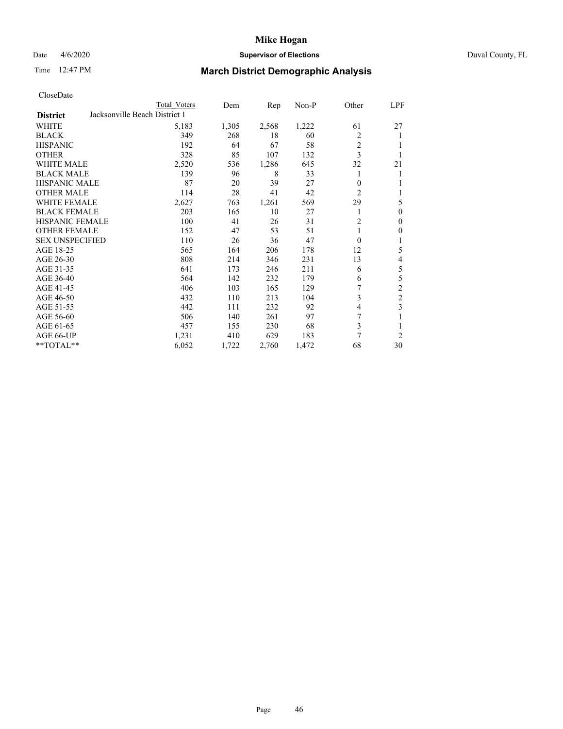# Mike Hogan

Date 4/6/2020 **Supervisor of Elections** Duval County, FL

Time 12:47 PM **March District Demographic Analysis**

CloseDate

| District | Total Voters | Dem | Rep | Non-P | Other | LPF |
|---|---|---|---|---|---|---|
| Jacksonville Beach District 1 | | | | | | |
| WHITE | 5,183 | 1,305 | 2,568 | 1,222 | 61 | 27 |
| BLACK | 349 | 268 | 18 | 60 | 2 | 1 |
| HISPANIC | 192 | 64 | 67 | 58 | 2 | 1 |
| OTHER | 328 | 85 | 107 | 132 | 3 | 1 |
| WHITE MALE | 2,520 | 536 | 1,286 | 645 | 32 | 21 |
| BLACK MALE | 139 | 96 | 8 | 33 | 1 | 1 |
| HISPANIC MALE | 87 | 20 | 39 | 27 | 0 | 1 |
| OTHER MALE | 114 | 28 | 41 | 42 | 2 | 1 |
| WHITE FEMALE | 2,627 | 763 | 1,261 | 569 | 29 | 5 |
| BLACK FEMALE | 203 | 165 | 10 | 27 | 1 | 0 |
| HISPANIC FEMALE | 100 | 41 | 26 | 31 | 2 | 0 |
| OTHER FEMALE | 152 | 47 | 53 | 51 | 1 | 0 |
| SEX UNSPECIFIED | 110 | 26 | 36 | 47 | 0 | 1 |
| AGE 18-25 | 565 | 164 | 206 | 178 | 12 | 5 |
| AGE 26-30 | 808 | 214 | 346 | 231 | 13 | 4 |
| AGE 31-35 | 641 | 173 | 246 | 211 | 6 | 5 |
| AGE 36-40 | 564 | 142 | 232 | 179 | 6 | 5 |
| AGE 41-45 | 406 | 103 | 165 | 129 | 7 | 2 |
| AGE 46-50 | 432 | 110 | 213 | 104 | 3 | 2 |
| AGE 51-55 | 442 | 111 | 232 | 92 | 4 | 3 |
| AGE 56-60 | 506 | 140 | 261 | 97 | 7 | 1 |
| AGE 61-65 | 457 | 155 | 230 | 68 | 3 | 1 |
| AGE 66-UP | 1,231 | 410 | 629 | 183 | 7 | 2 |
| **TOTAL** | 6,052 | 1,722 | 2,760 | 1,472 | 68 | 30 |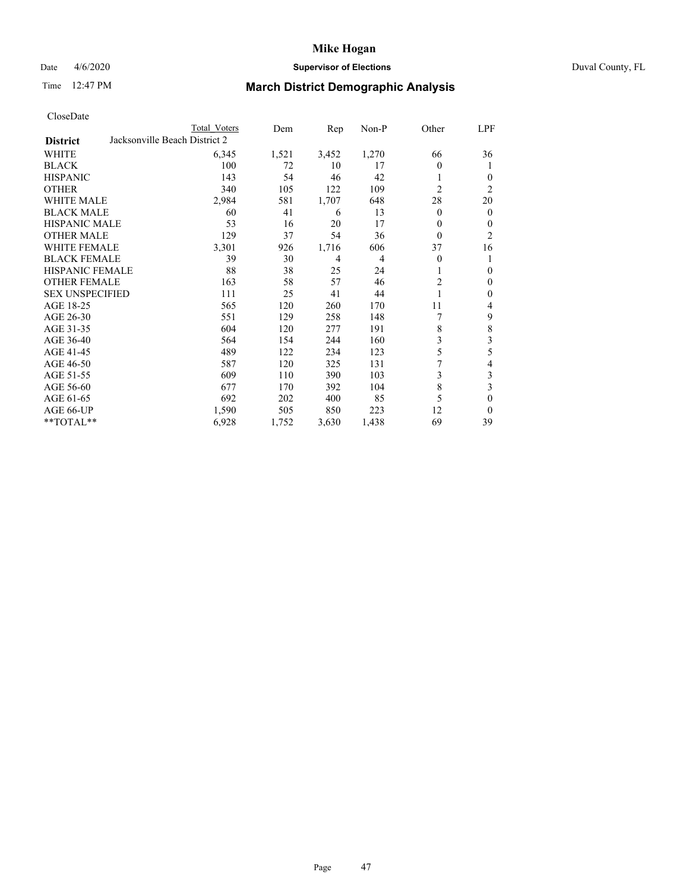# Mike Hogan

Date 4/6/2020 **Supervisor of Elections** Duval County, FL

Time 12:47 PM **March District Demographic Analysis**

CloseDate

| **District** | Total Voters | Dem | Rep | Non-P | Other | LPF |
|---|---|---|---|---|---|---|
| Jacksonville Beach District 2 | | | | | | |
| WHITE | 6,345 | 1,521 | 3,452 | 1,270 | 66 | 36 |
| BLACK | 100 | 72 | 10 | 17 | 0 | 1 |
| HISPANIC | 143 | 54 | 46 | 42 | 1 | 0 |
| OTHER | 340 | 105 | 122 | 109 | 2 | 2 |
| WHITE MALE | 2,984 | 581 | 1,707 | 648 | 28 | 20 |
| BLACK MALE | 60 | 41 | 6 | 13 | 0 | 0 |
| HISPANIC MALE | 53 | 16 | 20 | 17 | 0 | 0 |
| OTHER MALE | 129 | 37 | 54 | 36 | 0 | 2 |
| WHITE FEMALE | 3,301 | 926 | 1,716 | 606 | 37 | 16 |
| BLACK FEMALE | 39 | 30 | 4 | 4 | 0 | 1 |
| HISPANIC FEMALE | 88 | 38 | 25 | 24 | 1 | 0 |
| OTHER FEMALE | 163 | 58 | 57 | 46 | 2 | 0 |
| SEX UNSPECIFIED | 111 | 25 | 41 | 44 | 1 | 0 |
| AGE 18-25 | 565 | 120 | 260 | 170 | 11 | 4 |
| AGE 26-30 | 551 | 129 | 258 | 148 | 7 | 9 |
| AGE 31-35 | 604 | 120 | 277 | 191 | 8 | 8 |
| AGE 36-40 | 564 | 154 | 244 | 160 | 3 | 3 |
| AGE 41-45 | 489 | 122 | 234 | 123 | 5 | 5 |
| AGE 46-50 | 587 | 120 | 325 | 131 | 7 | 4 |
| AGE 51-55 | 609 | 110 | 390 | 103 | 3 | 3 |
| AGE 56-60 | 677 | 170 | 392 | 104 | 8 | 3 |
| AGE 61-65 | 692 | 202 | 400 | 85 | 5 | 0 |
| AGE 66-UP | 1,590 | 505 | 850 | 223 | 12 | 0 |
| **TOTAL** | 6,928 | 1,752 | 3,630 | 1,438 | 69 | 39 |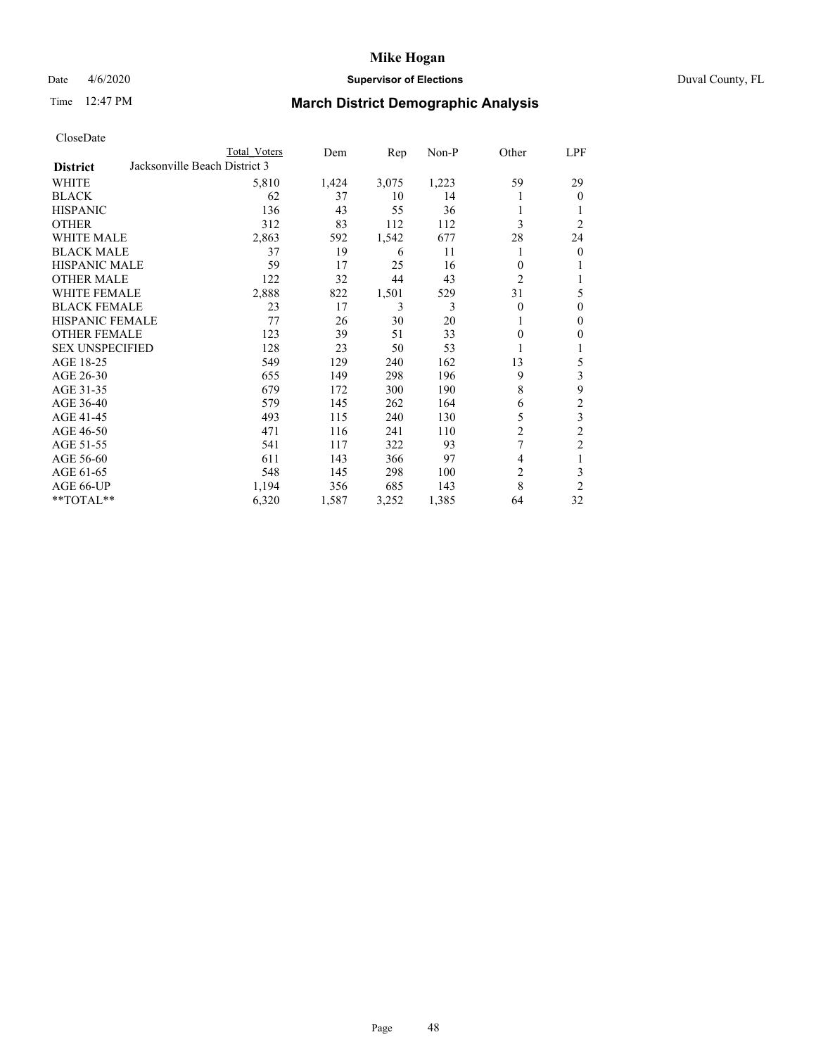# Mike Hogan

Date 4/6/2020 **Supervisor of Elections** Duval County, FL

Time 12:47 PM **March District Demographic Analysis**

CloseDate

| District | Total Voters | Dem | Rep | Non-P | Other | LPF |
|---|---|---|---|---|---|---|
| Jacksonville Beach District 3 | | | | | | |
| WHITE | 5,810 | 1,424 | 3,075 | 1,223 | 59 | 29 |
| BLACK | 62 | 37 | 10 | 14 | 1 | 0 |
| HISPANIC | 136 | 43 | 55 | 36 | 1 | 1 |
| OTHER | 312 | 83 | 112 | 112 | 3 | 2 |
| WHITE MALE | 2,863 | 592 | 1,542 | 677 | 28 | 24 |
| BLACK MALE | 37 | 19 | 6 | 11 | 1 | 0 |
| HISPANIC MALE | 59 | 17 | 25 | 16 | 0 | 1 |
| OTHER MALE | 122 | 32 | 44 | 43 | 2 | 1 |
| WHITE FEMALE | 2,888 | 822 | 1,501 | 529 | 31 | 5 |
| BLACK FEMALE | 23 | 17 | 3 | 3 | 0 | 0 |
| HISPANIC FEMALE | 77 | 26 | 30 | 20 | 1 | 0 |
| OTHER FEMALE | 123 | 39 | 51 | 33 | 0 | 0 |
| SEX UNSPECIFIED | 128 | 23 | 50 | 53 | 1 | 1 |
| AGE 18-25 | 549 | 129 | 240 | 162 | 13 | 5 |
| AGE 26-30 | 655 | 149 | 298 | 196 | 9 | 3 |
| AGE 31-35 | 679 | 172 | 300 | 190 | 8 | 9 |
| AGE 36-40 | 579 | 145 | 262 | 164 | 6 | 2 |
| AGE 41-45 | 493 | 115 | 240 | 130 | 5 | 3 |
| AGE 46-50 | 471 | 116 | 241 | 110 | 2 | 2 |
| AGE 51-55 | 541 | 117 | 322 | 93 | 7 | 2 |
| AGE 56-60 | 611 | 143 | 366 | 97 | 4 | 1 |
| AGE 61-65 | 548 | 145 | 298 | 100 | 2 | 3 |
| AGE 66-UP | 1,194 | 356 | 685 | 143 | 8 | 2 |
| **TOTAL** | 6,320 | 1,587 | 3,252 | 1,385 | 64 | 32 |